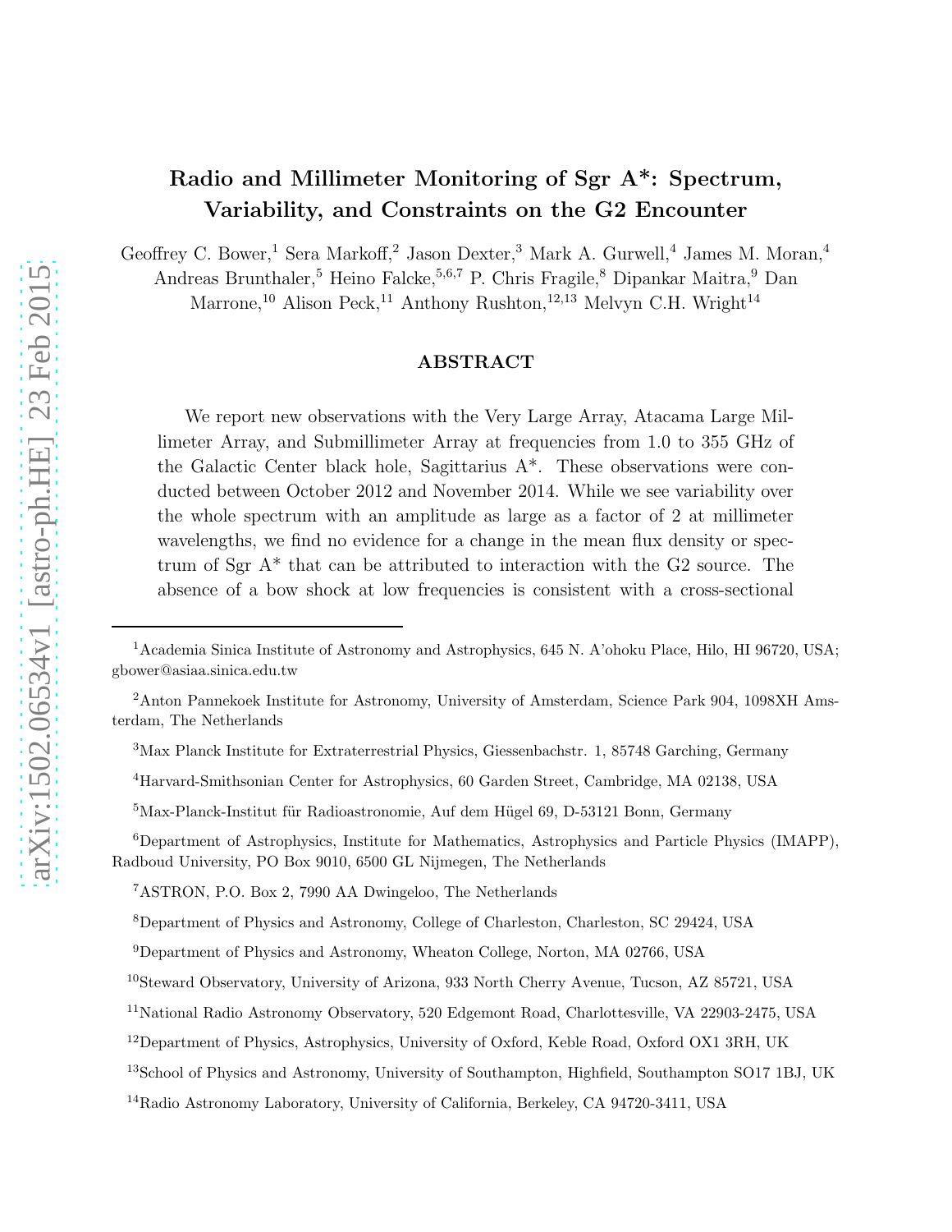# Radio and Millimeter Monitoring of Sgr A*: Spectrum, Variability, and Constraints on the G2 Encounter

Geoffrey C. Bower,[1] Sera Markoff,[2] Jason Dexter,[3] Mark A. Gurwell,[4] James M. Moran,[4] Andreas Brunthaler,[5] Heino Falcke,[5,6,7] P. Chris Fragile,[8] Dipankar Maitra,[9] Dan Marrone,[10] Alison Peck,[11] Anthony Rushton,[12,13] Melvyn C.H. Wright[14]

## ABSTRACT

We report new observations with the Very Large Array, Atacama Large Millimeter Array, and Submillimeter Array at frequencies from 1.0 to 355 GHz of the Galactic Center black hole, Sagittarius A*. These observations were conducted between October 2012 and November 2014. While we see variability over the whole spectrum with an amplitude as large as a factor of 2 at millimeter wavelengths, we find no evidence for a change in the mean flux density or spectrum of Sgr A* that can be attributed to interaction with the G2 source. The absence of a bow shock at low frequencies is consistent with a cross-sectional

---

[1]Academia Sinica Institute of Astronomy and Astrophysics, 645 N. A'ohoku Place, Hilo, HI 96720, USA; gbower@asiaa.sinica.edu.tw

[2]Anton Pannekoek Institute for Astronomy, University of Amsterdam, Science Park 904, 1098XH Amsterdam, The Netherlands

[3]Max Planck Institute for Extraterrestrial Physics, Giessenbachstr. 1, 85748 Garching, Germany

[4]Harvard-Smithsonian Center for Astrophysics, 60 Garden Street, Cambridge, MA 02138, USA

[5]Max-Planck-Institut für Radioastronomie, Auf dem Hügel 69, D-53121 Bonn, Germany

[6]Department of Astrophysics, Institute for Mathematics, Astrophysics and Particle Physics (IMAPP), Radboud University, PO Box 9010, 6500 GL Nijmegen, The Netherlands

[7]ASTRON, P.O. Box 2, 7990 AA Dwingeloo, The Netherlands

[8]Department of Physics and Astronomy, College of Charleston, Charleston, SC 29424, USA

[9]Department of Physics and Astronomy, Wheaton College, Norton, MA 02766, USA

[10]Steward Observatory, University of Arizona, 933 North Cherry Avenue, Tucson, AZ 85721, USA

[11]National Radio Astronomy Observatory, 520 Edgemont Road, Charlottesville, VA 22903-2475, USA

[12]Department of Physics, Astrophysics, University of Oxford, Keble Road, Oxford OX1 3RH, UK

[13]School of Physics and Astronomy, University of Southampton, Highfield, Southampton SO17 1BJ, UK

[14]Radio Astronomy Laboratory, University of California, Berkeley, CA 94720-3411, USA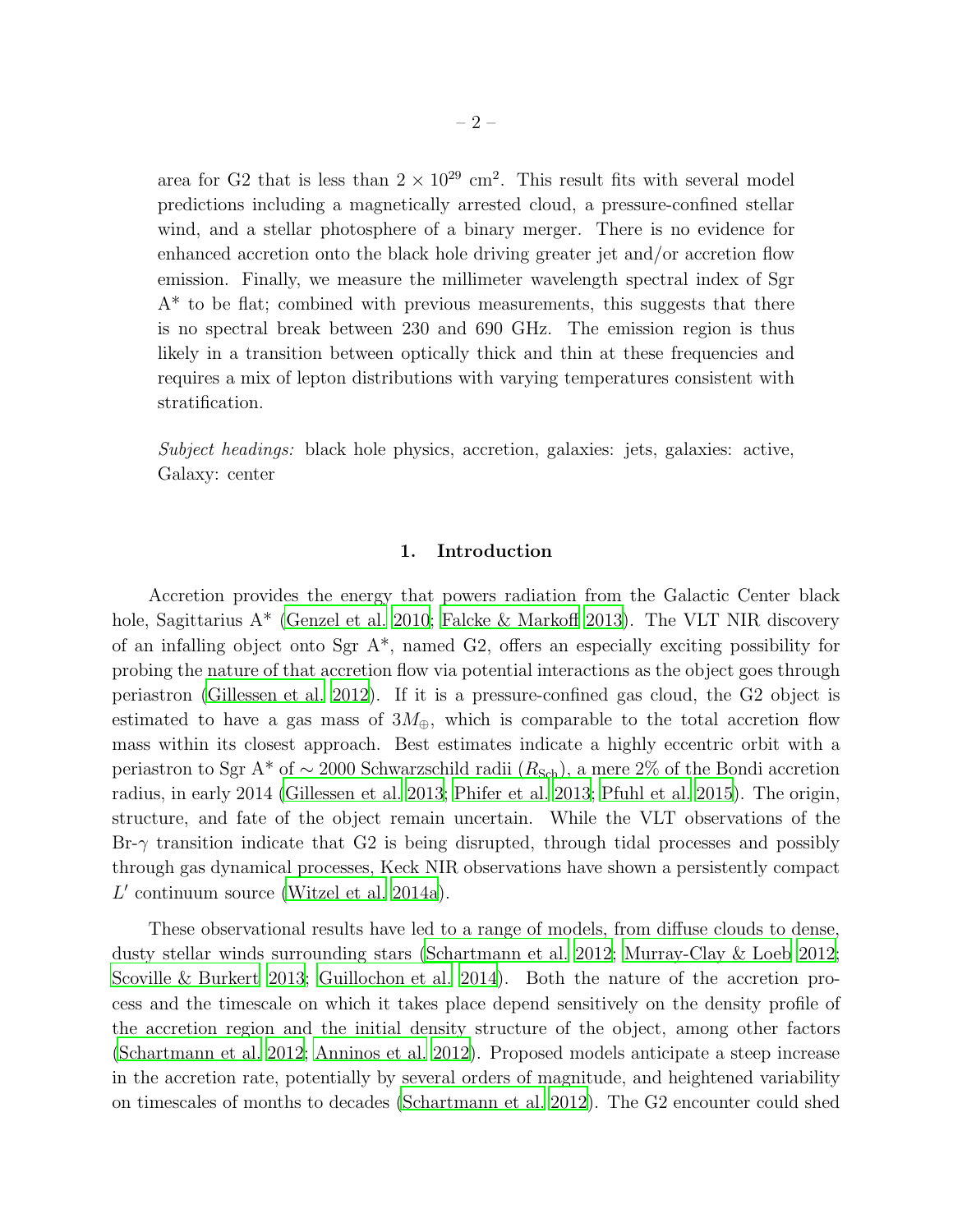area for G2 that is less than $2 \times 10^{29}$ cm$^2$. This result fits with several model predictions including a magnetically arrested cloud, a pressure-confined stellar wind, and a stellar photosphere of a binary merger. There is no evidence for enhanced accretion onto the black hole driving greater jet and/or accretion flow emission. Finally, we measure the millimeter wavelength spectral index of Sgr A* to be flat; combined with previous measurements, this suggests that there is no spectral break between 230 and 690 GHz. The emission region is thus likely in a transition between optically thick and thin at these frequencies and requires a mix of lepton distributions with varying temperatures consistent with stratification.

*Subject headings:* black hole physics, accretion, galaxies: jets, galaxies: active, Galaxy: center

## 1. Introduction

Accretion provides the energy that powers radiation from the Galactic Center black hole, Sagittarius A* (Genzel et al. 2010; Falcke & Markoff 2013). The VLT NIR discovery of an infalling object onto Sgr A*, named G2, offers an especially exciting possibility for probing the nature of that accretion flow via potential interactions as the object goes through periastron (Gillessen et al. 2012). If it is a pressure-confined gas cloud, the G2 object is estimated to have a gas mass of $3M_{\oplus}$, which is comparable to the total accretion flow mass within its closest approach. Best estimates indicate a highly eccentric orbit with a periastron to Sgr A* of $\sim 2000$ Schwarzschild radii ($R_{\rm Sch}$), a mere 2% of the Bondi accretion radius, in early 2014 (Gillessen et al. 2013; Phifer et al. 2013; Pfuhl et al. 2015). The origin, structure, and fate of the object remain uncertain. While the VLT observations of the Br-$\gamma$ transition indicate that G2 is being disrupted, through tidal processes and possibly through gas dynamical processes, Keck NIR observations have shown a persistently compact $L'$ continuum source (Witzel et al. 2014a).

These observational results have led to a range of models, from diffuse clouds to dense, dusty stellar winds surrounding stars (Schartmann et al. 2012; Murray-Clay & Loeb 2012; Scoville & Burkert 2013; Guillochon et al. 2014). Both the nature of the accretion process and the timescale on which it takes place depend sensitively on the density profile of the accretion region and the initial density structure of the object, among other factors (Schartmann et al. 2012; Anninos et al. 2012). Proposed models anticipate a steep increase in the accretion rate, potentially by several orders of magnitude, and heightened variability on timescales of months to decades (Schartmann et al. 2012). The G2 encounter could shed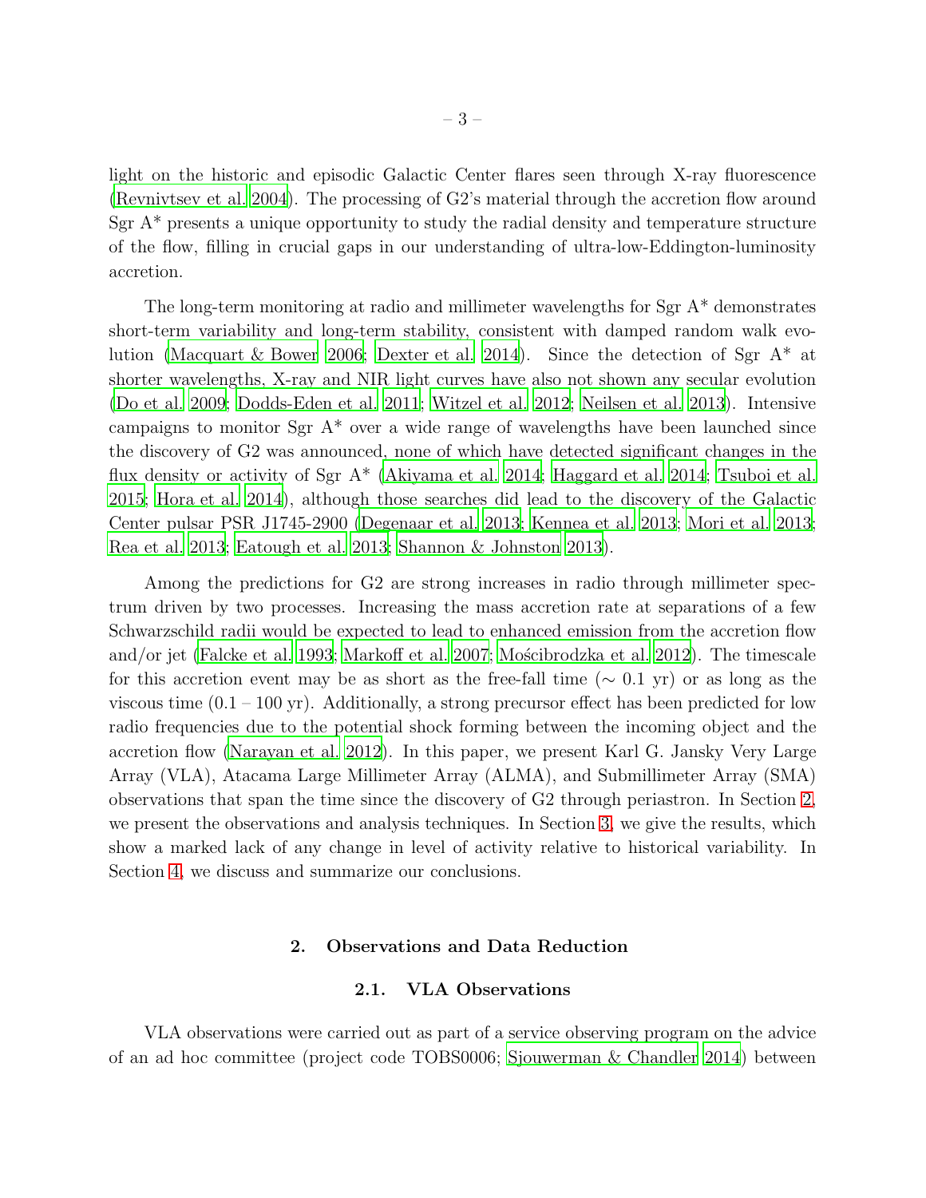light on the historic and episodic Galactic Center flares seen through X-ray fluorescence (Revnivtsev et al. 2004). The processing of G2's material through the accretion flow around Sgr A* presents a unique opportunity to study the radial density and temperature structure of the flow, filling in crucial gaps in our understanding of ultra-low-Eddington-luminosity accretion.

The long-term monitoring at radio and millimeter wavelengths for Sgr A* demonstrates short-term variability and long-term stability, consistent with damped random walk evolution (Macquart & Bower 2006; Dexter et al. 2014). Since the detection of Sgr A* at shorter wavelengths, X-ray and NIR light curves have also not shown any secular evolution (Do et al. 2009; Dodds-Eden et al. 2011; Witzel et al. 2012; Neilsen et al. 2013). Intensive campaigns to monitor Sgr A* over a wide range of wavelengths have been launched since the discovery of G2 was announced, none of which have detected significant changes in the flux density or activity of Sgr A* (Akiyama et al. 2014; Haggard et al. 2014; Tsuboi et al. 2015; Hora et al. 2014), although those searches did lead to the discovery of the Galactic Center pulsar PSR J1745-2900 (Degenaar et al. 2013; Kennea et al. 2013; Mori et al. 2013; Rea et al. 2013; Eatough et al. 2013; Shannon & Johnston 2013).

Among the predictions for G2 are strong increases in radio through millimeter spectrum driven by two processes. Increasing the mass accretion rate at separations of a few Schwarzschild radii would be expected to lead to enhanced emission from the accretion flow and/or jet (Falcke et al. 1993; Markoff et al. 2007; Mościbrodzka et al. 2012). The timescale for this accretion event may be as short as the free-fall time ($\sim 0.1$ yr) or as long as the viscous time (0.1 – 100 yr). Additionally, a strong precursor effect has been predicted for low radio frequencies due to the potential shock forming between the incoming object and the accretion flow (Narayan et al. 2012). In this paper, we present Karl G. Jansky Very Large Array (VLA), Atacama Large Millimeter Array (ALMA), and Submillimeter Array (SMA) observations that span the time since the discovery of G2 through periastron. In Section 2, we present the observations and analysis techniques. In Section 3, we give the results, which show a marked lack of any change in level of activity relative to historical variability. In Section 4, we discuss and summarize our conclusions.

## 2. Observations and Data Reduction

### 2.1. VLA Observations

VLA observations were carried out as part of a service observing program on the advice of an ad hoc committee (project code TOBS0006; Sjouwerman & Chandler 2014) between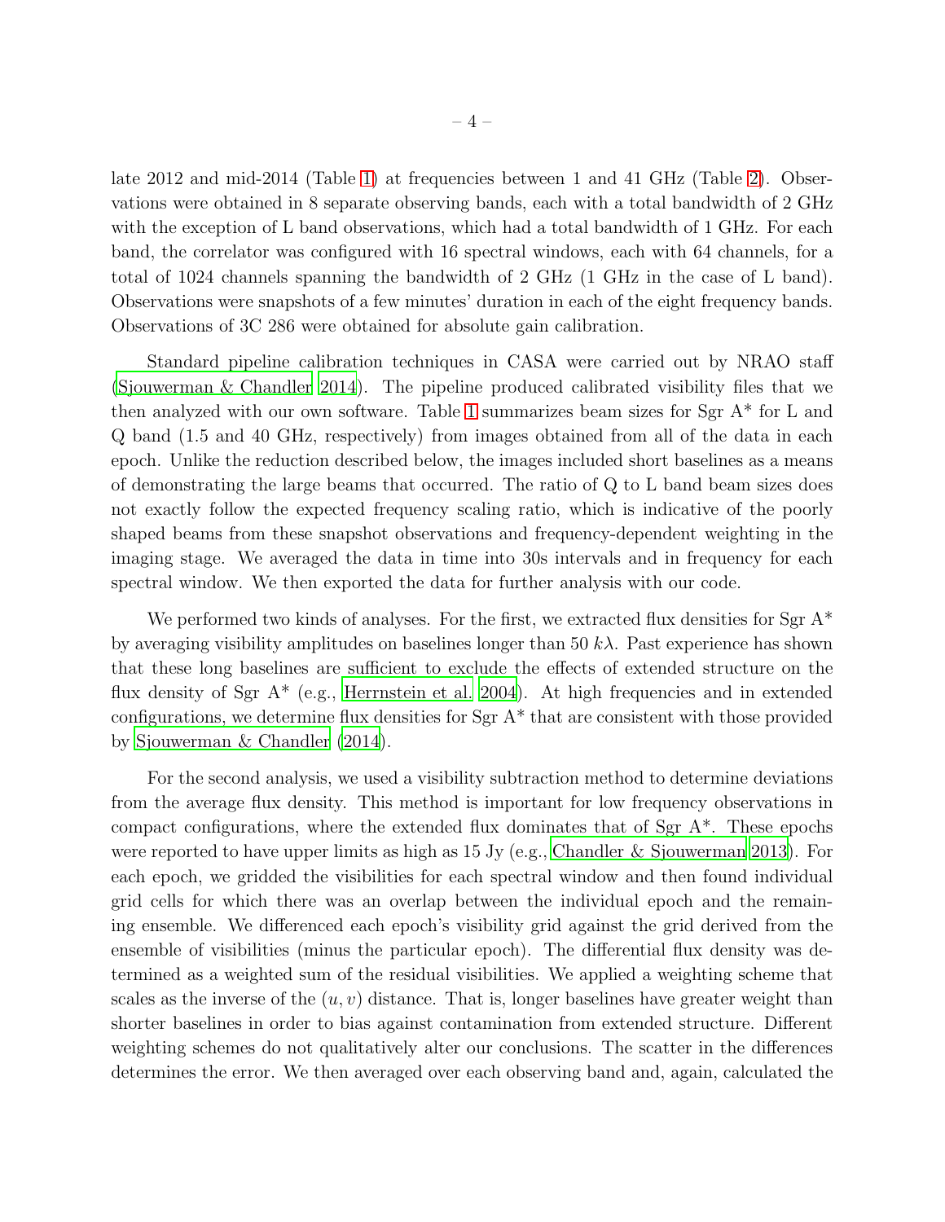late 2012 and mid-2014 (Table 1) at frequencies between 1 and 41 GHz (Table 2). Observations were obtained in 8 separate observing bands, each with a total bandwidth of 2 GHz with the exception of L band observations, which had a total bandwidth of 1 GHz. For each band, the correlator was configured with 16 spectral windows, each with 64 channels, for a total of 1024 channels spanning the bandwidth of 2 GHz (1 GHz in the case of L band). Observations were snapshots of a few minutes' duration in each of the eight frequency bands. Observations of 3C 286 were obtained for absolute gain calibration.

Standard pipeline calibration techniques in CASA were carried out by NRAO staff (Sjouwerman & Chandler 2014). The pipeline produced calibrated visibility files that we then analyzed with our own software. Table 1 summarizes beam sizes for Sgr A* for L and Q band (1.5 and 40 GHz, respectively) from images obtained from all of the data in each epoch. Unlike the reduction described below, the images included short baselines as a means of demonstrating the large beams that occurred. The ratio of Q to L band beam sizes does not exactly follow the expected frequency scaling ratio, which is indicative of the poorly shaped beams from these snapshot observations and frequency-dependent weighting in the imaging stage. We averaged the data in time into 30s intervals and in frequency for each spectral window. We then exported the data for further analysis with our code.

We performed two kinds of analyses. For the first, we extracted flux densities for Sgr A* by averaging visibility amplitudes on baselines longer than 50 $k\lambda$. Past experience has shown that these long baselines are sufficient to exclude the effects of extended structure on the flux density of Sgr A* (e.g., Herrnstein et al. 2004). At high frequencies and in extended configurations, we determine flux densities for Sgr A* that are consistent with those provided by Sjouwerman & Chandler (2014).

For the second analysis, we used a visibility subtraction method to determine deviations from the average flux density. This method is important for low frequency observations in compact configurations, where the extended flux dominates that of Sgr A*. These epochs were reported to have upper limits as high as 15 Jy (e.g., Chandler & Sjouwerman 2013). For each epoch, we gridded the visibilities for each spectral window and then found individual grid cells for which there was an overlap between the individual epoch and the remaining ensemble. We differenced each epoch's visibility grid against the grid derived from the ensemble of visibilities (minus the particular epoch). The differential flux density was determined as a weighted sum of the residual visibilities. We applied a weighting scheme that scales as the inverse of the $(u, v)$ distance. That is, longer baselines have greater weight than shorter baselines in order to bias against contamination from extended structure. Different weighting schemes do not qualitatively alter our conclusions. The scatter in the differences determines the error. We then averaged over each observing band and, again, calculated the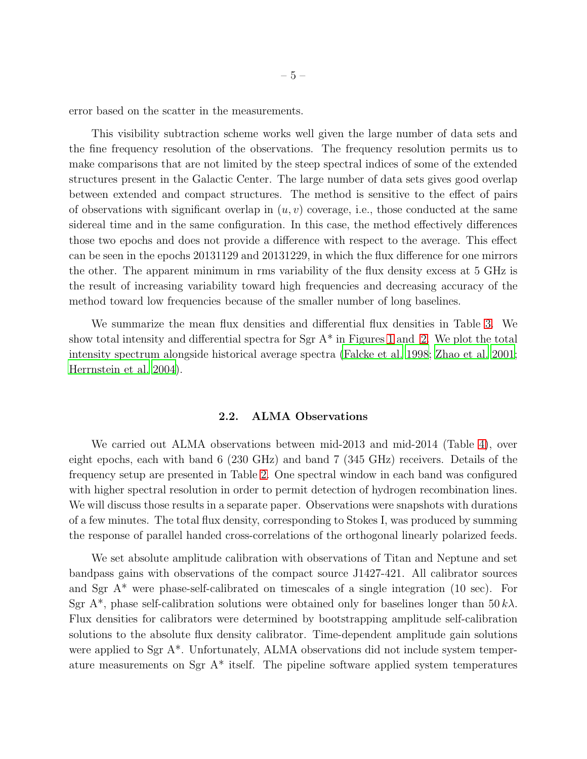error based on the scatter in the measurements.

This visibility subtraction scheme works well given the large number of data sets and the fine frequency resolution of the observations. The frequency resolution permits us to make comparisons that are not limited by the steep spectral indices of some of the extended structures present in the Galactic Center. The large number of data sets gives good overlap between extended and compact structures. The method is sensitive to the effect of pairs of observations with significant overlap in $(u, v)$ coverage, i.e., those conducted at the same sidereal time and in the same configuration. In this case, the method effectively differences those two epochs and does not provide a difference with respect to the average. This effect can be seen in the epochs 20131129 and 20131229, in which the flux difference for one mirrors the other. The apparent minimum in rms variability of the flux density excess at 5 GHz is the result of increasing variability toward high frequencies and decreasing accuracy of the method toward low frequencies because of the smaller number of long baselines.

We summarize the mean flux densities and differential flux densities in Table 3. We show total intensity and differential spectra for Sgr A* in Figures 1 and 2. We plot the total intensity spectrum alongside historical average spectra (Falcke et al. 1998; Zhao et al. 2001; Herrnstein et al. 2004).

### 2.2. ALMA Observations

We carried out ALMA observations between mid-2013 and mid-2014 (Table 4), over eight epochs, each with band 6 (230 GHz) and band 7 (345 GHz) receivers. Details of the frequency setup are presented in Table 2. One spectral window in each band was configured with higher spectral resolution in order to permit detection of hydrogen recombination lines. We will discuss those results in a separate paper. Observations were snapshots with durations of a few minutes. The total flux density, corresponding to Stokes I, was produced by summing the response of parallel handed cross-correlations of the orthogonal linearly polarized feeds.

We set absolute amplitude calibration with observations of Titan and Neptune and set bandpass gains with observations of the compact source J1427-421. All calibrator sources and Sgr A* were phase-self-calibrated on timescales of a single integration (10 sec). For Sgr A*, phase self-calibration solutions were obtained only for baselines longer than $50\,k\lambda$. Flux densities for calibrators were determined by bootstrapping amplitude self-calibration solutions to the absolute flux density calibrator. Time-dependent amplitude gain solutions were applied to Sgr A*. Unfortunately, ALMA observations did not include system temperature measurements on Sgr A* itself. The pipeline software applied system temperatures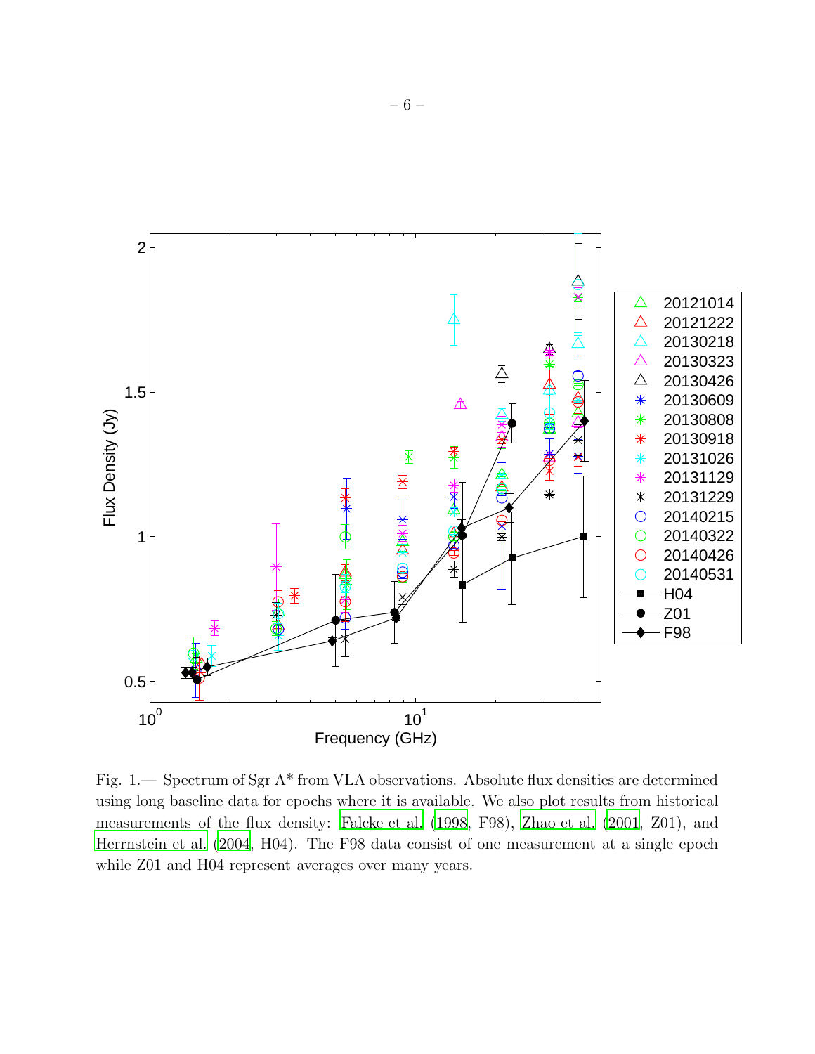Fig. 1.— Spectrum of Sgr A* from VLA observations. Absolute flux densities are determined using long baseline data for epochs where it is available. We also plot results from historical measurements of the flux density: Falcke et al. (1998, F98), Zhao et al. (2001, Z01), and Herrnstein et al. (2004, H04). The F98 data consist of one measurement at a single epoch while Z01 and H04 represent averages over many years.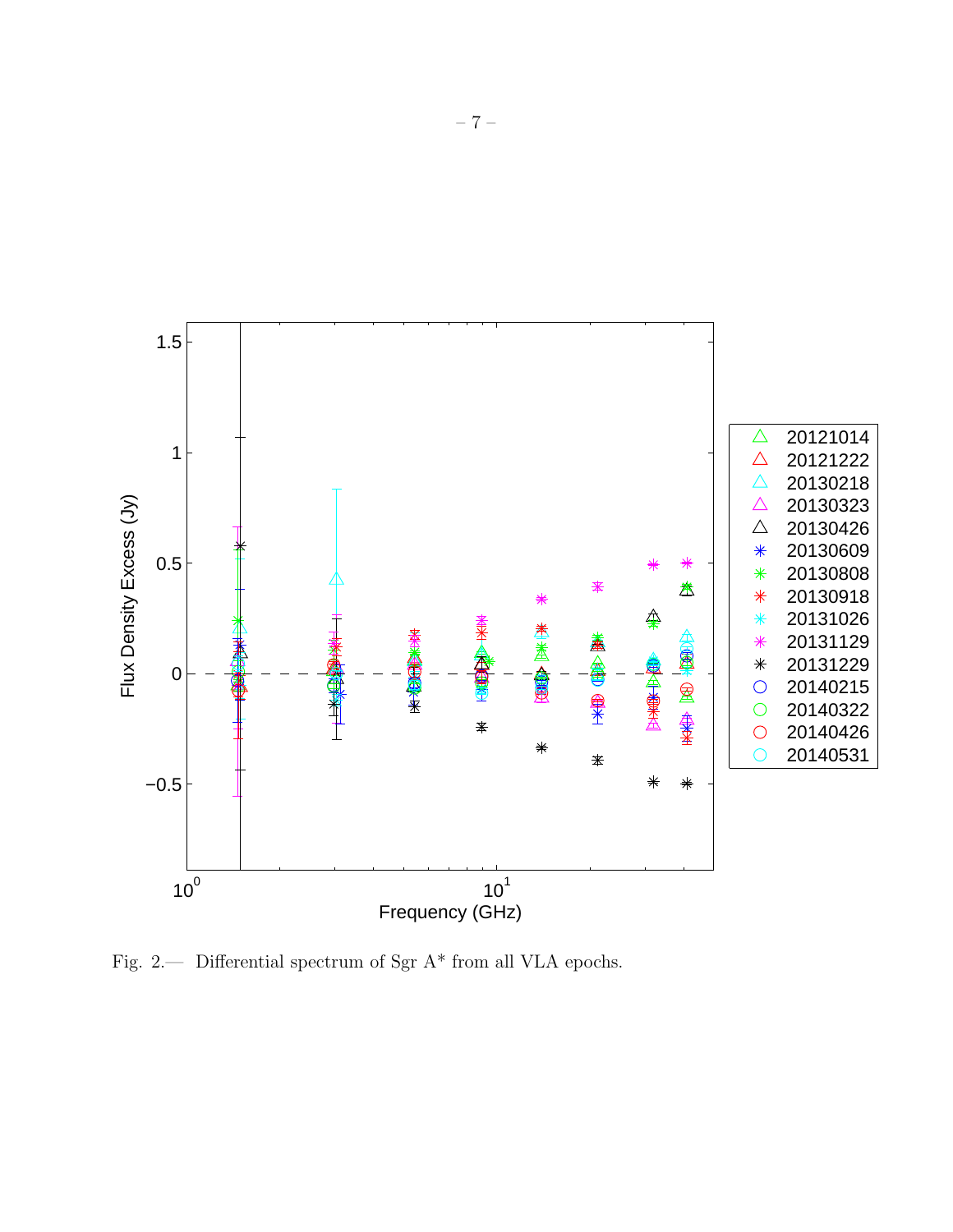Fig. 2.— Differential spectrum of Sgr A* from all VLA epochs.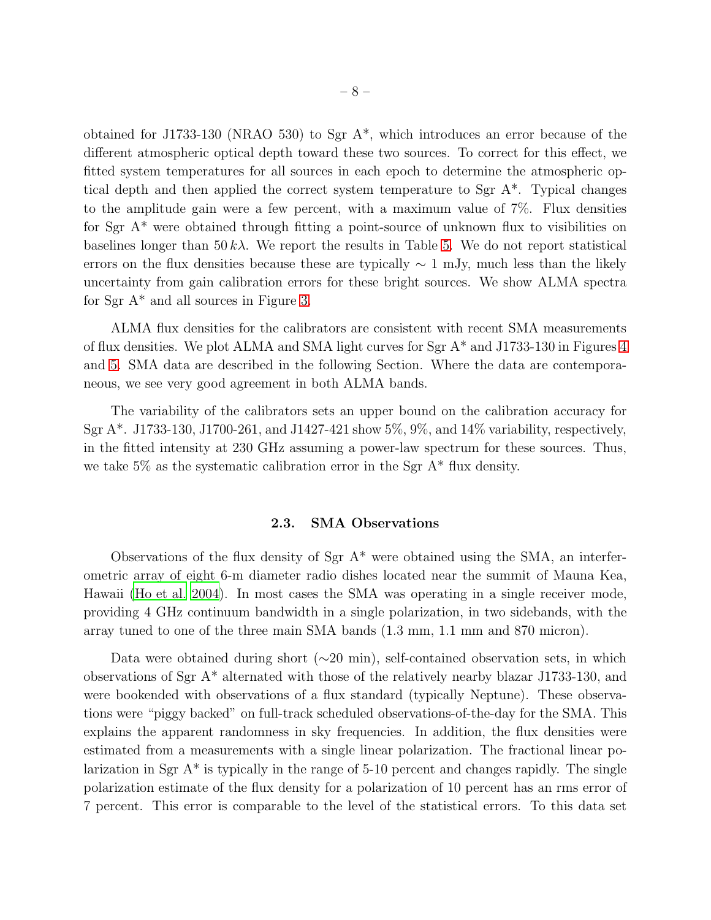obtained for J1733-130 (NRAO 530) to Sgr A*, which introduces an error because of the different atmospheric optical depth toward these two sources. To correct for this effect, we fitted system temperatures for all sources in each epoch to determine the atmospheric optical depth and then applied the correct system temperature to Sgr A*. Typical changes to the amplitude gain were a few percent, with a maximum value of 7%. Flux densities for Sgr A* were obtained through fitting a point-source of unknown flux to visibilities on baselines longer than $50\,k\lambda$. We report the results in Table 5. We do not report statistical errors on the flux densities because these are typically $\sim 1$ mJy, much less than the likely uncertainty from gain calibration errors for these bright sources. We show ALMA spectra for Sgr A* and all sources in Figure 3.

ALMA flux densities for the calibrators are consistent with recent SMA measurements of flux densities. We plot ALMA and SMA light curves for Sgr A* and J1733-130 in Figures 4 and 5. SMA data are described in the following Section. Where the data are contemporaneous, we see very good agreement in both ALMA bands.

The variability of the calibrators sets an upper bound on the calibration accuracy for Sgr A*. J1733-130, J1700-261, and J1427-421 show 5%, 9%, and 14% variability, respectively, in the fitted intensity at 230 GHz assuming a power-law spectrum for these sources. Thus, we take 5% as the systematic calibration error in the Sgr A* flux density.

### 2.3. SMA Observations

Observations of the flux density of Sgr A* were obtained using the SMA, an interferometric array of eight 6-m diameter radio dishes located near the summit of Mauna Kea, Hawaii (Ho et al. 2004). In most cases the SMA was operating in a single receiver mode, providing 4 GHz continuum bandwidth in a single polarization, in two sidebands, with the array tuned to one of the three main SMA bands (1.3 mm, 1.1 mm and 870 micron).

Data were obtained during short (∼20 min), self-contained observation sets, in which observations of Sgr A* alternated with those of the relatively nearby blazar J1733-130, and were bookended with observations of a flux standard (typically Neptune). These observations were "piggy backed" on full-track scheduled observations-of-the-day for the SMA. This explains the apparent randomness in sky frequencies. In addition, the flux densities were estimated from a measurements with a single linear polarization. The fractional linear polarization in Sgr A* is typically in the range of 5-10 percent and changes rapidly. The single polarization estimate of the flux density for a polarization of 10 percent has an rms error of 7 percent. This error is comparable to the level of the statistical errors. To this data set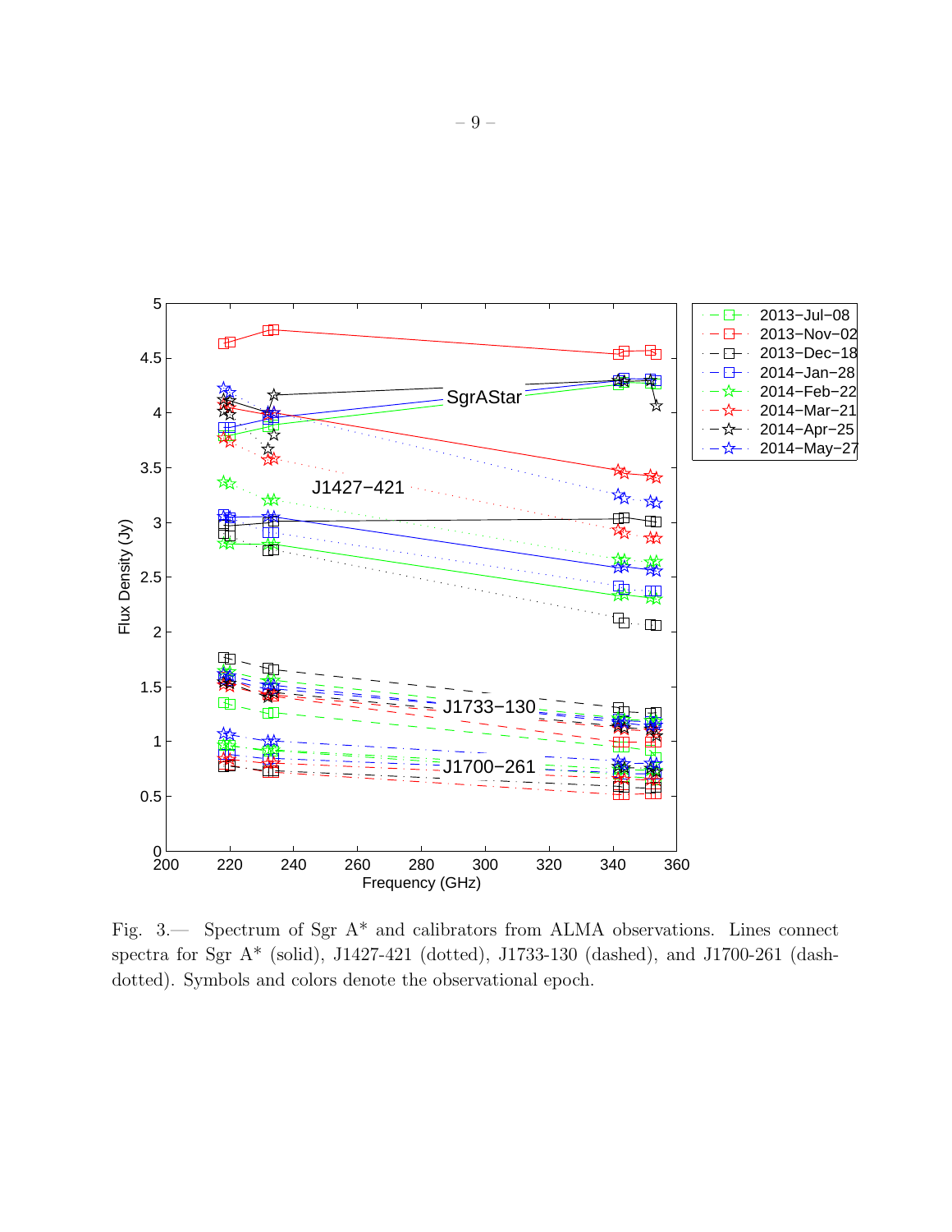Fig. 3.— Spectrum of Sgr A* and calibrators from ALMA observations. Lines connect spectra for Sgr A* (solid), J1427-421 (dotted), J1733-130 (dashed), and J1700-261 (dash-dotted). Symbols and colors denote the observational epoch.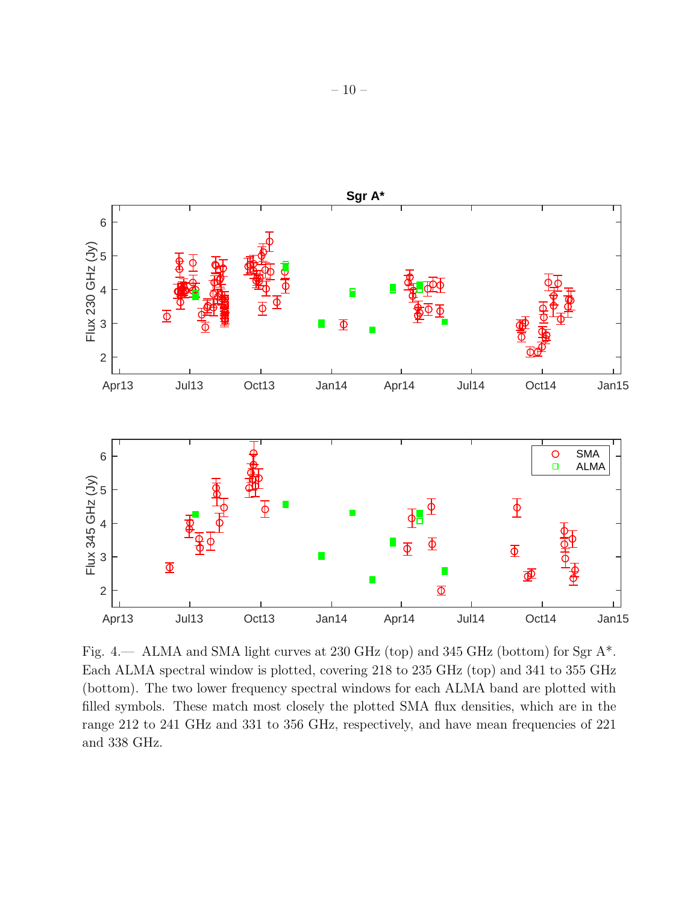Fig. 4.— ALMA and SMA light curves at 230 GHz (top) and 345 GHz (bottom) for Sgr A*. Each ALMA spectral window is plotted, covering 218 to 235 GHz (top) and 341 to 355 GHz (bottom). The two lower frequency spectral windows for each ALMA band are plotted with filled symbols. These match most closely the plotted SMA flux densities, which are in the range 212 to 241 GHz and 331 to 356 GHz, respectively, and have mean frequencies of 221 and 338 GHz.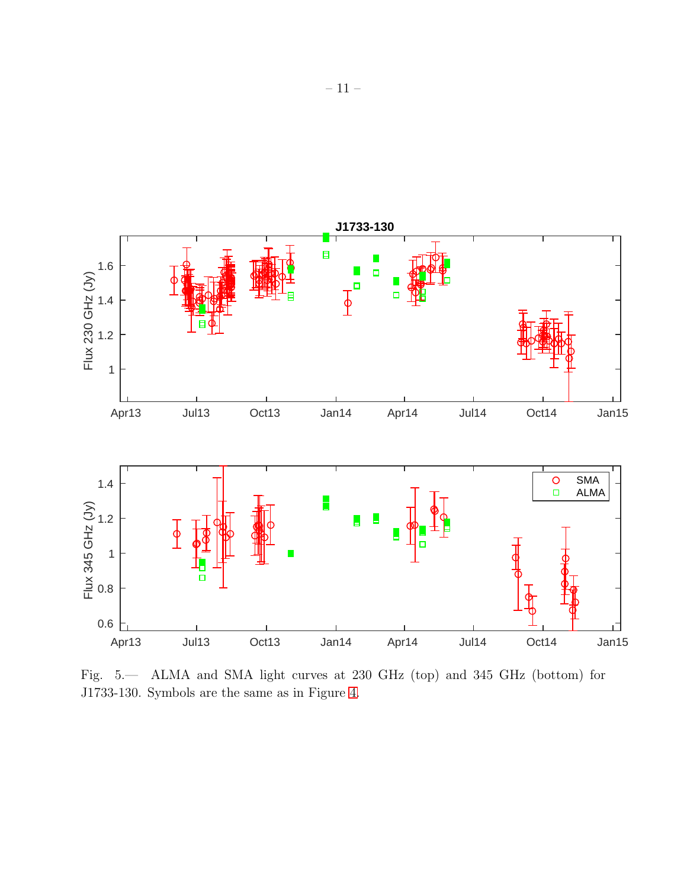Fig. 5.— ALMA and SMA light curves at 230 GHz (top) and 345 GHz (bottom) for J1733-130. Symbols are the same as in Figure 4.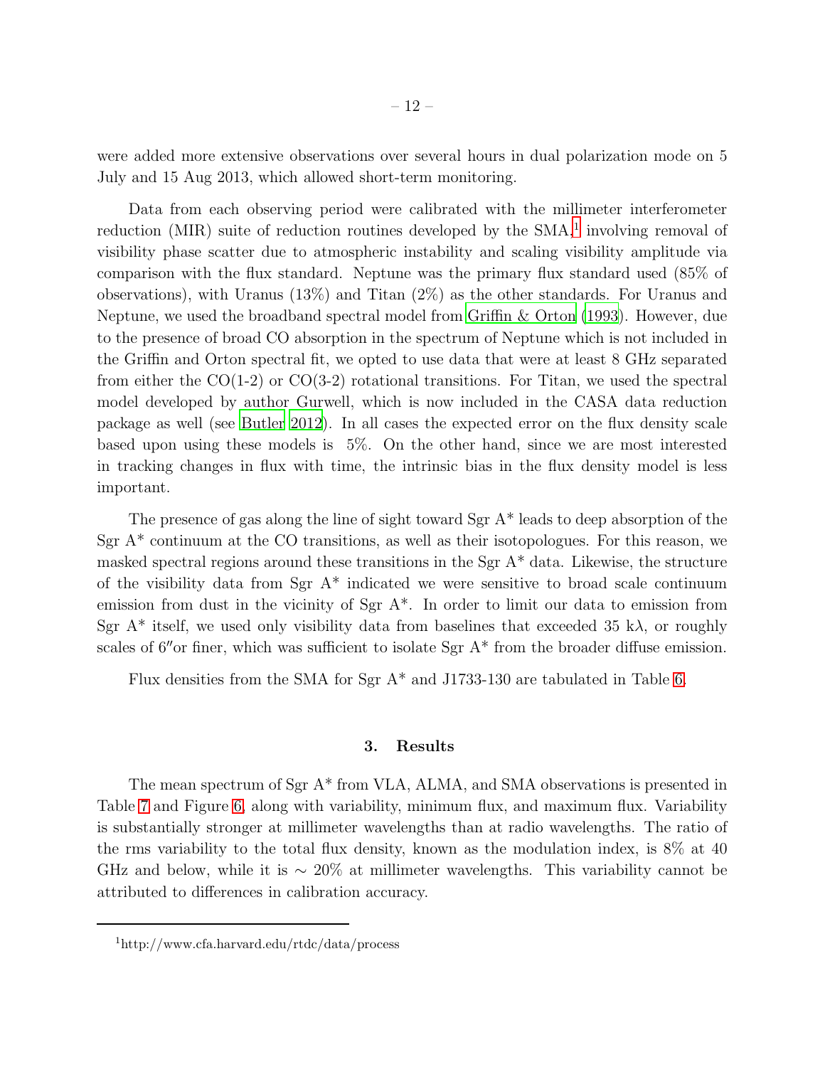were added more extensive observations over several hours in dual polarization mode on 5 July and 15 Aug 2013, which allowed short-term monitoring.

Data from each observing period were calibrated with the millimeter interferometer reduction (MIR) suite of reduction routines developed by the SMA,[1] involving removal of visibility phase scatter due to atmospheric instability and scaling visibility amplitude via comparison with the flux standard. Neptune was the primary flux standard used (85% of observations), with Uranus (13%) and Titan (2%) as the other standards. For Uranus and Neptune, we used the broadband spectral model from Griffin & Orton (1993). However, due to the presence of broad CO absorption in the spectrum of Neptune which is not included in the Griffin and Orton spectral fit, we opted to use data that were at least 8 GHz separated from either the CO(1-2) or CO(3-2) rotational transitions. For Titan, we used the spectral model developed by author Gurwell, which is now included in the CASA data reduction package as well (see Butler 2012). In all cases the expected error on the flux density scale based upon using these models is 5%. On the other hand, since we are most interested in tracking changes in flux with time, the intrinsic bias in the flux density model is less important.

The presence of gas along the line of sight toward Sgr A* leads to deep absorption of the Sgr A* continuum at the CO transitions, as well as their isotopologues. For this reason, we masked spectral regions around these transitions in the Sgr A* data. Likewise, the structure of the visibility data from Sgr A* indicated we were sensitive to broad scale continuum emission from dust in the vicinity of Sgr A*. In order to limit our data to emission from Sgr A* itself, we used only visibility data from baselines that exceeded 35 k$\lambda$, or roughly scales of $6''$or finer, which was sufficient to isolate Sgr A* from the broader diffuse emission.

Flux densities from the SMA for Sgr A* and J1733-130 are tabulated in Table 6.

## 3. Results

The mean spectrum of Sgr A* from VLA, ALMA, and SMA observations is presented in Table 7 and Figure 6, along with variability, minimum flux, and maximum flux. Variability is substantially stronger at millimeter wavelengths than at radio wavelengths. The ratio of the rms variability to the total flux density, known as the modulation index, is 8% at 40 GHz and below, while it is $\sim$ 20% at millimeter wavelengths. This variability cannot be attributed to differences in calibration accuracy.

---

[1] http://www.cfa.harvard.edu/rtdc/data/process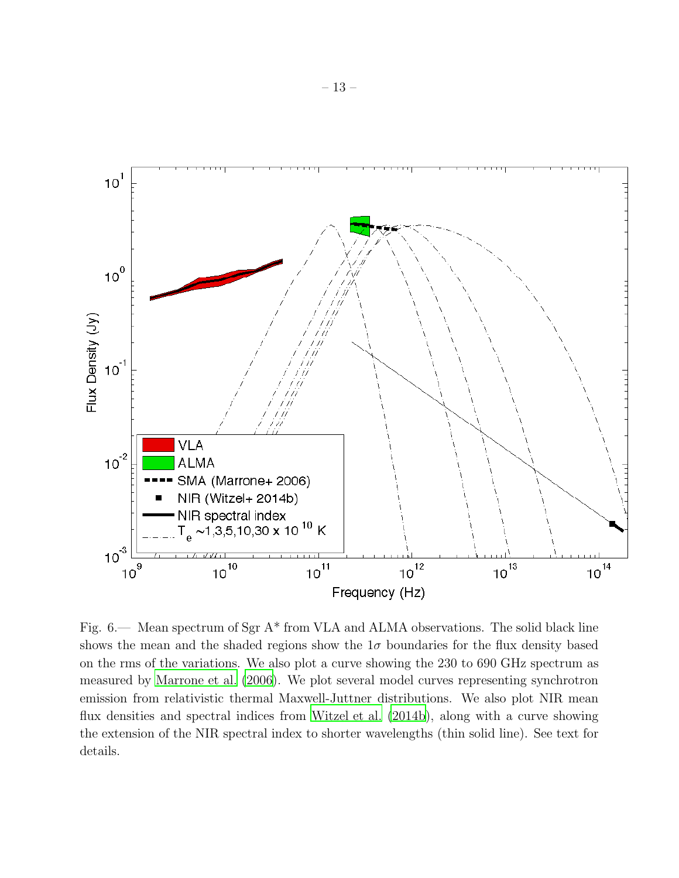Fig. 6.— Mean spectrum of Sgr A* from VLA and ALMA observations. The solid black line shows the mean and the shaded regions show the $1\sigma$ boundaries for the flux density based on the rms of the variations. We also plot a curve showing the 230 to 690 GHz spectrum as measured by Marrone et al. (2006). We plot several model curves representing synchrotron emission from relativistic thermal Maxwell-Juttner distributions. We also plot NIR mean flux densities and spectral indices from Witzel et al. (2014b), along with a curve showing the extension of the NIR spectral index to shorter wavelengths (thin solid line). See text for details.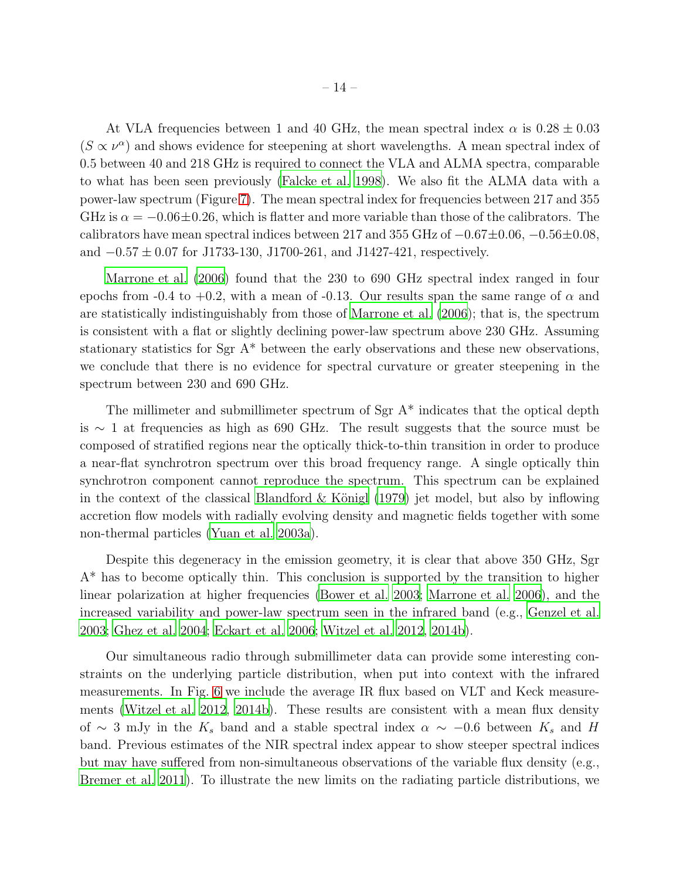At VLA frequencies between 1 and 40 GHz, the mean spectral index $\alpha$ is $0.28 \pm 0.03$ ($S \propto \nu^{\alpha}$) and shows evidence for steepening at short wavelengths. A mean spectral index of 0.5 between 40 and 218 GHz is required to connect the VLA and ALMA spectra, comparable to what has been seen previously (Falcke et al. 1998). We also fit the ALMA data with a power-law spectrum (Figure 7). The mean spectral index for frequencies between 217 and 355 GHz is $\alpha = -0.06 \pm 0.26$, which is flatter and more variable than those of the calibrators. The calibrators have mean spectral indices between 217 and 355 GHz of $-0.67 \pm 0.06$, $-0.56 \pm 0.08$, and $-0.57 \pm 0.07$ for J1733-130, J1700-261, and J1427-421, respectively.

Marrone et al. (2006) found that the 230 to 690 GHz spectral index ranged in four epochs from -0.4 to +0.2, with a mean of -0.13. Our results span the same range of $\alpha$ and are statistically indistinguishably from those of Marrone et al. (2006); that is, the spectrum is consistent with a flat or slightly declining power-law spectrum above 230 GHz. Assuming stationary statistics for Sgr A* between the early observations and these new observations, we conclude that there is no evidence for spectral curvature or greater steepening in the spectrum between 230 and 690 GHz.

The millimeter and submillimeter spectrum of Sgr A* indicates that the optical depth is $\sim 1$ at frequencies as high as 690 GHz. The result suggests that the source must be composed of stratified regions near the optically thick-to-thin transition in order to produce a near-flat synchrotron spectrum over this broad frequency range. A single optically thin synchrotron component cannot reproduce the spectrum. This spectrum can be explained in the context of the classical Blandford & Königl (1979) jet model, but also by inflowing accretion flow models with radially evolving density and magnetic fields together with some non-thermal particles (Yuan et al. 2003a).

Despite this degeneracy in the emission geometry, it is clear that above 350 GHz, Sgr A* has to become optically thin. This conclusion is supported by the transition to higher linear polarization at higher frequencies (Bower et al. 2003; Marrone et al. 2006), and the increased variability and power-law spectrum seen in the infrared band (e.g., Genzel et al. 2003; Ghez et al. 2004; Eckart et al. 2006; Witzel et al. 2012, 2014b).

Our simultaneous radio through submillimeter data can provide some interesting constraints on the underlying particle distribution, when put into context with the infrared measurements. In Fig. 6 we include the average IR flux based on VLT and Keck measurements (Witzel et al. 2012, 2014b). These results are consistent with a mean flux density of $\sim 3$ mJy in the $K_s$ band and a stable spectral index $\alpha \sim -0.6$ between $K_s$ and $H$ band. Previous estimates of the NIR spectral index appear to show steeper spectral indices but may have suffered from non-simultaneous observations of the variable flux density (e.g., Bremer et al. 2011). To illustrate the new limits on the radiating particle distributions, we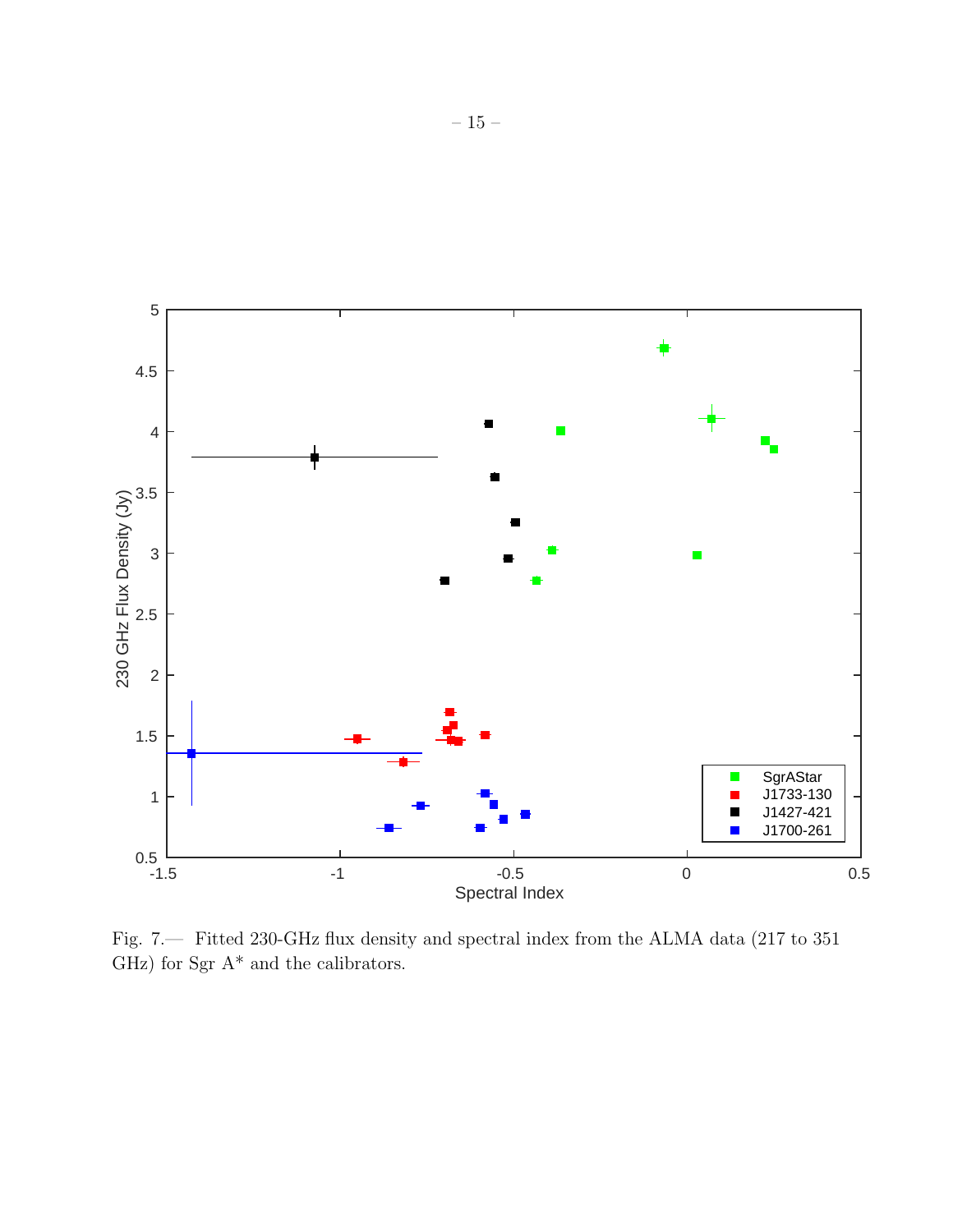Fig. 7.— Fitted 230-GHz flux density and spectral index from the ALMA data (217 to 351 GHz) for Sgr A* and the calibrators.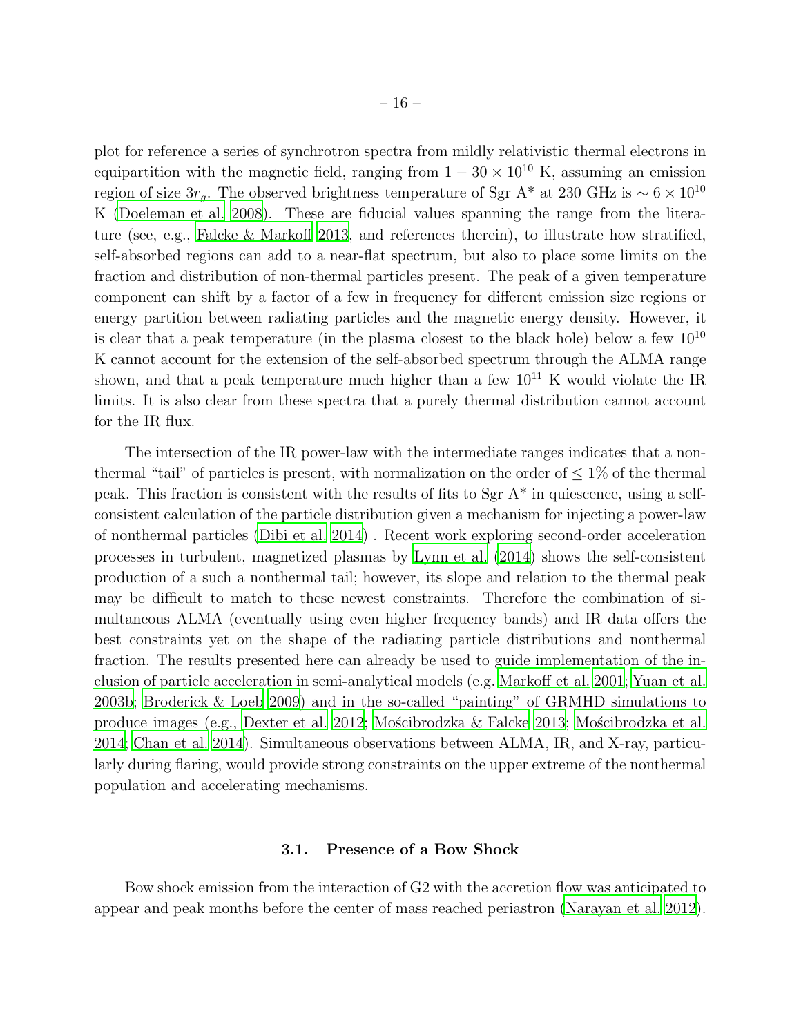plot for reference a series of synchrotron spectra from mildly relativistic thermal electrons in equipartition with the magnetic field, ranging from $1 - 30 \times 10^{10}$ K, assuming an emission region of size $3r_g$. The observed brightness temperature of Sgr A* at 230 GHz is $\sim 6 \times 10^{10}$ K (Doeleman et al. 2008). These are fiducial values spanning the range from the literature (see, e.g., Falcke & Markoff 2013, and references therein), to illustrate how stratified, self-absorbed regions can add to a near-flat spectrum, but also to place some limits on the fraction and distribution of non-thermal particles present. The peak of a given temperature component can shift by a factor of a few in frequency for different emission size regions or energy partition between radiating particles and the magnetic energy density. However, it is clear that a peak temperature (in the plasma closest to the black hole) below a few $10^{10}$ K cannot account for the extension of the self-absorbed spectrum through the ALMA range shown, and that a peak temperature much higher than a few $10^{11}$ K would violate the IR limits. It is also clear from these spectra that a purely thermal distribution cannot account for the IR flux.

The intersection of the IR power-law with the intermediate ranges indicates that a non-thermal "tail" of particles is present, with normalization on the order of $\leq 1\%$ of the thermal peak. This fraction is consistent with the results of fits to Sgr A* in quiescence, using a self-consistent calculation of the particle distribution given a mechanism for injecting a power-law of nonthermal particles (Dibi et al. 2014) . Recent work exploring second-order acceleration processes in turbulent, magnetized plasmas by Lynn et al. (2014) shows the self-consistent production of a such a nonthermal tail; however, its slope and relation to the thermal peak may be difficult to match to these newest constraints. Therefore the combination of simultaneous ALMA (eventually using even higher frequency bands) and IR data offers the best constraints yet on the shape of the radiating particle distributions and nonthermal fraction. The results presented here can already be used to guide implementation of the inclusion of particle acceleration in semi-analytical models (e.g. Markoff et al. 2001; Yuan et al. 2003b; Broderick & Loeb 2009) and in the so-called "painting" of GRMHD simulations to produce images (e.g., Dexter et al. 2012; Mościbrodzka & Falcke 2013; Mościbrodzka et al. 2014; Chan et al. 2014). Simultaneous observations between ALMA, IR, and X-ray, particularly during flaring, would provide strong constraints on the upper extreme of the nonthermal population and accelerating mechanisms.

### 3.1. Presence of a Bow Shock

Bow shock emission from the interaction of G2 with the accretion flow was anticipated to appear and peak months before the center of mass reached periastron (Narayan et al. 2012).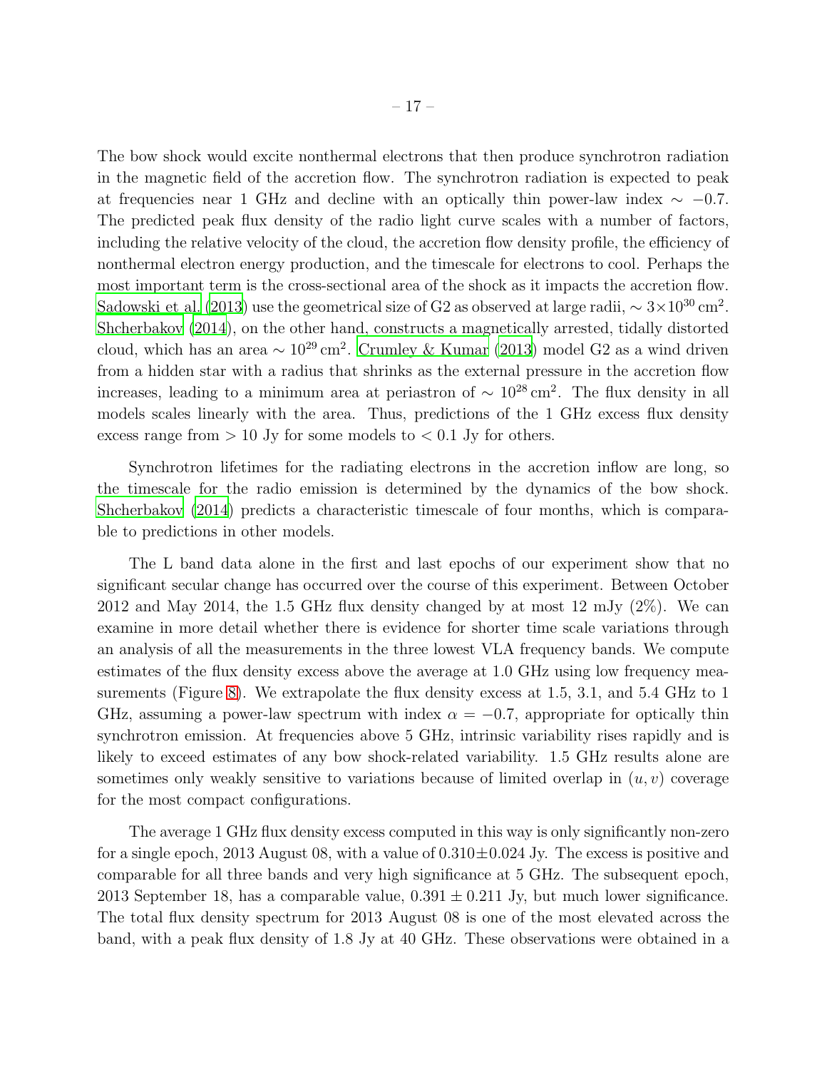The bow shock would excite nonthermal electrons that then produce synchrotron radiation in the magnetic field of the accretion flow. The synchrotron radiation is expected to peak at frequencies near 1 GHz and decline with an optically thin power-law index $\sim -0.7$. The predicted peak flux density of the radio light curve scales with a number of factors, including the relative velocity of the cloud, the accretion flow density profile, the efficiency of nonthermal electron energy production, and the timescale for electrons to cool. Perhaps the most important term is the cross-sectional area of the shock as it impacts the accretion flow. Sadowski et al. (2013) use the geometrical size of G2 as observed at large radii, $\sim 3\times10^{30}\,\mathrm{cm}^2$. Shcherbakov (2014), on the other hand, constructs a magnetically arrested, tidally distorted cloud, which has an area $\sim 10^{29}\,\mathrm{cm}^2$. Crumley & Kumar (2013) model G2 as a wind driven from a hidden star with a radius that shrinks as the external pressure in the accretion flow increases, leading to a minimum area at periastron of $\sim 10^{28}\,\mathrm{cm}^2$. The flux density in all models scales linearly with the area. Thus, predictions of the 1 GHz excess flux density excess range from $> 10$ Jy for some models to $< 0.1$ Jy for others.

Synchrotron lifetimes for the radiating electrons in the accretion inflow are long, so the timescale for the radio emission is determined by the dynamics of the bow shock. Shcherbakov (2014) predicts a characteristic timescale of four months, which is comparable to predictions in other models.

The L band data alone in the first and last epochs of our experiment show that no significant secular change has occurred over the course of this experiment. Between October 2012 and May 2014, the 1.5 GHz flux density changed by at most 12 mJy (2%). We can examine in more detail whether there is evidence for shorter time scale variations through an analysis of all the measurements in the three lowest VLA frequency bands. We compute estimates of the flux density excess above the average at 1.0 GHz using low frequency measurements (Figure 8). We extrapolate the flux density excess at 1.5, 3.1, and 5.4 GHz to 1 GHz, assuming a power-law spectrum with index $\alpha = -0.7$, appropriate for optically thin synchrotron emission. At frequencies above 5 GHz, intrinsic variability rises rapidly and is likely to exceed estimates of any bow shock-related variability. 1.5 GHz results alone are sometimes only weakly sensitive to variations because of limited overlap in $(u, v)$ coverage for the most compact configurations.

The average 1 GHz flux density excess computed in this way is only significantly non-zero for a single epoch, 2013 August 08, with a value of $0.310\pm0.024$ Jy. The excess is positive and comparable for all three bands and very high significance at 5 GHz. The subsequent epoch, 2013 September 18, has a comparable value, $0.391 \pm 0.211$ Jy, but much lower significance. The total flux density spectrum for 2013 August 08 is one of the most elevated across the band, with a peak flux density of 1.8 Jy at 40 GHz. These observations were obtained in a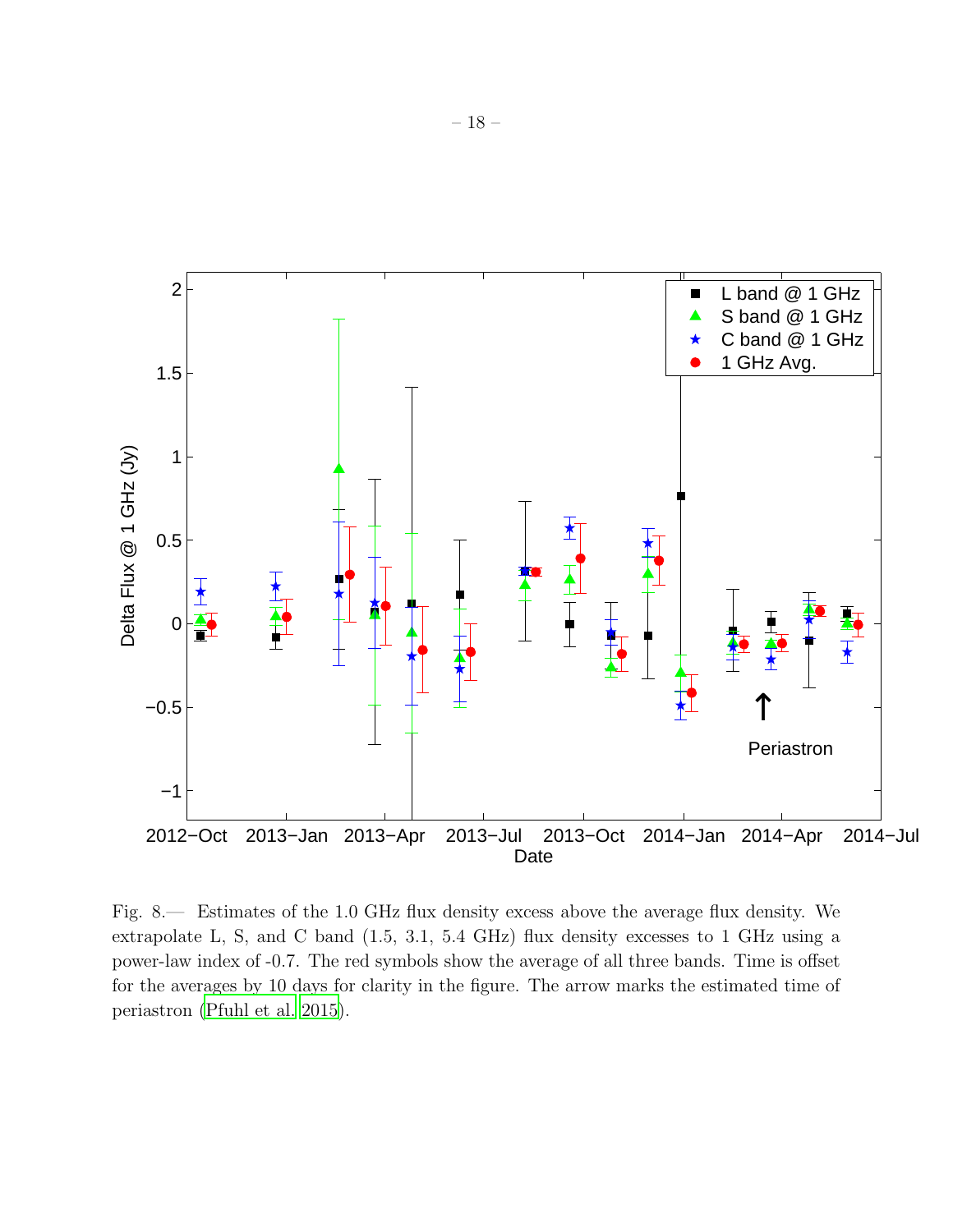Fig. 8.— Estimates of the 1.0 GHz flux density excess above the average flux density. We extrapolate L, S, and C band (1.5, 3.1, 5.4 GHz) flux density excesses to 1 GHz using a power-law index of -0.7. The red symbols show the average of all three bands. Time is offset for the averages by 10 days for clarity in the figure. The arrow marks the estimated time of periastron (Pfuhl et al. 2015).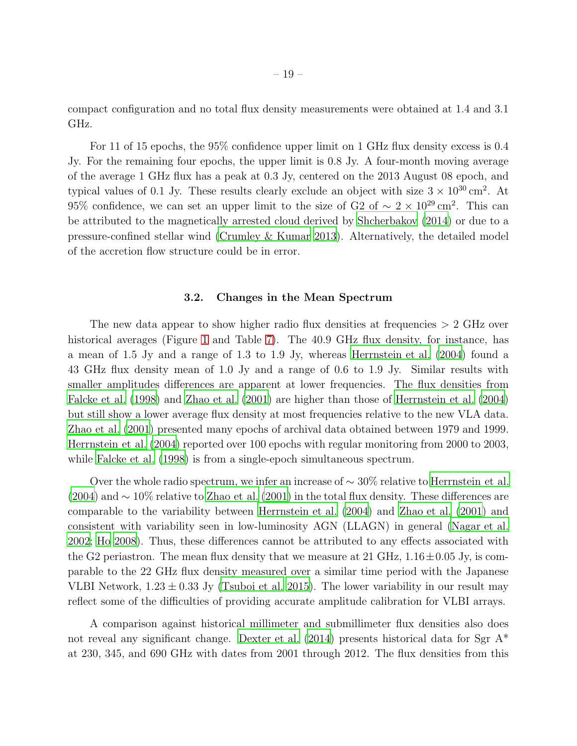compact configuration and no total flux density measurements were obtained at 1.4 and 3.1 GHz.

For 11 of 15 epochs, the 95% confidence upper limit on 1 GHz flux density excess is 0.4 Jy. For the remaining four epochs, the upper limit is 0.8 Jy. A four-month moving average of the average 1 GHz flux has a peak at 0.3 Jy, centered on the 2013 August 08 epoch, and typical values of 0.1 Jy. These results clearly exclude an object with size $3 \times 10^{30}\,\mathrm{cm}^2$. At 95% confidence, we can set an upper limit to the size of G2 of $\sim 2 \times 10^{29}\,\mathrm{cm}^2$. This can be attributed to the magnetically arrested cloud derived by Shcherbakov (2014) or due to a pressure-confined stellar wind (Crumley & Kumar 2013). Alternatively, the detailed model of the accretion flow structure could be in error.

### 3.2. Changes in the Mean Spectrum

The new data appear to show higher radio flux densities at frequencies $> 2$ GHz over historical averages (Figure 1 and Table 7). The 40.9 GHz flux density, for instance, has a mean of 1.5 Jy and a range of 1.3 to 1.9 Jy, whereas Herrnstein et al. (2004) found a 43 GHz flux density mean of 1.0 Jy and a range of 0.6 to 1.9 Jy. Similar results with smaller amplitudes differences are apparent at lower frequencies. The flux densities from Falcke et al. (1998) and Zhao et al. (2001) are higher than those of Herrnstein et al. (2004) but still show a lower average flux density at most frequencies relative to the new VLA data. Zhao et al. (2001) presented many epochs of archival data obtained between 1979 and 1999. Herrnstein et al. (2004) reported over 100 epochs with regular monitoring from 2000 to 2003, while Falcke et al. (1998) is from a single-epoch simultaneous spectrum.

Over the whole radio spectrum, we infer an increase of $\sim 30\%$ relative to Herrnstein et al. (2004) and $\sim 10\%$ relative to Zhao et al. (2001) in the total flux density. These differences are comparable to the variability between Herrnstein et al. (2004) and Zhao et al. (2001) and consistent with variability seen in low-luminosity AGN (LLAGN) in general (Nagar et al. 2002; Ho 2008). Thus, these differences cannot be attributed to any effects associated with the G2 periastron. The mean flux density that we measure at 21 GHz, $1.16 \pm 0.05$ Jy, is comparable to the 22 GHz flux density measured over a similar time period with the Japanese VLBI Network, $1.23 \pm 0.33$ Jy (Tsuboi et al. 2015). The lower variability in our result may reflect some of the difficulties of providing accurate amplitude calibration for VLBI arrays.

A comparison against historical millimeter and submillimeter flux densities also does not reveal any significant change. Dexter et al. (2014) presents historical data for Sgr A* at 230, 345, and 690 GHz with dates from 2001 through 2012. The flux densities from this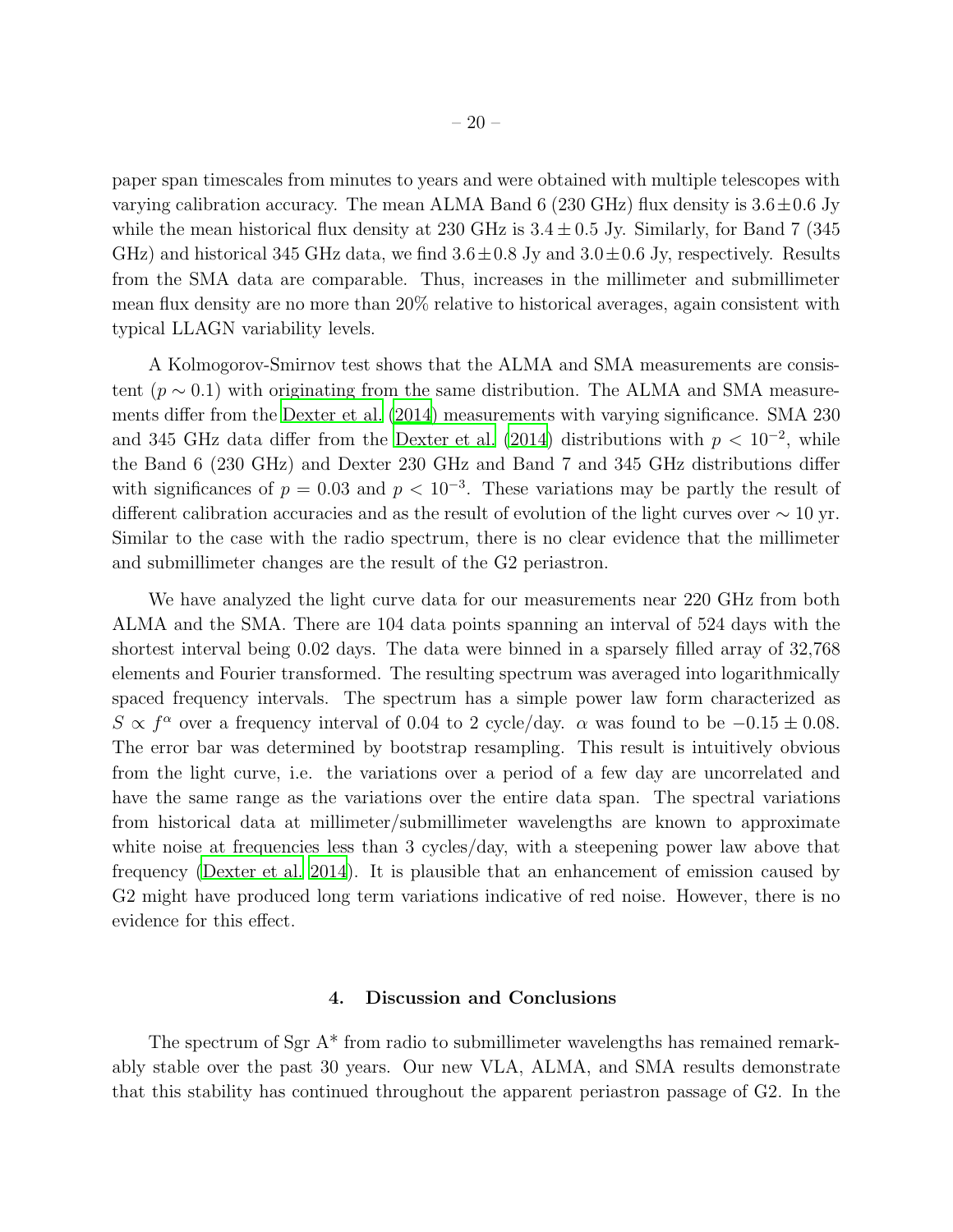paper span timescales from minutes to years and were obtained with multiple telescopes with varying calibration accuracy. The mean ALMA Band 6 (230 GHz) flux density is $3.6 \pm 0.6$ Jy while the mean historical flux density at 230 GHz is $3.4 \pm 0.5$ Jy. Similarly, for Band 7 (345 GHz) and historical 345 GHz data, we find $3.6 \pm 0.8$ Jy and $3.0 \pm 0.6$ Jy, respectively. Results from the SMA data are comparable. Thus, increases in the millimeter and submillimeter mean flux density are no more than 20% relative to historical averages, again consistent with typical LLAGN variability levels.

A Kolmogorov-Smirnov test shows that the ALMA and SMA measurements are consistent ($p \sim 0.1$) with originating from the same distribution. The ALMA and SMA measurements differ from the Dexter et al. (2014) measurements with varying significance. SMA 230 and 345 GHz data differ from the Dexter et al. (2014) distributions with $p < 10^{-2}$, while the Band 6 (230 GHz) and Dexter 230 GHz and Band 7 and 345 GHz distributions differ with significances of $p = 0.03$ and $p < 10^{-3}$. These variations may be partly the result of different calibration accuracies and as the result of evolution of the light curves over $\sim 10$ yr. Similar to the case with the radio spectrum, there is no clear evidence that the millimeter and submillimeter changes are the result of the G2 periastron.

We have analyzed the light curve data for our measurements near 220 GHz from both ALMA and the SMA. There are 104 data points spanning an interval of 524 days with the shortest interval being 0.02 days. The data were binned in a sparsely filled array of 32,768 elements and Fourier transformed. The resulting spectrum was averaged into logarithmically spaced frequency intervals. The spectrum has a simple power law form characterized as $S \propto f^{\alpha}$ over a frequency interval of 0.04 to 2 cycle/day. $\alpha$ was found to be $-0.15 \pm 0.08$. The error bar was determined by bootstrap resampling. This result is intuitively obvious from the light curve, i.e. the variations over a period of a few day are uncorrelated and have the same range as the variations over the entire data span. The spectral variations from historical data at millimeter/submillimeter wavelengths are known to approximate white noise at frequencies less than 3 cycles/day, with a steepening power law above that frequency (Dexter et al. 2014). It is plausible that an enhancement of emission caused by G2 might have produced long term variations indicative of red noise. However, there is no evidence for this effect.

## 4. Discussion and Conclusions

The spectrum of Sgr A* from radio to submillimeter wavelengths has remained remarkably stable over the past 30 years. Our new VLA, ALMA, and SMA results demonstrate that this stability has continued throughout the apparent periastron passage of G2. In the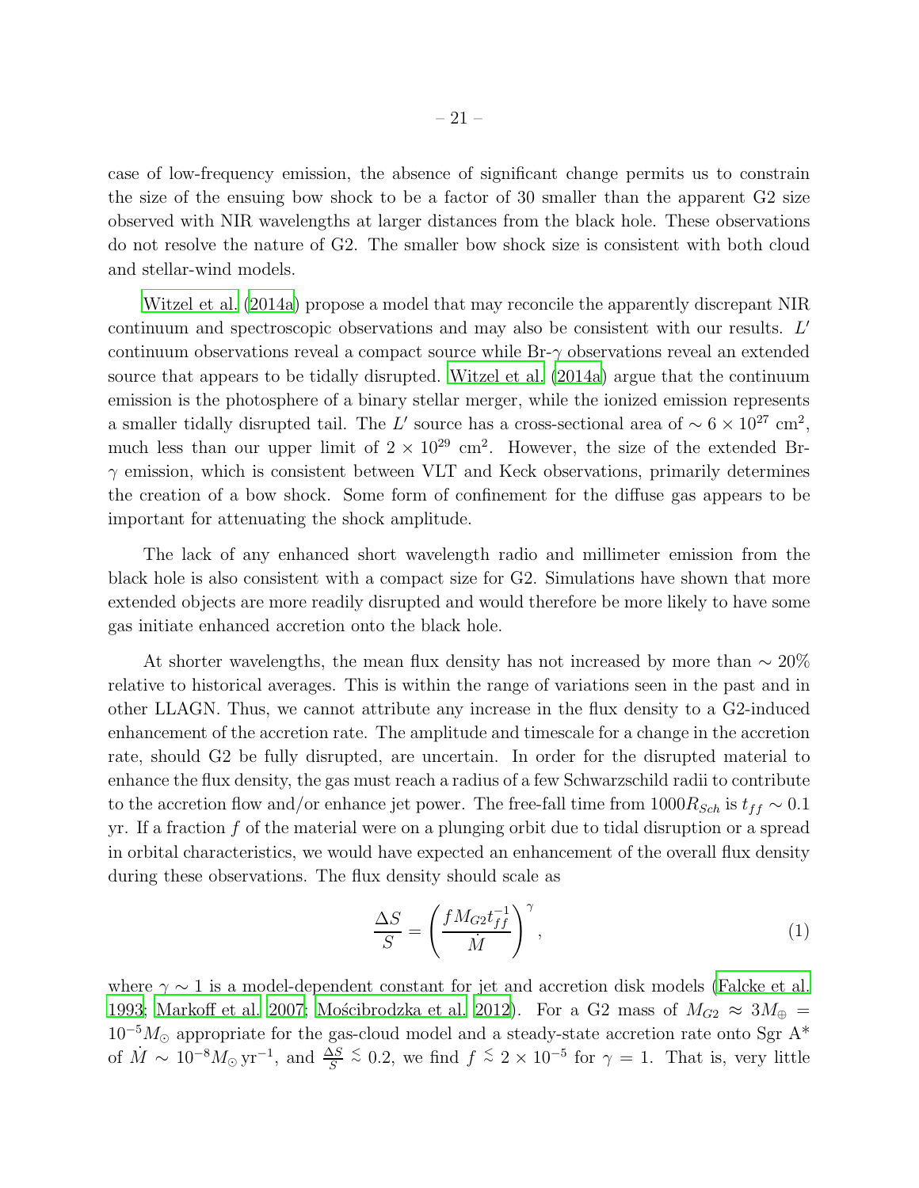case of low-frequency emission, the absence of significant change permits us to constrain the size of the ensuing bow shock to be a factor of 30 smaller than the apparent G2 size observed with NIR wavelengths at larger distances from the black hole. These observations do not resolve the nature of G2. The smaller bow shock size is consistent with both cloud and stellar-wind models.

Witzel et al. (2014a) propose a model that may reconcile the apparently discrepant NIR continuum and spectroscopic observations and may also be consistent with our results. $L'$ continuum observations reveal a compact source while Br-$\gamma$ observations reveal an extended source that appears to be tidally disrupted. Witzel et al. (2014a) argue that the continuum emission is the photosphere of a binary stellar merger, while the ionized emission represents a smaller tidally disrupted tail. The $L'$ source has a cross-sectional area of $\sim 6 \times 10^{27}$ cm$^2$, much less than our upper limit of $2 \times 10^{29}$ cm$^2$. However, the size of the extended Br-$\gamma$ emission, which is consistent between VLT and Keck observations, primarily determines the creation of a bow shock. Some form of confinement for the diffuse gas appears to be important for attenuating the shock amplitude.

The lack of any enhanced short wavelength radio and millimeter emission from the black hole is also consistent with a compact size for G2. Simulations have shown that more extended objects are more readily disrupted and would therefore be more likely to have some gas initiate enhanced accretion onto the black hole.

At shorter wavelengths, the mean flux density has not increased by more than $\sim 20\%$ relative to historical averages. This is within the range of variations seen in the past and in other LLAGN. Thus, we cannot attribute any increase in the flux density to a G2-induced enhancement of the accretion rate. The amplitude and timescale for a change in the accretion rate, should G2 be fully disrupted, are uncertain. In order for the disrupted material to enhance the flux density, the gas must reach a radius of a few Schwarzschild radii to contribute to the accretion flow and/or enhance jet power. The free-fall time from $1000 R_{Sch}$ is $t_{ff} \sim 0.1$ yr. If a fraction $f$ of the material were on a plunging orbit due to tidal disruption or a spread in orbital characteristics, we would have expected an enhancement of the overall flux density during these observations. The flux density should scale as

$$\frac{\Delta S}{S} = \left( \frac{f M_{G2} t_{ff}^{-1}}{\dot{M}} \right)^{\gamma}, \tag{1}$$

where $\gamma \sim 1$ is a model-dependent constant for jet and accretion disk models (Falcke et al. 1993; Markoff et al. 2007; Mościbrodzka et al. 2012). For a G2 mass of $M_{G2} \approx 3 M_{\oplus} = 10^{-5} M_{\odot}$ appropriate for the gas-cloud model and a steady-state accretion rate onto Sgr A* of $\dot{M} \sim 10^{-8} M_{\odot}\,\mathrm{yr}^{-1}$, and $\frac{\Delta S}{S} \lesssim 0.2$, we find $f \lesssim 2 \times 10^{-5}$ for $\gamma = 1$. That is, very little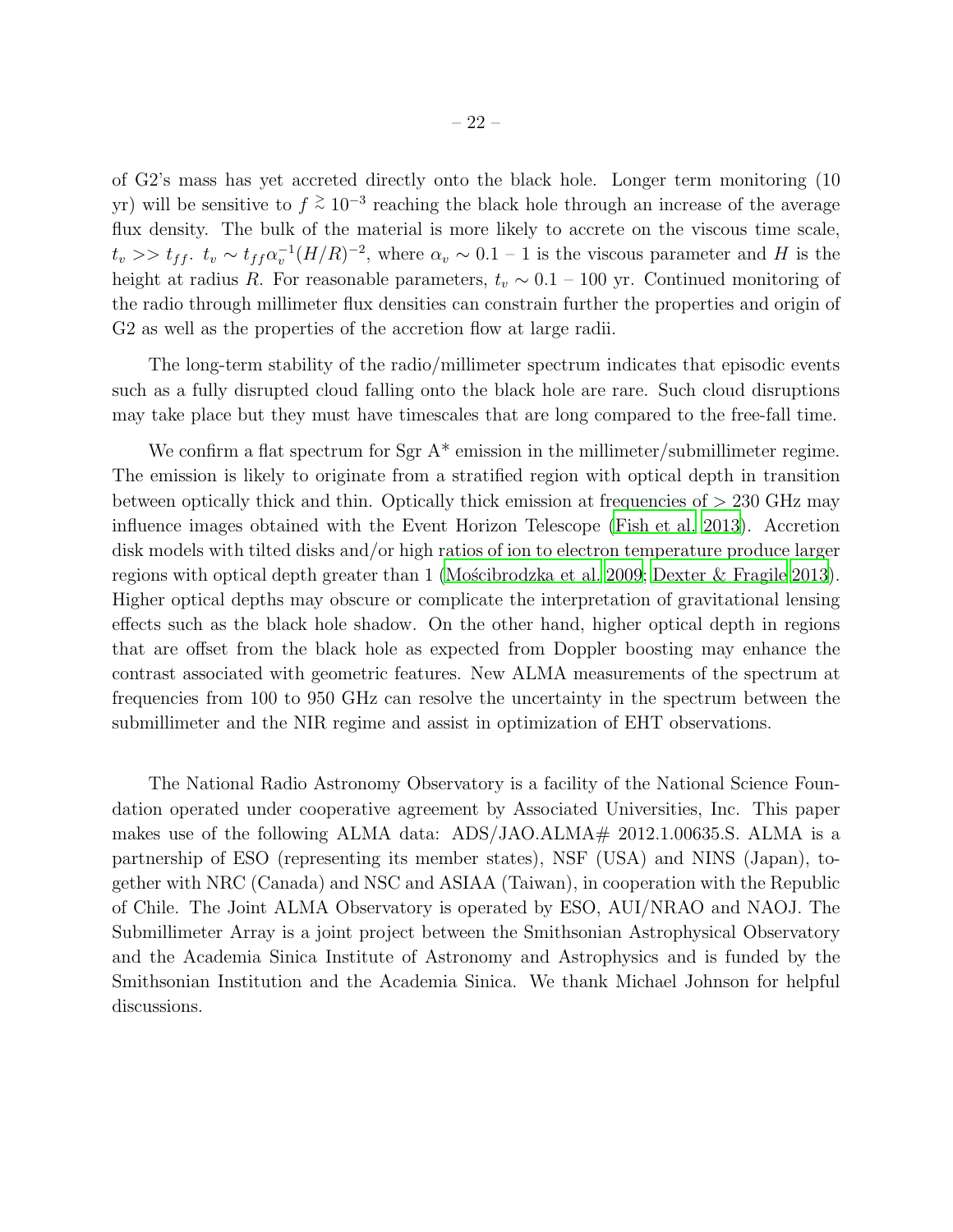of G2's mass has yet accreted directly onto the black hole. Longer term monitoring (10 yr) will be sensitive to $f \gtrsim 10^{-3}$ reaching the black hole through an increase of the average flux density. The bulk of the material is more likely to accrete on the viscous time scale, $t_v >> t_{ff}$. $t_v \sim t_{ff}\alpha_v^{-1}(H/R)^{-2}$, where $\alpha_v \sim 0.1 - 1$ is the viscous parameter and $H$ is the height at radius $R$. For reasonable parameters, $t_v \sim 0.1 - 100$ yr. Continued monitoring of the radio through millimeter flux densities can constrain further the properties and origin of G2 as well as the properties of the accretion flow at large radii.

The long-term stability of the radio/millimeter spectrum indicates that episodic events such as a fully disrupted cloud falling onto the black hole are rare. Such cloud disruptions may take place but they must have timescales that are long compared to the free-fall time.

We confirm a flat spectrum for Sgr A* emission in the millimeter/submillimeter regime. The emission is likely to originate from a stratified region with optical depth in transition between optically thick and thin. Optically thick emission at frequencies of > 230 GHz may influence images obtained with the Event Horizon Telescope (Fish et al. 2013). Accretion disk models with tilted disks and/or high ratios of ion to electron temperature produce larger regions with optical depth greater than 1 (Mościbrodzka et al. 2009; Dexter & Fragile 2013). Higher optical depths may obscure or complicate the interpretation of gravitational lensing effects such as the black hole shadow. On the other hand, higher optical depth in regions that are offset from the black hole as expected from Doppler boosting may enhance the contrast associated with geometric features. New ALMA measurements of the spectrum at frequencies from 100 to 950 GHz can resolve the uncertainty in the spectrum between the submillimeter and the NIR regime and assist in optimization of EHT observations.

The National Radio Astronomy Observatory is a facility of the National Science Foundation operated under cooperative agreement by Associated Universities, Inc. This paper makes use of the following ALMA data: ADS/JAO.ALMA# 2012.1.00635.S. ALMA is a partnership of ESO (representing its member states), NSF (USA) and NINS (Japan), together with NRC (Canada) and NSC and ASIAA (Taiwan), in cooperation with the Republic of Chile. The Joint ALMA Observatory is operated by ESO, AUI/NRAO and NAOJ. The Submillimeter Array is a joint project between the Smithsonian Astrophysical Observatory and the Academia Sinica Institute of Astronomy and Astrophysics and is funded by the Smithsonian Institution and the Academia Sinica. We thank Michael Johnson for helpful discussions.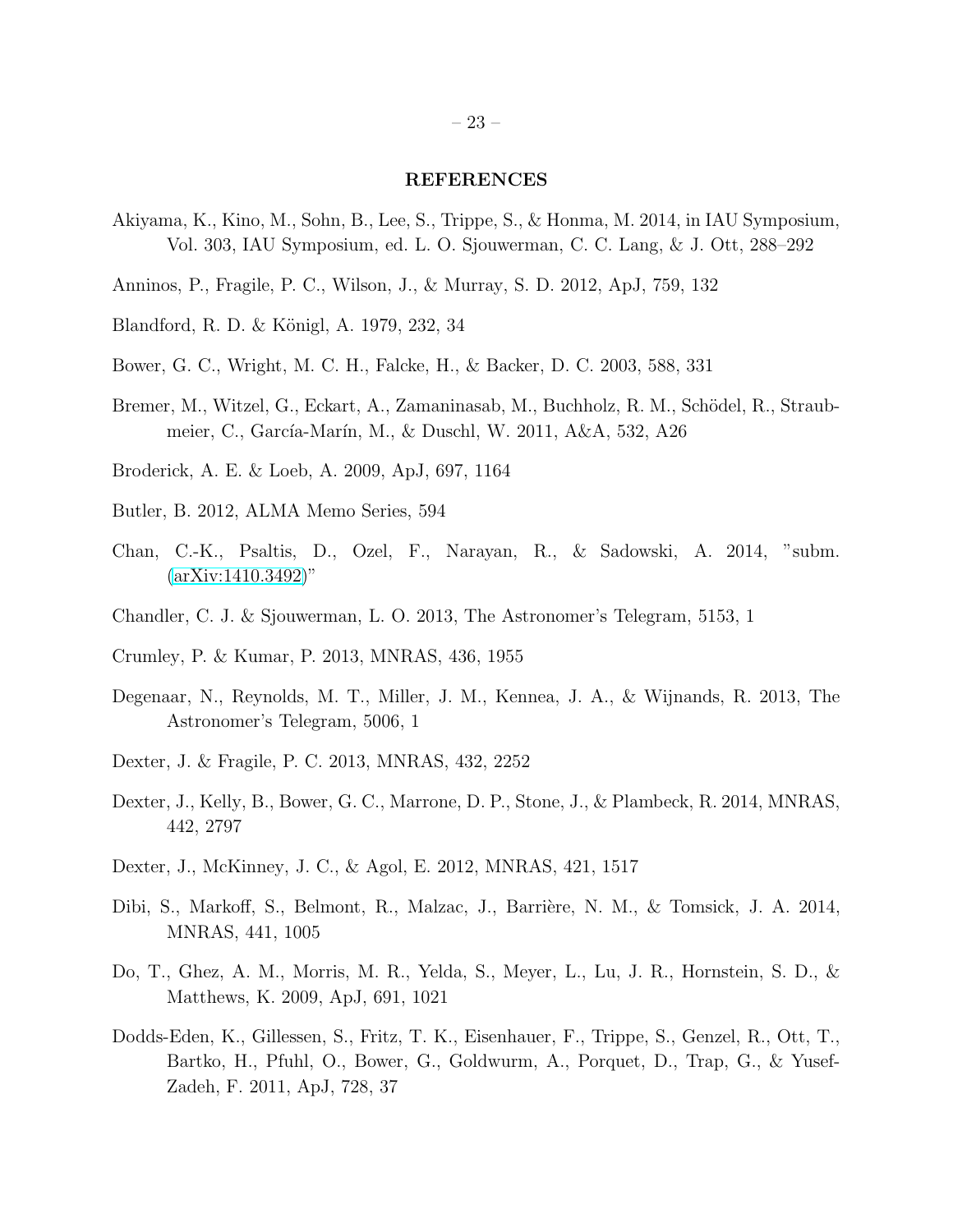## REFERENCES

Akiyama, K., Kino, M., Sohn, B., Lee, S., Trippe, S., & Honma, M. 2014, in IAU Symposium, Vol. 303, IAU Symposium, ed. L. O. Sjouwerman, C. C. Lang, & J. Ott, 288–292

Anninos, P., Fragile, P. C., Wilson, J., & Murray, S. D. 2012, ApJ, 759, 132

Blandford, R. D. & Königl, A. 1979, 232, 34

Bower, G. C., Wright, M. C. H., Falcke, H., & Backer, D. C. 2003, 588, 331

Bremer, M., Witzel, G., Eckart, A., Zamaninasab, M., Buchholz, R. M., Schödel, R., Straubmeier, C., García-Marín, M., & Duschl, W. 2011, A&A, 532, A26

Broderick, A. E. & Loeb, A. 2009, ApJ, 697, 1164

Butler, B. 2012, ALMA Memo Series, 594

Chan, C.-K., Psaltis, D., Ozel, F., Narayan, R., & Sadowski, A. 2014, "subm. (arXiv:1410.3492)"

Chandler, C. J. & Sjouwerman, L. O. 2013, The Astronomer's Telegram, 5153, 1

Crumley, P. & Kumar, P. 2013, MNRAS, 436, 1955

Degenaar, N., Reynolds, M. T., Miller, J. M., Kennea, J. A., & Wijnands, R. 2013, The Astronomer's Telegram, 5006, 1

Dexter, J. & Fragile, P. C. 2013, MNRAS, 432, 2252

Dexter, J., Kelly, B., Bower, G. C., Marrone, D. P., Stone, J., & Plambeck, R. 2014, MNRAS, 442, 2797

Dexter, J., McKinney, J. C., & Agol, E. 2012, MNRAS, 421, 1517

Dibi, S., Markoff, S., Belmont, R., Malzac, J., Barrière, N. M., & Tomsick, J. A. 2014, MNRAS, 441, 1005

Do, T., Ghez, A. M., Morris, M. R., Yelda, S., Meyer, L., Lu, J. R., Hornstein, S. D., & Matthews, K. 2009, ApJ, 691, 1021

Dodds-Eden, K., Gillessen, S., Fritz, T. K., Eisenhauer, F., Trippe, S., Genzel, R., Ott, T., Bartko, H., Pfuhl, O., Bower, G., Goldwurm, A., Porquet, D., Trap, G., & Yusef-Zadeh, F. 2011, ApJ, 728, 37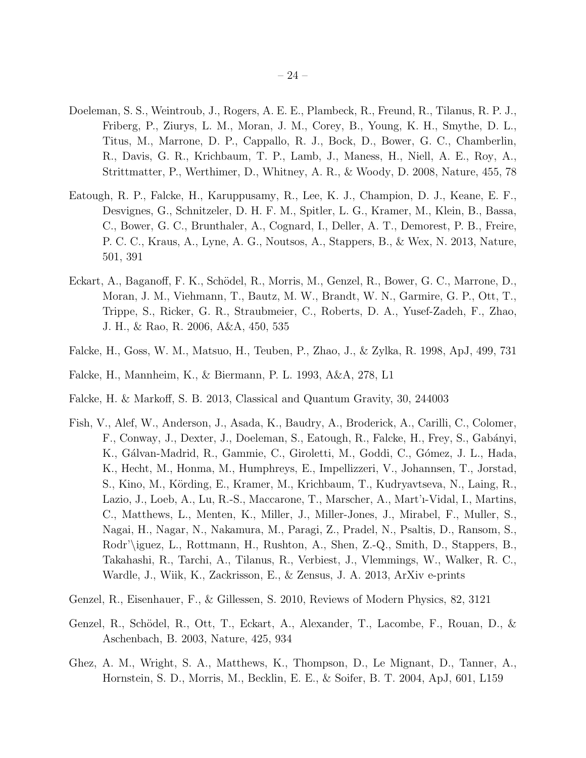Doeleman, S. S., Weintroub, J., Rogers, A. E. E., Plambeck, R., Freund, R., Tilanus, R. P. J., Friberg, P., Ziurys, L. M., Moran, J. M., Corey, B., Young, K. H., Smythe, D. L., Titus, M., Marrone, D. P., Cappallo, R. J., Bock, D., Bower, G. C., Chamberlin, R., Davis, G. R., Krichbaum, T. P., Lamb, J., Maness, H., Niell, A. E., Roy, A., Strittmatter, P., Werthimer, D., Whitney, A. R., & Woody, D. 2008, Nature, 455, 78

Eatough, R. P., Falcke, H., Karuppusamy, R., Lee, K. J., Champion, D. J., Keane, E. F., Desvignes, G., Schnitzeler, D. H. F. M., Spitler, L. G., Kramer, M., Klein, B., Bassa, C., Bower, G. C., Brunthaler, A., Cognard, I., Deller, A. T., Demorest, P. B., Freire, P. C. C., Kraus, A., Lyne, A. G., Noutsos, A., Stappers, B., & Wex, N. 2013, Nature, 501, 391

Eckart, A., Baganoff, F. K., Schödel, R., Morris, M., Genzel, R., Bower, G. C., Marrone, D., Moran, J. M., Viehmann, T., Bautz, M. W., Brandt, W. N., Garmire, G. P., Ott, T., Trippe, S., Ricker, G. R., Straubmeier, C., Roberts, D. A., Yusef-Zadeh, F., Zhao, J. H., & Rao, R. 2006, A&A, 450, 535

Falcke, H., Goss, W. M., Matsuo, H., Teuben, P., Zhao, J., & Zylka, R. 1998, ApJ, 499, 731

Falcke, H., Mannheim, K., & Biermann, P. L. 1993, A&A, 278, L1

Falcke, H. & Markoff, S. B. 2013, Classical and Quantum Gravity, 30, 244003

Fish, V., Alef, W., Anderson, J., Asada, K., Baudry, A., Broderick, A., Carilli, C., Colomer, F., Conway, J., Dexter, J., Doeleman, S., Eatough, R., Falcke, H., Frey, S., Gabányi, K., Gálvan-Madrid, R., Gammie, C., Giroletti, M., Goddi, C., Gómez, J. L., Hada, K., Hecht, M., Honma, M., Humphreys, E., Impellizzeri, V., Johannsen, T., Jorstad, S., Kino, M., Körding, E., Kramer, M., Krichbaum, T., Kudryavtseva, N., Laing, R., Lazio, J., Loeb, A., Lu, R.-S., Maccarone, T., Marscher, A., Mart'ı-Vidal, I., Martins, C., Matthews, L., Menten, K., Miller, J., Miller-Jones, J., Mirabel, F., Muller, S., Nagai, H., Nagar, N., Nakamura, M., Paragi, Z., Pradel, N., Psaltis, D., Ransom, S., Rodr'\iguez, L., Rottmann, H., Rushton, A., Shen, Z.-Q., Smith, D., Stappers, B., Takahashi, R., Tarchi, A., Tilanus, R., Verbiest, J., Vlemmings, W., Walker, R. C., Wardle, J., Wiik, K., Zackrisson, E., & Zensus, J. A. 2013, ArXiv e-prints

Genzel, R., Eisenhauer, F., & Gillessen, S. 2010, Reviews of Modern Physics, 82, 3121

Genzel, R., Schödel, R., Ott, T., Eckart, A., Alexander, T., Lacombe, F., Rouan, D., & Aschenbach, B. 2003, Nature, 425, 934

Ghez, A. M., Wright, S. A., Matthews, K., Thompson, D., Le Mignant, D., Tanner, A., Hornstein, S. D., Morris, M., Becklin, E. E., & Soifer, B. T. 2004, ApJ, 601, L159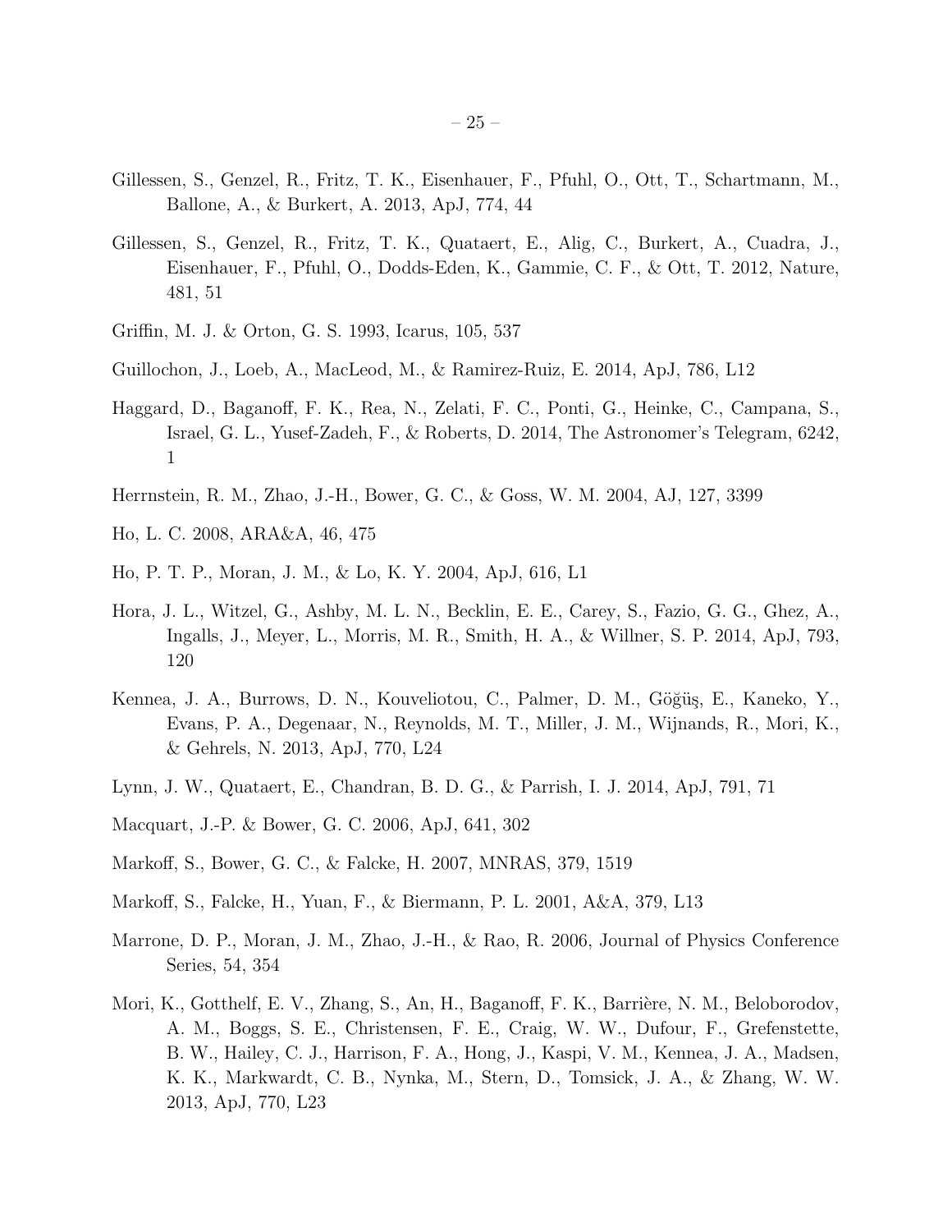Gillessen, S., Genzel, R., Fritz, T. K., Eisenhauer, F., Pfuhl, O., Ott, T., Schartmann, M., Ballone, A., & Burkert, A. 2013, ApJ, 774, 44

Gillessen, S., Genzel, R., Fritz, T. K., Quataert, E., Alig, C., Burkert, A., Cuadra, J., Eisenhauer, F., Pfuhl, O., Dodds-Eden, K., Gammie, C. F., & Ott, T. 2012, Nature, 481, 51

Griffin, M. J. & Orton, G. S. 1993, Icarus, 105, 537

Guillochon, J., Loeb, A., MacLeod, M., & Ramirez-Ruiz, E. 2014, ApJ, 786, L12

Haggard, D., Baganoff, F. K., Rea, N., Zelati, F. C., Ponti, G., Heinke, C., Campana, S., Israel, G. L., Yusef-Zadeh, F., & Roberts, D. 2014, The Astronomer's Telegram, 6242, 1

Herrnstein, R. M., Zhao, J.-H., Bower, G. C., & Goss, W. M. 2004, AJ, 127, 3399

Ho, L. C. 2008, ARA&A, 46, 475

Ho, P. T. P., Moran, J. M., & Lo, K. Y. 2004, ApJ, 616, L1

Hora, J. L., Witzel, G., Ashby, M. L. N., Becklin, E. E., Carey, S., Fazio, G. G., Ghez, A., Ingalls, J., Meyer, L., Morris, M. R., Smith, H. A., & Willner, S. P. 2014, ApJ, 793, 120

Kennea, J. A., Burrows, D. N., Kouveliotou, C., Palmer, D. M., Göğüş, E., Kaneko, Y., Evans, P. A., Degenaar, N., Reynolds, M. T., Miller, J. M., Wijnands, R., Mori, K., & Gehrels, N. 2013, ApJ, 770, L24

Lynn, J. W., Quataert, E., Chandran, B. D. G., & Parrish, I. J. 2014, ApJ, 791, 71

Macquart, J.-P. & Bower, G. C. 2006, ApJ, 641, 302

Markoff, S., Bower, G. C., & Falcke, H. 2007, MNRAS, 379, 1519

Markoff, S., Falcke, H., Yuan, F., & Biermann, P. L. 2001, A&A, 379, L13

Marrone, D. P., Moran, J. M., Zhao, J.-H., & Rao, R. 2006, Journal of Physics Conference Series, 54, 354

Mori, K., Gotthelf, E. V., Zhang, S., An, H., Baganoff, F. K., Barrière, N. M., Beloborodov, A. M., Boggs, S. E., Christensen, F. E., Craig, W. W., Dufour, F., Grefenstette, B. W., Hailey, C. J., Harrison, F. A., Hong, J., Kaspi, V. M., Kennea, J. A., Madsen, K. K., Markwardt, C. B., Nynka, M., Stern, D., Tomsick, J. A., & Zhang, W. W. 2013, ApJ, 770, L23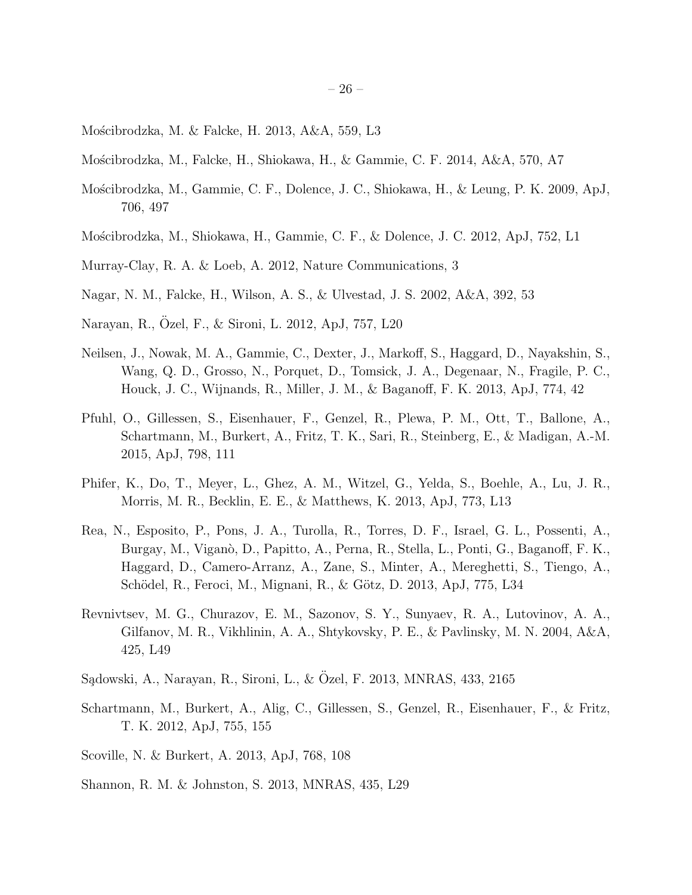Mościbrodzka, M. & Falcke, H. 2013, A&A, 559, L3

Mościbrodzka, M., Falcke, H., Shiokawa, H., & Gammie, C. F. 2014, A&A, 570, A7

Mościbrodzka, M., Gammie, C. F., Dolence, J. C., Shiokawa, H., & Leung, P. K. 2009, ApJ, 706, 497

Mościbrodzka, M., Shiokawa, H., Gammie, C. F., & Dolence, J. C. 2012, ApJ, 752, L1

Murray-Clay, R. A. & Loeb, A. 2012, Nature Communications, 3

Nagar, N. M., Falcke, H., Wilson, A. S., & Ulvestad, J. S. 2002, A&A, 392, 53

Narayan, R., Özel, F., & Sironi, L. 2012, ApJ, 757, L20

Neilsen, J., Nowak, M. A., Gammie, C., Dexter, J., Markoff, S., Haggard, D., Nayakshin, S., Wang, Q. D., Grosso, N., Porquet, D., Tomsick, J. A., Degenaar, N., Fragile, P. C., Houck, J. C., Wijnands, R., Miller, J. M., & Baganoff, F. K. 2013, ApJ, 774, 42

Pfuhl, O., Gillessen, S., Eisenhauer, F., Genzel, R., Plewa, P. M., Ott, T., Ballone, A., Schartmann, M., Burkert, A., Fritz, T. K., Sari, R., Steinberg, E., & Madigan, A.-M. 2015, ApJ, 798, 111

Phifer, K., Do, T., Meyer, L., Ghez, A. M., Witzel, G., Yelda, S., Boehle, A., Lu, J. R., Morris, M. R., Becklin, E. E., & Matthews, K. 2013, ApJ, 773, L13

Rea, N., Esposito, P., Pons, J. A., Turolla, R., Torres, D. F., Israel, G. L., Possenti, A., Burgay, M., Viganò, D., Papitto, A., Perna, R., Stella, L., Ponti, G., Baganoff, F. K., Haggard, D., Camero-Arranz, A., Zane, S., Minter, A., Mereghetti, S., Tiengo, A., Schödel, R., Feroci, M., Mignani, R., & Götz, D. 2013, ApJ, 775, L34

Revnivtsev, M. G., Churazov, E. M., Sazonov, S. Y., Sunyaev, R. A., Lutovinov, A. A., Gilfanov, M. R., Vikhlinin, A. A., Shtykovsky, P. E., & Pavlinsky, M. N. 2004, A&A, 425, L49

Sądowski, A., Narayan, R., Sironi, L., & Özel, F. 2013, MNRAS, 433, 2165

Schartmann, M., Burkert, A., Alig, C., Gillessen, S., Genzel, R., Eisenhauer, F., & Fritz, T. K. 2012, ApJ, 755, 155

Scoville, N. & Burkert, A. 2013, ApJ, 768, 108

Shannon, R. M. & Johnston, S. 2013, MNRAS, 435, L29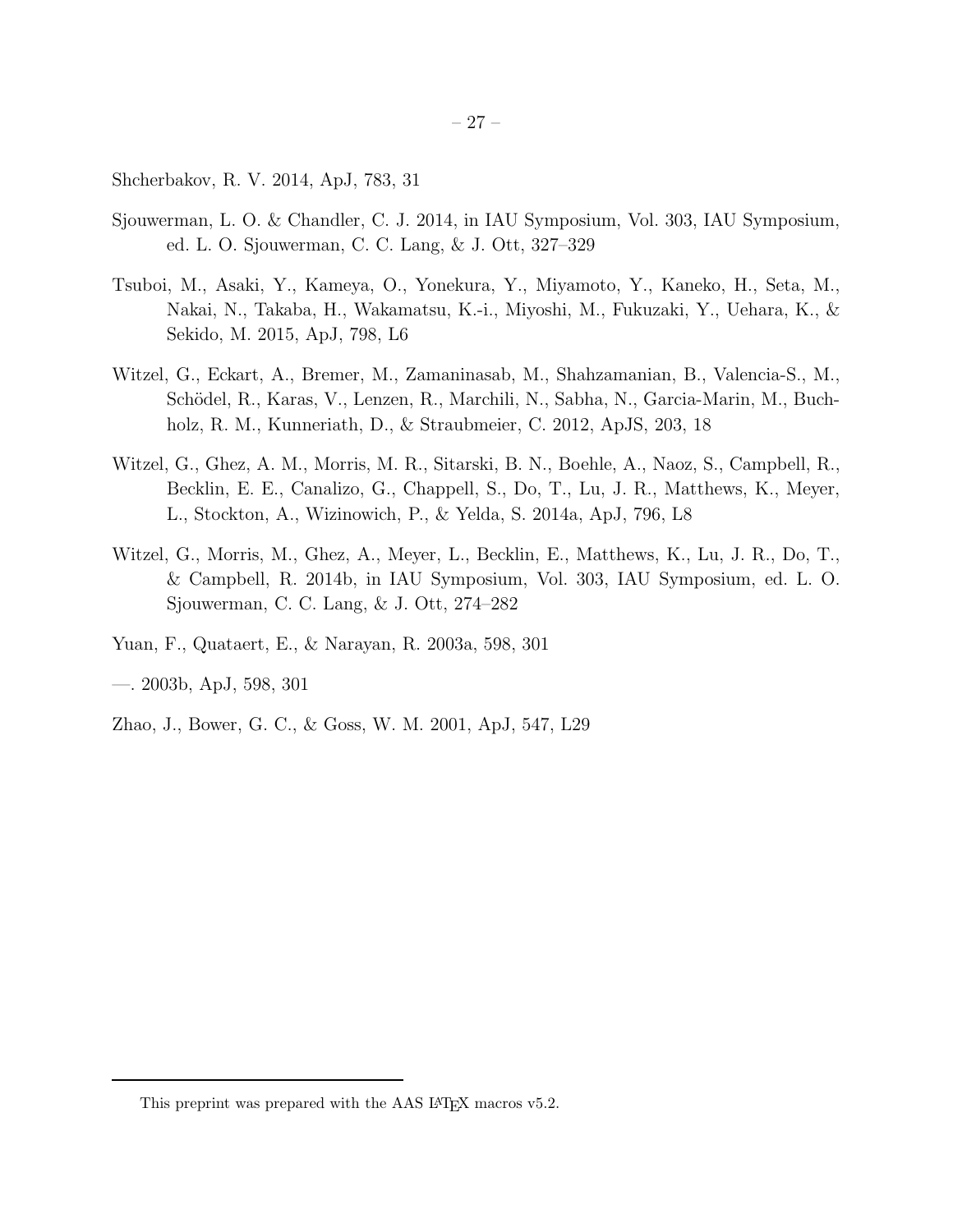Shcherbakov, R. V. 2014, ApJ, 783, 31

Sjouwerman, L. O. & Chandler, C. J. 2014, in IAU Symposium, Vol. 303, IAU Symposium, ed. L. O. Sjouwerman, C. C. Lang, & J. Ott, 327–329

Tsuboi, M., Asaki, Y., Kameya, O., Yonekura, Y., Miyamoto, Y., Kaneko, H., Seta, M., Nakai, N., Takaba, H., Wakamatsu, K.-i., Miyoshi, M., Fukuzaki, Y., Uehara, K., & Sekido, M. 2015, ApJ, 798, L6

Witzel, G., Eckart, A., Bremer, M., Zamaninasab, M., Shahzamanian, B., Valencia-S., M., Schödel, R., Karas, V., Lenzen, R., Marchili, N., Sabha, N., Garcia-Marin, M., Buchholz, R. M., Kunneriath, D., & Straubmeier, C. 2012, ApJS, 203, 18

Witzel, G., Ghez, A. M., Morris, M. R., Sitarski, B. N., Boehle, A., Naoz, S., Campbell, R., Becklin, E. E., Canalizo, G., Chappell, S., Do, T., Lu, J. R., Matthews, K., Meyer, L., Stockton, A., Wizinowich, P., & Yelda, S. 2014a, ApJ, 796, L8

Witzel, G., Morris, M., Ghez, A., Meyer, L., Becklin, E., Matthews, K., Lu, J. R., Do, T., & Campbell, R. 2014b, in IAU Symposium, Vol. 303, IAU Symposium, ed. L. O. Sjouwerman, C. C. Lang, & J. Ott, 274–282

Yuan, F., Quataert, E., & Narayan, R. 2003a, 598, 301

—. 2003b, ApJ, 598, 301

Zhao, J., Bower, G. C., & Goss, W. M. 2001, ApJ, 547, L29

This preprint was prepared with the AAS LaTeX macros v5.2.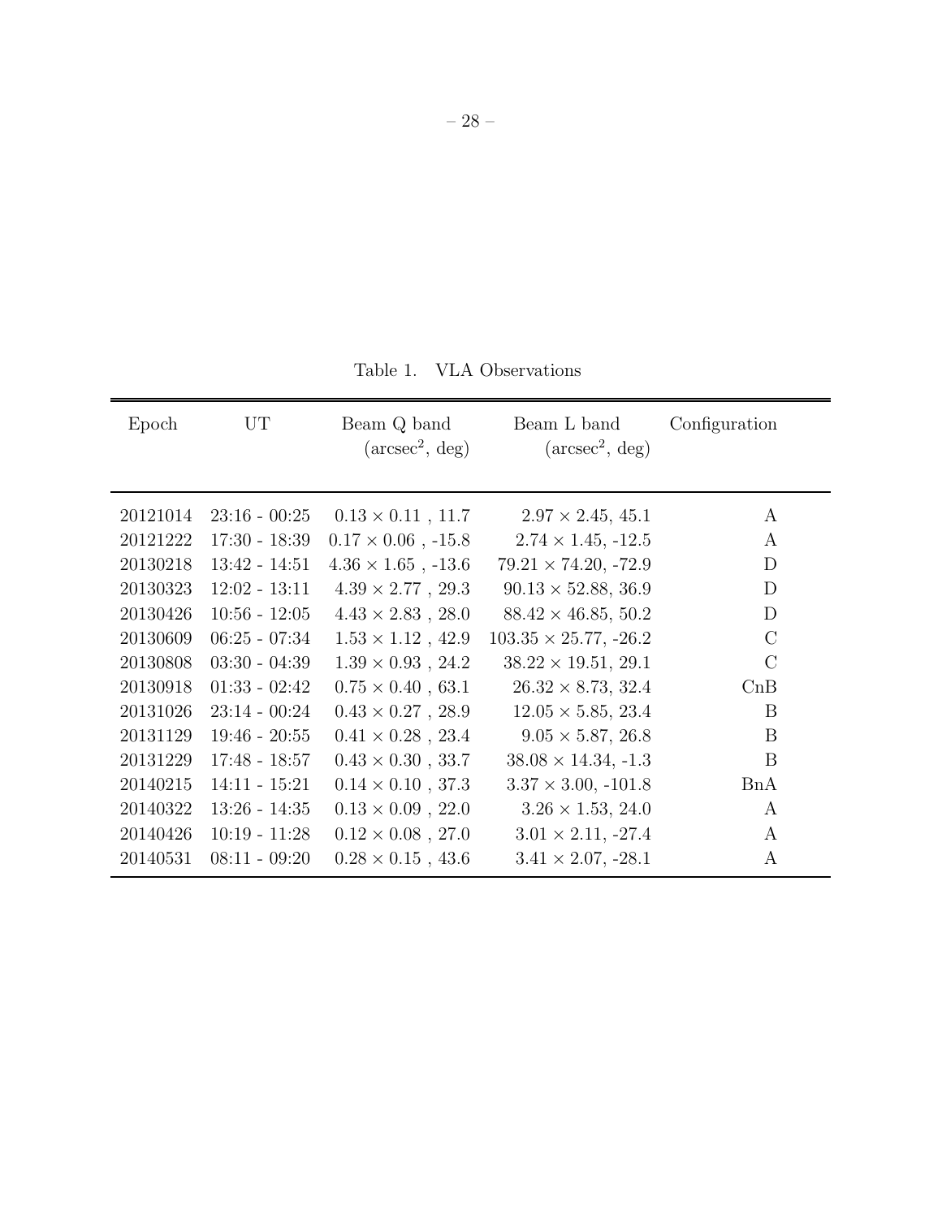Table 1. VLA Observations

| Epoch | UT | Beam Q band ($arcsec^2$, deg) | Beam L band ($arcsec^2$, deg) | Configuration |
|---|---|---|---|---|
| 20121014 | 23:16 - 00:25 | $0.13 \times 0.11$ , 11.7 | $2.97 \times 2.45$, 45.1 | A |
| 20121222 | 17:30 - 18:39 | $0.17 \times 0.06$ , -15.8 | $2.74 \times 1.45$, -12.5 | A |
| 20130218 | 13:42 - 14:51 | $4.36 \times 1.65$ , -13.6 | $79.21 \times 74.20$, -72.9 | D |
| 20130323 | 12:02 - 13:11 | $4.39 \times 2.77$ , 29.3 | $90.13 \times 52.88$, 36.9 | D |
| 20130426 | 10:56 - 12:05 | $4.43 \times 2.83$ , 28.0 | $88.42 \times 46.85$, 50.2 | D |
| 20130609 | 06:25 - 07:34 | $1.53 \times 1.12$ , 42.9 | $103.35 \times 25.77$, -26.2 | C |
| 20130808 | 03:30 - 04:39 | $1.39 \times 0.93$ , 24.2 | $38.22 \times 19.51$, 29.1 | C |
| 20130918 | 01:33 - 02:42 | $0.75 \times 0.40$ , 63.1 | $26.32 \times 8.73$, 32.4 | CnB |
| 20131026 | 23:14 - 00:24 | $0.43 \times 0.27$ , 28.9 | $12.05 \times 5.85$, 23.4 | B |
| 20131129 | 19:46 - 20:55 | $0.41 \times 0.28$ , 23.4 | $9.05 \times 5.87$, 26.8 | B |
| 20131229 | 17:48 - 18:57 | $0.43 \times 0.30$ , 33.7 | $38.08 \times 14.34$, -1.3 | B |
| 20140215 | 14:11 - 15:21 | $0.14 \times 0.10$ , 37.3 | $3.37 \times 3.00$, -101.8 | BnA |
| 20140322 | 13:26 - 14:35 | $0.13 \times 0.09$ , 22.0 | $3.26 \times 1.53$, 24.0 | A |
| 20140426 | 10:19 - 11:28 | $0.12 \times 0.08$ , 27.0 | $3.01 \times 2.11$, -27.4 | A |
| 20140531 | 08:11 - 09:20 | $0.28 \times 0.15$ , 43.6 | $3.41 \times 2.07$, -28.1 | A |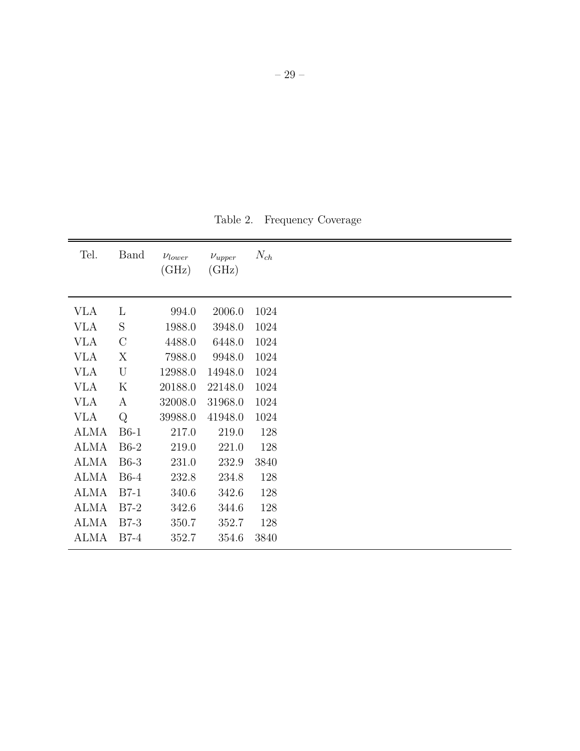Table 2. Frequency Coverage

| Tel. | Band | $\nu_{lower}$ (GHz) | $\nu_{upper}$ (GHz) | $N_{ch}$ |
|---|---|---|---|---|
| VLA | L | 994.0 | 2006.0 | 1024 |
| VLA | S | 1988.0 | 3948.0 | 1024 |
| VLA | C | 4488.0 | 6448.0 | 1024 |
| VLA | X | 7988.0 | 9948.0 | 1024 |
| VLA | U | 12988.0 | 14948.0 | 1024 |
| VLA | K | 20188.0 | 22148.0 | 1024 |
| VLA | A | 32008.0 | 31968.0 | 1024 |
| VLA | Q | 39988.0 | 41948.0 | 1024 |
| ALMA | B6-1 | 217.0 | 219.0 | 128 |
| ALMA | B6-2 | 219.0 | 221.0 | 128 |
| ALMA | B6-3 | 231.0 | 232.9 | 3840 |
| ALMA | B6-4 | 232.8 | 234.8 | 128 |
| ALMA | B7-1 | 340.6 | 342.6 | 128 |
| ALMA | B7-2 | 342.6 | 344.6 | 128 |
| ALMA | B7-3 | 350.7 | 352.7 | 128 |
| ALMA | B7-4 | 352.7 | 354.6 | 3840 |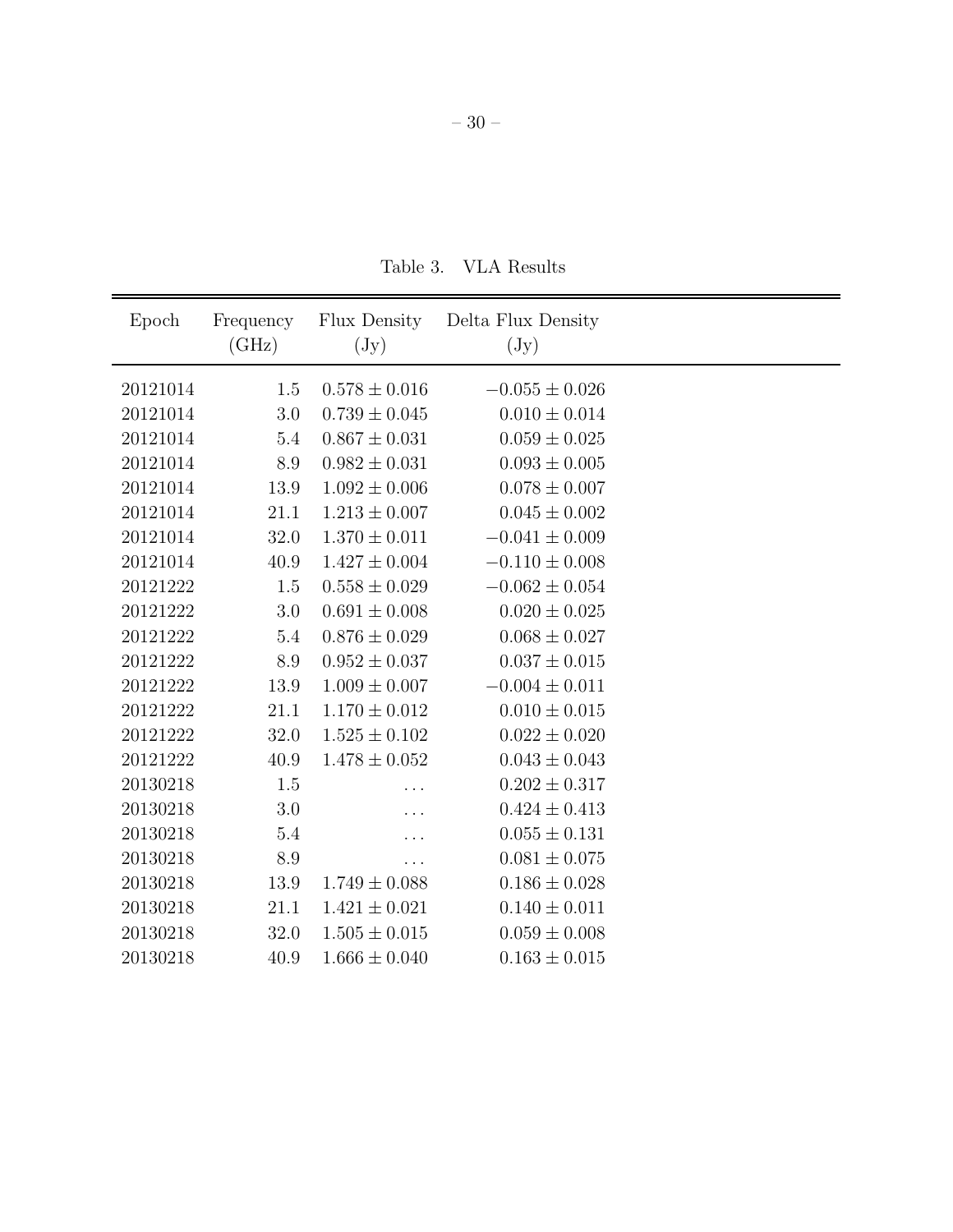Table 3. VLA Results

| Epoch | Frequency (GHz) | Flux Density (Jy) | Delta Flux Density (Jy) |
| --- | --- | --- | --- |
| 20121014 | 1.5 | $0.578 \pm 0.016$ | $-0.055 \pm 0.026$ |
| 20121014 | 3.0 | $0.739 \pm 0.045$ | $0.010 \pm 0.014$ |
| 20121014 | 5.4 | $0.867 \pm 0.031$ | $0.059 \pm 0.025$ |
| 20121014 | 8.9 | $0.982 \pm 0.031$ | $0.093 \pm 0.005$ |
| 20121014 | 13.9 | $1.092 \pm 0.006$ | $0.078 \pm 0.007$ |
| 20121014 | 21.1 | $1.213 \pm 0.007$ | $0.045 \pm 0.002$ |
| 20121014 | 32.0 | $1.370 \pm 0.011$ | $-0.041 \pm 0.009$ |
| 20121014 | 40.9 | $1.427 \pm 0.004$ | $-0.110 \pm 0.008$ |
| 20121222 | 1.5 | $0.558 \pm 0.029$ | $-0.062 \pm 0.054$ |
| 20121222 | 3.0 | $0.691 \pm 0.008$ | $0.020 \pm 0.025$ |
| 20121222 | 5.4 | $0.876 \pm 0.029$ | $0.068 \pm 0.027$ |
| 20121222 | 8.9 | $0.952 \pm 0.037$ | $0.037 \pm 0.015$ |
| 20121222 | 13.9 | $1.009 \pm 0.007$ | $-0.004 \pm 0.011$ |
| 20121222 | 21.1 | $1.170 \pm 0.012$ | $0.010 \pm 0.015$ |
| 20121222 | 32.0 | $1.525 \pm 0.102$ | $0.022 \pm 0.020$ |
| 20121222 | 40.9 | $1.478 \pm 0.052$ | $0.043 \pm 0.043$ |
| 20130218 | 1.5 | ... | $0.202 \pm 0.317$ |
| 20130218 | 3.0 | ... | $0.424 \pm 0.413$ |
| 20130218 | 5.4 | ... | $0.055 \pm 0.131$ |
| 20130218 | 8.9 | ... | $0.081 \pm 0.075$ |
| 20130218 | 13.9 | $1.749 \pm 0.088$ | $0.186 \pm 0.028$ |
| 20130218 | 21.1 | $1.421 \pm 0.021$ | $0.140 \pm 0.011$ |
| 20130218 | 32.0 | $1.505 \pm 0.015$ | $0.059 \pm 0.008$ |
| 20130218 | 40.9 | $1.666 \pm 0.040$ | $0.163 \pm 0.015$ |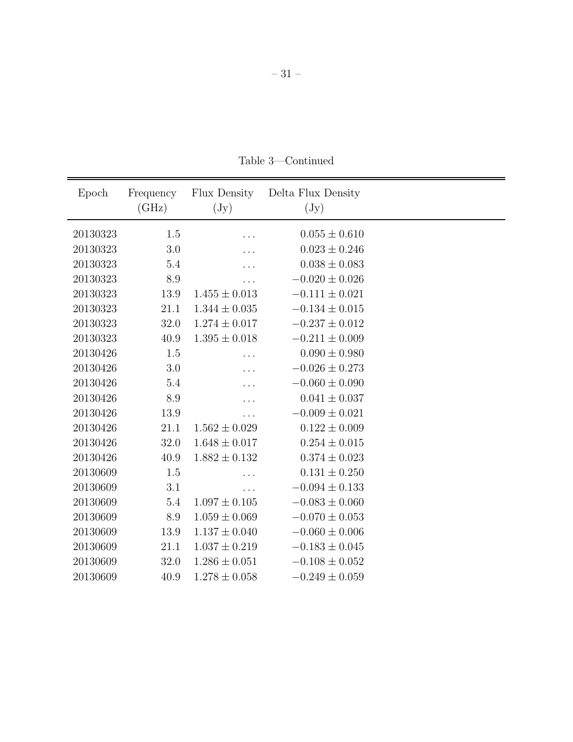Table 3—Continued

| Epoch | Frequency (GHz) | Flux Density (Jy) | Delta Flux Density (Jy) |
|---|---|---|---|
| 20130323 | 1.5 | ... | $0.055 \pm 0.610$ |
| 20130323 | 3.0 | ... | $0.023 \pm 0.246$ |
| 20130323 | 5.4 | ... | $0.038 \pm 0.083$ |
| 20130323 | 8.9 | ... | $-0.020 \pm 0.026$ |
| 20130323 | 13.9 | $1.455 \pm 0.013$ | $-0.111 \pm 0.021$ |
| 20130323 | 21.1 | $1.344 \pm 0.035$ | $-0.134 \pm 0.015$ |
| 20130323 | 32.0 | $1.274 \pm 0.017$ | $-0.237 \pm 0.012$ |
| 20130323 | 40.9 | $1.395 \pm 0.018$ | $-0.211 \pm 0.009$ |
| 20130426 | 1.5 | ... | $0.090 \pm 0.980$ |
| 20130426 | 3.0 | ... | $-0.026 \pm 0.273$ |
| 20130426 | 5.4 | ... | $-0.060 \pm 0.090$ |
| 20130426 | 8.9 | ... | $0.041 \pm 0.037$ |
| 20130426 | 13.9 | ... | $-0.009 \pm 0.021$ |
| 20130426 | 21.1 | $1.562 \pm 0.029$ | $0.122 \pm 0.009$ |
| 20130426 | 32.0 | $1.648 \pm 0.017$ | $0.254 \pm 0.015$ |
| 20130426 | 40.9 | $1.882 \pm 0.132$ | $0.374 \pm 0.023$ |
| 20130609 | 1.5 | ... | $0.131 \pm 0.250$ |
| 20130609 | 3.1 | ... | $-0.094 \pm 0.133$ |
| 20130609 | 5.4 | $1.097 \pm 0.105$ | $-0.083 \pm 0.060$ |
| 20130609 | 8.9 | $1.059 \pm 0.069$ | $-0.070 \pm 0.053$ |
| 20130609 | 13.9 | $1.137 \pm 0.040$ | $-0.060 \pm 0.006$ |
| 20130609 | 21.1 | $1.037 \pm 0.219$ | $-0.183 \pm 0.045$ |
| 20130609 | 32.0 | $1.286 \pm 0.051$ | $-0.108 \pm 0.052$ |
| 20130609 | 40.9 | $1.278 \pm 0.058$ | $-0.249 \pm 0.059$ |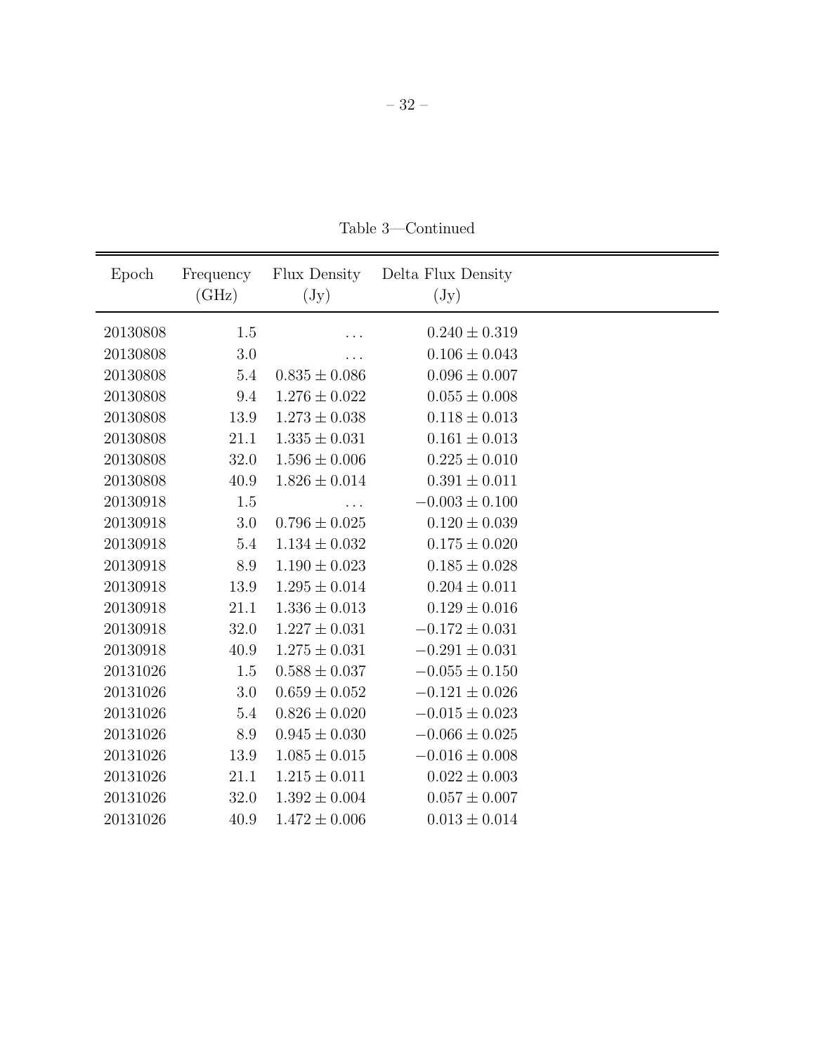Table 3—Continued

| Epoch | Frequency (GHz) | Flux Density (Jy) | Delta Flux Density (Jy) |
|---|---|---|---|
| 20130808 | 1.5 | ... | $0.240 \pm 0.319$ |
| 20130808 | 3.0 | ... | $0.106 \pm 0.043$ |
| 20130808 | 5.4 | $0.835 \pm 0.086$ | $0.096 \pm 0.007$ |
| 20130808 | 9.4 | $1.276 \pm 0.022$ | $0.055 \pm 0.008$ |
| 20130808 | 13.9 | $1.273 \pm 0.038$ | $0.118 \pm 0.013$ |
| 20130808 | 21.1 | $1.335 \pm 0.031$ | $0.161 \pm 0.013$ |
| 20130808 | 32.0 | $1.596 \pm 0.006$ | $0.225 \pm 0.010$ |
| 20130808 | 40.9 | $1.826 \pm 0.014$ | $0.391 \pm 0.011$ |
| 20130918 | 1.5 | ... | $-0.003 \pm 0.100$ |
| 20130918 | 3.0 | $0.796 \pm 0.025$ | $0.120 \pm 0.039$ |
| 20130918 | 5.4 | $1.134 \pm 0.032$ | $0.175 \pm 0.020$ |
| 20130918 | 8.9 | $1.190 \pm 0.023$ | $0.185 \pm 0.028$ |
| 20130918 | 13.9 | $1.295 \pm 0.014$ | $0.204 \pm 0.011$ |
| 20130918 | 21.1 | $1.336 \pm 0.013$ | $0.129 \pm 0.016$ |
| 20130918 | 32.0 | $1.227 \pm 0.031$ | $-0.172 \pm 0.031$ |
| 20130918 | 40.9 | $1.275 \pm 0.031$ | $-0.291 \pm 0.031$ |
| 20131026 | 1.5 | $0.588 \pm 0.037$ | $-0.055 \pm 0.150$ |
| 20131026 | 3.0 | $0.659 \pm 0.052$ | $-0.121 \pm 0.026$ |
| 20131026 | 5.4 | $0.826 \pm 0.020$ | $-0.015 \pm 0.023$ |
| 20131026 | 8.9 | $0.945 \pm 0.030$ | $-0.066 \pm 0.025$ |
| 20131026 | 13.9 | $1.085 \pm 0.015$ | $-0.016 \pm 0.008$ |
| 20131026 | 21.1 | $1.215 \pm 0.011$ | $0.022 \pm 0.003$ |
| 20131026 | 32.0 | $1.392 \pm 0.004$ | $0.057 \pm 0.007$ |
| 20131026 | 40.9 | $1.472 \pm 0.006$ | $0.013 \pm 0.014$ |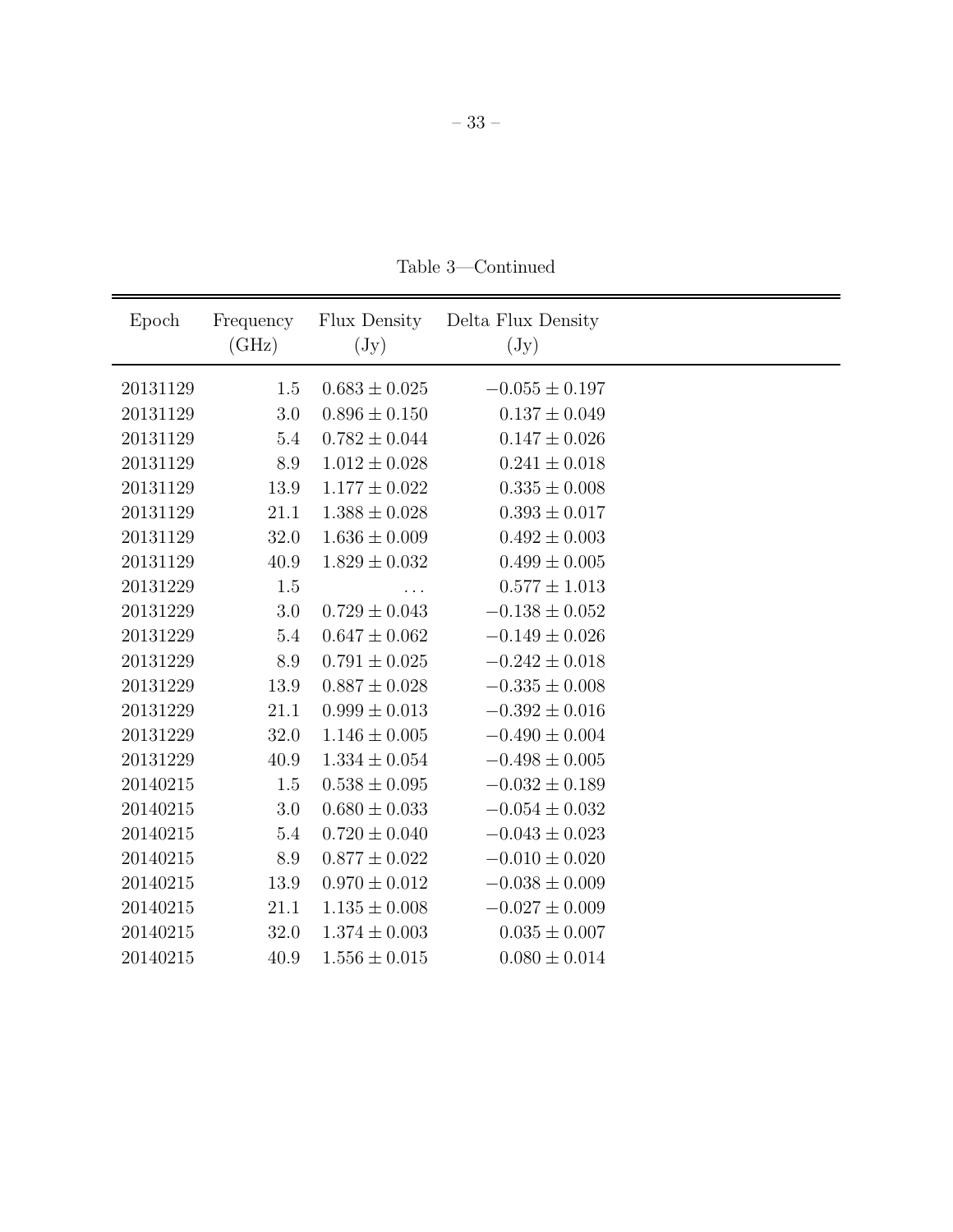Table 3—Continued

| Epoch | Frequency (GHz) | Flux Density (Jy) | Delta Flux Density (Jy) |
|---|---|---|---|
| 20131129 | 1.5 | $0.683 \pm 0.025$ | $-0.055 \pm 0.197$ |
| 20131129 | 3.0 | $0.896 \pm 0.150$ | $0.137 \pm 0.049$ |
| 20131129 | 5.4 | $0.782 \pm 0.044$ | $0.147 \pm 0.026$ |
| 20131129 | 8.9 | $1.012 \pm 0.028$ | $0.241 \pm 0.018$ |
| 20131129 | 13.9 | $1.177 \pm 0.022$ | $0.335 \pm 0.008$ |
| 20131129 | 21.1 | $1.388 \pm 0.028$ | $0.393 \pm 0.017$ |
| 20131129 | 32.0 | $1.636 \pm 0.009$ | $0.492 \pm 0.003$ |
| 20131129 | 40.9 | $1.829 \pm 0.032$ | $0.499 \pm 0.005$ |
| 20131229 | 1.5 | ... | $0.577 \pm 1.013$ |
| 20131229 | 3.0 | $0.729 \pm 0.043$ | $-0.138 \pm 0.052$ |
| 20131229 | 5.4 | $0.647 \pm 0.062$ | $-0.149 \pm 0.026$ |
| 20131229 | 8.9 | $0.791 \pm 0.025$ | $-0.242 \pm 0.018$ |
| 20131229 | 13.9 | $0.887 \pm 0.028$ | $-0.335 \pm 0.008$ |
| 20131229 | 21.1 | $0.999 \pm 0.013$ | $-0.392 \pm 0.016$ |
| 20131229 | 32.0 | $1.146 \pm 0.005$ | $-0.490 \pm 0.004$ |
| 20131229 | 40.9 | $1.334 \pm 0.054$ | $-0.498 \pm 0.005$ |
| 20140215 | 1.5 | $0.538 \pm 0.095$ | $-0.032 \pm 0.189$ |
| 20140215 | 3.0 | $0.680 \pm 0.033$ | $-0.054 \pm 0.032$ |
| 20140215 | 5.4 | $0.720 \pm 0.040$ | $-0.043 \pm 0.023$ |
| 20140215 | 8.9 | $0.877 \pm 0.022$ | $-0.010 \pm 0.020$ |
| 20140215 | 13.9 | $0.970 \pm 0.012$ | $-0.038 \pm 0.009$ |
| 20140215 | 21.1 | $1.135 \pm 0.008$ | $-0.027 \pm 0.009$ |
| 20140215 | 32.0 | $1.374 \pm 0.003$ | $0.035 \pm 0.007$ |
| 20140215 | 40.9 | $1.556 \pm 0.015$ | $0.080 \pm 0.014$ |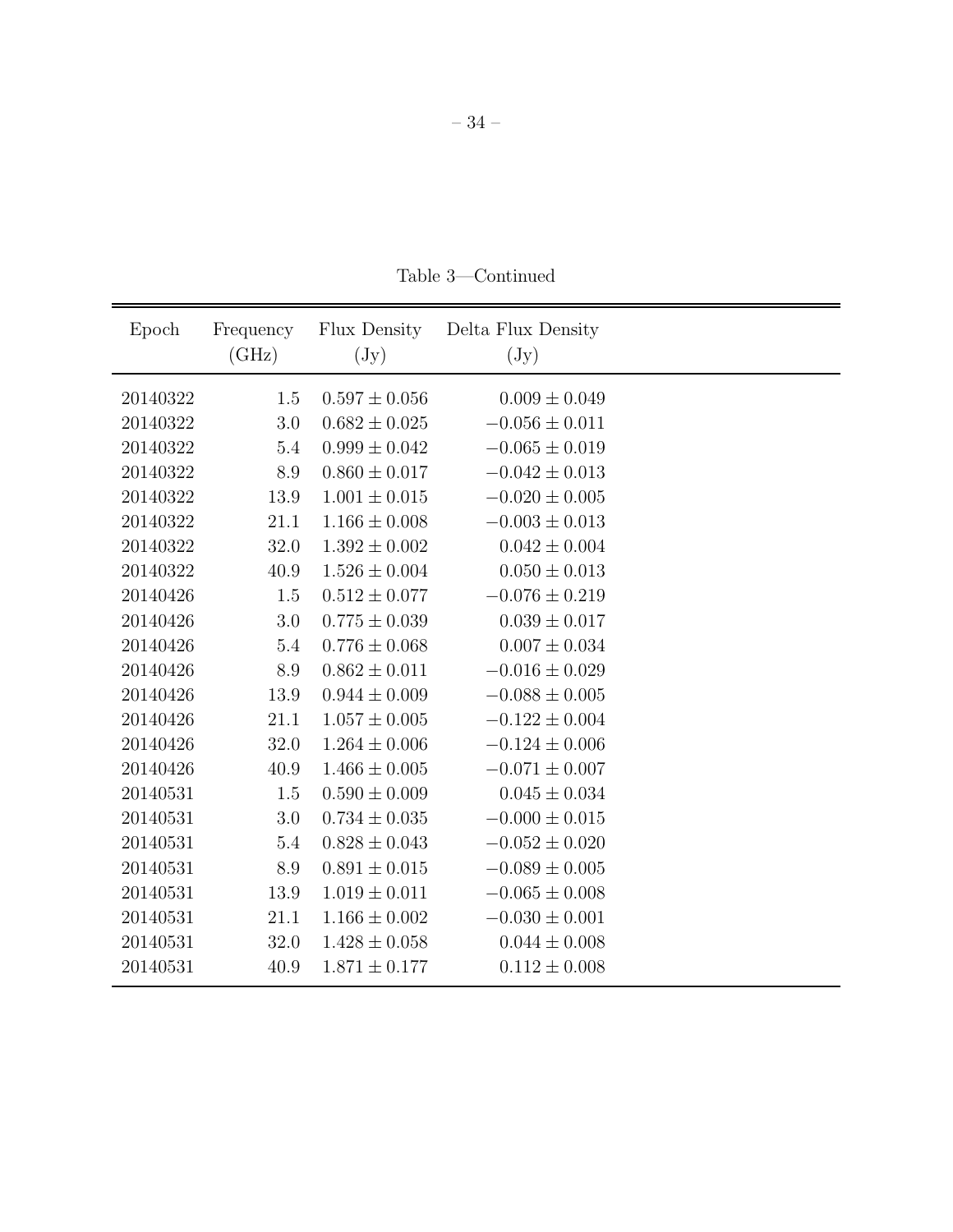Table 3—Continued

| Epoch | Frequency (GHz) | Flux Density (Jy) | Delta Flux Density (Jy) |
|---|---|---|---|
| 20140322 | 1.5 | $0.597 \pm 0.056$ | $0.009 \pm 0.049$ |
| 20140322 | 3.0 | $0.682 \pm 0.025$ | $-0.056 \pm 0.011$ |
| 20140322 | 5.4 | $0.999 \pm 0.042$ | $-0.065 \pm 0.019$ |
| 20140322 | 8.9 | $0.860 \pm 0.017$ | $-0.042 \pm 0.013$ |
| 20140322 | 13.9 | $1.001 \pm 0.015$ | $-0.020 \pm 0.005$ |
| 20140322 | 21.1 | $1.166 \pm 0.008$ | $-0.003 \pm 0.013$ |
| 20140322 | 32.0 | $1.392 \pm 0.002$ | $0.042 \pm 0.004$ |
| 20140322 | 40.9 | $1.526 \pm 0.004$ | $0.050 \pm 0.013$ |
| 20140426 | 1.5 | $0.512 \pm 0.077$ | $-0.076 \pm 0.219$ |
| 20140426 | 3.0 | $0.775 \pm 0.039$ | $0.039 \pm 0.017$ |
| 20140426 | 5.4 | $0.776 \pm 0.068$ | $0.007 \pm 0.034$ |
| 20140426 | 8.9 | $0.862 \pm 0.011$ | $-0.016 \pm 0.029$ |
| 20140426 | 13.9 | $0.944 \pm 0.009$ | $-0.088 \pm 0.005$ |
| 20140426 | 21.1 | $1.057 \pm 0.005$ | $-0.122 \pm 0.004$ |
| 20140426 | 32.0 | $1.264 \pm 0.006$ | $-0.124 \pm 0.006$ |
| 20140426 | 40.9 | $1.466 \pm 0.005$ | $-0.071 \pm 0.007$ |
| 20140531 | 1.5 | $0.590 \pm 0.009$ | $0.045 \pm 0.034$ |
| 20140531 | 3.0 | $0.734 \pm 0.035$ | $-0.000 \pm 0.015$ |
| 20140531 | 5.4 | $0.828 \pm 0.043$ | $-0.052 \pm 0.020$ |
| 20140531 | 8.9 | $0.891 \pm 0.015$ | $-0.089 \pm 0.005$ |
| 20140531 | 13.9 | $1.019 \pm 0.011$ | $-0.065 \pm 0.008$ |
| 20140531 | 21.1 | $1.166 \pm 0.002$ | $-0.030 \pm 0.001$ |
| 20140531 | 32.0 | $1.428 \pm 0.058$ | $0.044 \pm 0.008$ |
| 20140531 | 40.9 | $1.871 \pm 0.177$ | $0.112 \pm 0.008$ |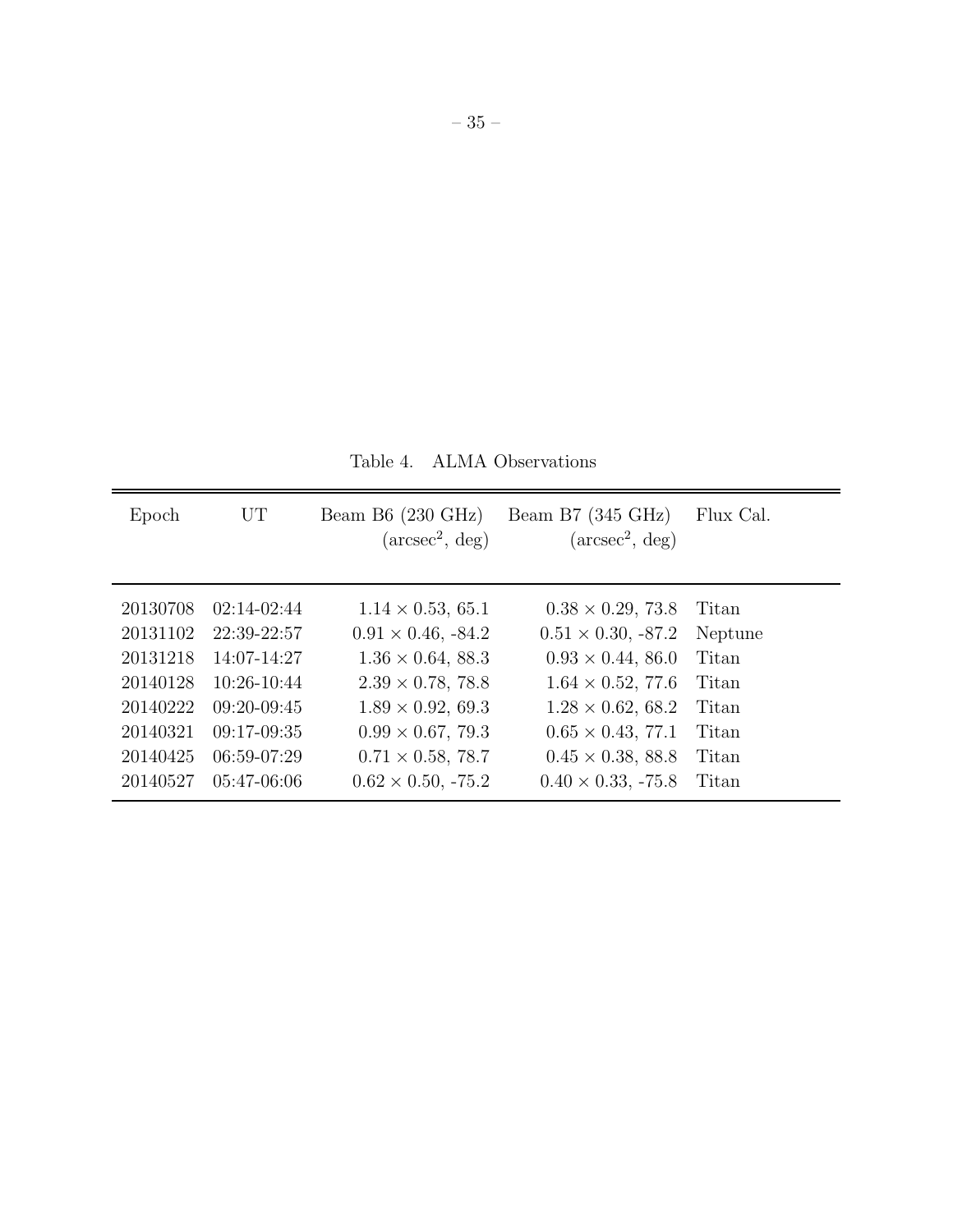Table 4. ALMA Observations

| Epoch | UT | Beam B6 (230 GHz) ($\mathrm{arcsec}^2$, deg) | Beam B7 (345 GHz) ($\mathrm{arcsec}^2$, deg) | Flux Cal. |
|---|---|---|---|---|
| 20130708 | 02:14-02:44 | $1.14 \times 0.53$, 65.1 | $0.38 \times 0.29$, 73.8 | Titan |
| 20131102 | 22:39-22:57 | $0.91 \times 0.46$, -84.2 | $0.51 \times 0.30$, -87.2 | Neptune |
| 20131218 | 14:07-14:27 | $1.36 \times 0.64$, 88.3 | $0.93 \times 0.44$, 86.0 | Titan |
| 20140128 | 10:26-10:44 | $2.39 \times 0.78$, 78.8 | $1.64 \times 0.52$, 77.6 | Titan |
| 20140222 | 09:20-09:45 | $1.89 \times 0.92$, 69.3 | $1.28 \times 0.62$, 68.2 | Titan |
| 20140321 | 09:17-09:35 | $0.99 \times 0.67$, 79.3 | $0.65 \times 0.43$, 77.1 | Titan |
| 20140425 | 06:59-07:29 | $0.71 \times 0.58$, 78.7 | $0.45 \times 0.38$, 88.8 | Titan |
| 20140527 | 05:47-06:06 | $0.62 \times 0.50$, -75.2 | $0.40 \times 0.33$, -75.8 | Titan |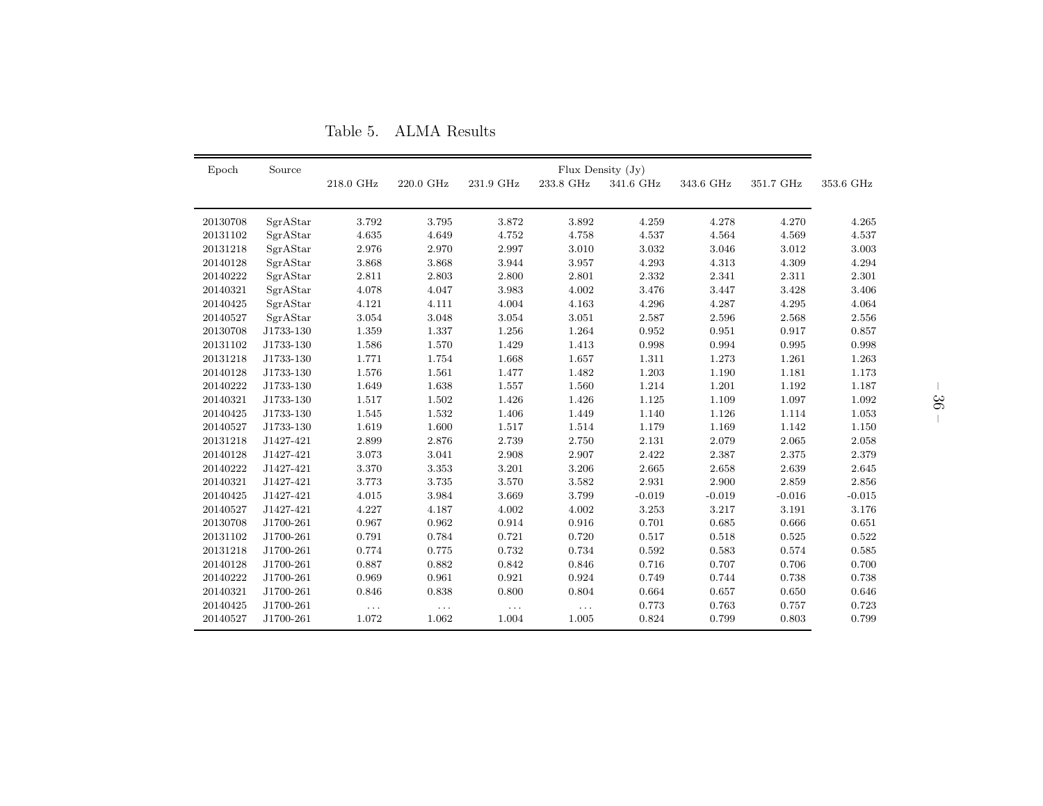Table 5. ALMA Results

| Epoch | Source | Flux Density (Jy) | | | | | | | |
|---|---|---|---|---|---|---|---|---|---|
| | | 218.0 GHz | 220.0 GHz | 231.9 GHz | 233.8 GHz | 341.6 GHz | 343.6 GHz | 351.7 GHz | 353.6 GHz |
| 20130708 | SgrAStar | 3.792 | 3.795 | 3.872 | 3.892 | 4.259 | 4.278 | 4.270 | 4.265 |
| 20131102 | SgrAStar | 4.635 | 4.649 | 4.752 | 4.758 | 4.537 | 4.564 | 4.569 | 4.537 |
| 20131218 | SgrAStar | 2.976 | 2.970 | 2.997 | 3.010 | 3.032 | 3.046 | 3.012 | 3.003 |
| 20140128 | SgrAStar | 3.868 | 3.868 | 3.944 | 3.957 | 4.293 | 4.313 | 4.309 | 4.294 |
| 20140222 | SgrAStar | 2.811 | 2.803 | 2.800 | 2.801 | 2.332 | 2.341 | 2.311 | 2.301 |
| 20140321 | SgrAStar | 4.078 | 4.047 | 3.983 | 4.002 | 3.476 | 3.447 | 3.428 | 3.406 |
| 20140425 | SgrAStar | 4.121 | 4.111 | 4.004 | 4.163 | 4.296 | 4.287 | 4.295 | 4.064 |
| 20140527 | SgrAStar | 3.054 | 3.048 | 3.054 | 3.051 | 2.587 | 2.596 | 2.568 | 2.556 |
| 20130708 | J1733-130 | 1.359 | 1.337 | 1.256 | 1.264 | 0.952 | 0.951 | 0.917 | 0.857 |
| 20131102 | J1733-130 | 1.586 | 1.570 | 1.429 | 1.413 | 0.998 | 0.994 | 0.995 | 0.998 |
| 20131218 | J1733-130 | 1.771 | 1.754 | 1.668 | 1.657 | 1.311 | 1.273 | 1.261 | 1.263 |
| 20140128 | J1733-130 | 1.576 | 1.561 | 1.477 | 1.482 | 1.203 | 1.190 | 1.181 | 1.173 |
| 20140222 | J1733-130 | 1.649 | 1.638 | 1.557 | 1.560 | 1.214 | 1.201 | 1.192 | 1.187 |
| 20140321 | J1733-130 | 1.517 | 1.502 | 1.426 | 1.426 | 1.125 | 1.109 | 1.097 | 1.092 |
| 20140425 | J1733-130 | 1.545 | 1.532 | 1.406 | 1.449 | 1.140 | 1.126 | 1.114 | 1.053 |
| 20140527 | J1733-130 | 1.619 | 1.600 | 1.517 | 1.514 | 1.179 | 1.169 | 1.142 | 1.150 |
| 20131218 | J1427-421 | 2.899 | 2.876 | 2.739 | 2.750 | 2.131 | 2.079 | 2.065 | 2.058 |
| 20140128 | J1427-421 | 3.073 | 3.041 | 2.908 | 2.907 | 2.422 | 2.387 | 2.375 | 2.379 |
| 20140222 | J1427-421 | 3.370 | 3.353 | 3.201 | 3.206 | 2.665 | 2.658 | 2.639 | 2.645 |
| 20140321 | J1427-421 | 3.773 | 3.735 | 3.570 | 3.582 | 2.931 | 2.900 | 2.859 | 2.856 |
| 20140425 | J1427-421 | 4.015 | 3.984 | 3.669 | 3.799 | -0.019 | -0.019 | -0.016 | -0.015 |
| 20140527 | J1427-421 | 4.227 | 4.187 | 4.002 | 4.002 | 3.253 | 3.217 | 3.191 | 3.176 |
| 20130708 | J1700-261 | 0.967 | 0.962 | 0.914 | 0.916 | 0.701 | 0.685 | 0.666 | 0.651 |
| 20131102 | J1700-261 | 0.791 | 0.784 | 0.721 | 0.720 | 0.517 | 0.518 | 0.525 | 0.522 |
| 20131218 | J1700-261 | 0.774 | 0.775 | 0.732 | 0.734 | 0.592 | 0.583 | 0.574 | 0.585 |
| 20140128 | J1700-261 | 0.887 | 0.882 | 0.842 | 0.846 | 0.716 | 0.707 | 0.706 | 0.700 |
| 20140222 | J1700-261 | 0.969 | 0.961 | 0.921 | 0.924 | 0.749 | 0.744 | 0.738 | 0.738 |
| 20140321 | J1700-261 | 0.846 | 0.838 | 0.800 | 0.804 | 0.664 | 0.657 | 0.650 | 0.646 |
| 20140425 | J1700-261 | ... | ... | ... | ... | 0.773 | 0.763 | 0.757 | 0.723 |
| 20140527 | J1700-261 | 1.072 | 1.062 | 1.004 | 1.005 | 0.824 | 0.799 | 0.803 | 0.799 |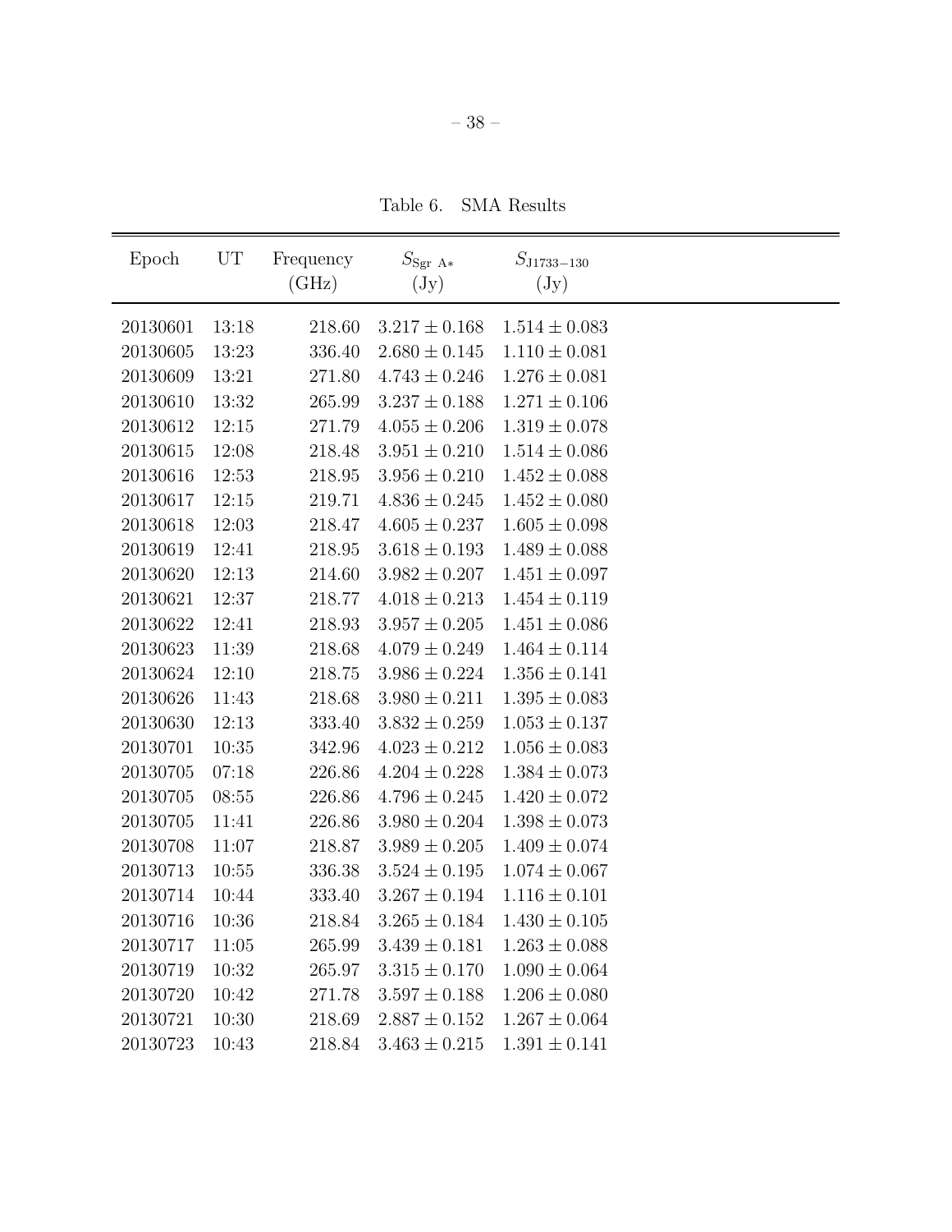Table 6. SMA Results

| Epoch | UT | Frequency (GHz) | $S_{\mathrm{Sgr\ A*}}$ (Jy) | $S_{\mathrm{J1733-130}}$ (Jy) |
|---|---|---|---|---|
| 20130601 | 13:18 | 218.60 | $3.217 \pm 0.168$ | $1.514 \pm 0.083$ |
| 20130605 | 13:23 | 336.40 | $2.680 \pm 0.145$ | $1.110 \pm 0.081$ |
| 20130609 | 13:21 | 271.80 | $4.743 \pm 0.246$ | $1.276 \pm 0.081$ |
| 20130610 | 13:32 | 265.99 | $3.237 \pm 0.188$ | $1.271 \pm 0.106$ |
| 20130612 | 12:15 | 271.79 | $4.055 \pm 0.206$ | $1.319 \pm 0.078$ |
| 20130615 | 12:08 | 218.48 | $3.951 \pm 0.210$ | $1.514 \pm 0.086$ |
| 20130616 | 12:53 | 218.95 | $3.956 \pm 0.210$ | $1.452 \pm 0.088$ |
| 20130617 | 12:15 | 219.71 | $4.836 \pm 0.245$ | $1.452 \pm 0.080$ |
| 20130618 | 12:03 | 218.47 | $4.605 \pm 0.237$ | $1.605 \pm 0.098$ |
| 20130619 | 12:41 | 218.95 | $3.618 \pm 0.193$ | $1.489 \pm 0.088$ |
| 20130620 | 12:13 | 214.60 | $3.982 \pm 0.207$ | $1.451 \pm 0.097$ |
| 20130621 | 12:37 | 218.77 | $4.018 \pm 0.213$ | $1.454 \pm 0.119$ |
| 20130622 | 12:41 | 218.93 | $3.957 \pm 0.205$ | $1.451 \pm 0.086$ |
| 20130623 | 11:39 | 218.68 | $4.079 \pm 0.249$ | $1.464 \pm 0.114$ |
| 20130624 | 12:10 | 218.75 | $3.986 \pm 0.224$ | $1.356 \pm 0.141$ |
| 20130626 | 11:43 | 218.68 | $3.980 \pm 0.211$ | $1.395 \pm 0.083$ |
| 20130630 | 12:13 | 333.40 | $3.832 \pm 0.259$ | $1.053 \pm 0.137$ |
| 20130701 | 10:35 | 342.96 | $4.023 \pm 0.212$ | $1.056 \pm 0.083$ |
| 20130705 | 07:18 | 226.86 | $4.204 \pm 0.228$ | $1.384 \pm 0.073$ |
| 20130705 | 08:55 | 226.86 | $4.796 \pm 0.245$ | $1.420 \pm 0.072$ |
| 20130705 | 11:41 | 226.86 | $3.980 \pm 0.204$ | $1.398 \pm 0.073$ |
| 20130708 | 11:07 | 218.87 | $3.989 \pm 0.205$ | $1.409 \pm 0.074$ |
| 20130713 | 10:55 | 336.38 | $3.524 \pm 0.195$ | $1.074 \pm 0.067$ |
| 20130714 | 10:44 | 333.40 | $3.267 \pm 0.194$ | $1.116 \pm 0.101$ |
| 20130716 | 10:36 | 218.84 | $3.265 \pm 0.184$ | $1.430 \pm 0.105$ |
| 20130717 | 11:05 | 265.99 | $3.439 \pm 0.181$ | $1.263 \pm 0.088$ |
| 20130719 | 10:32 | 265.97 | $3.315 \pm 0.170$ | $1.090 \pm 0.064$ |
| 20130720 | 10:42 | 271.78 | $3.597 \pm 0.188$ | $1.206 \pm 0.080$ |
| 20130721 | 10:30 | 218.69 | $2.887 \pm 0.152$ | $1.267 \pm 0.064$ |
| 20130723 | 10:43 | 218.84 | $3.463 \pm 0.215$ | $1.391 \pm 0.141$ |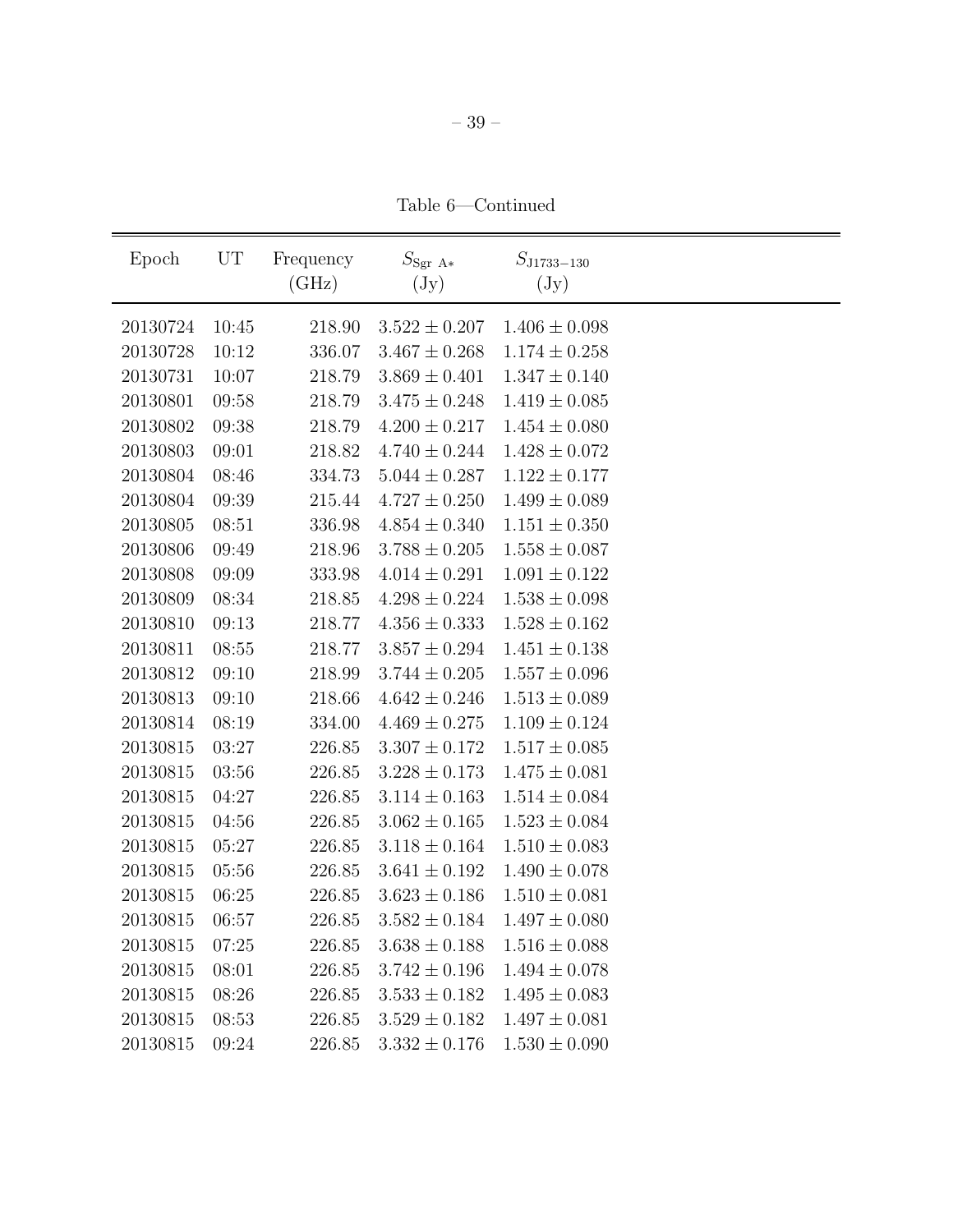Table 6—Continued

| Epoch | UT | Frequency (GHz) | $S_{\rm Sgr\ A*}$ (Jy) | $S_{\rm J1733-130}$ (Jy) |
|---|---|---|---|---|
| 20130724 | 10:45 | 218.90 | $3.522 \pm 0.207$ | $1.406 \pm 0.098$ |
| 20130728 | 10:12 | 336.07 | $3.467 \pm 0.268$ | $1.174 \pm 0.258$ |
| 20130731 | 10:07 | 218.79 | $3.869 \pm 0.401$ | $1.347 \pm 0.140$ |
| 20130801 | 09:58 | 218.79 | $3.475 \pm 0.248$ | $1.419 \pm 0.085$ |
| 20130802 | 09:38 | 218.79 | $4.200 \pm 0.217$ | $1.454 \pm 0.080$ |
| 20130803 | 09:01 | 218.82 | $4.740 \pm 0.244$ | $1.428 \pm 0.072$ |
| 20130804 | 08:46 | 334.73 | $5.044 \pm 0.287$ | $1.122 \pm 0.177$ |
| 20130804 | 09:39 | 215.44 | $4.727 \pm 0.250$ | $1.499 \pm 0.089$ |
| 20130805 | 08:51 | 336.98 | $4.854 \pm 0.340$ | $1.151 \pm 0.350$ |
| 20130806 | 09:49 | 218.96 | $3.788 \pm 0.205$ | $1.558 \pm 0.087$ |
| 20130808 | 09:09 | 333.98 | $4.014 \pm 0.291$ | $1.091 \pm 0.122$ |
| 20130809 | 08:34 | 218.85 | $4.298 \pm 0.224$ | $1.538 \pm 0.098$ |
| 20130810 | 09:13 | 218.77 | $4.356 \pm 0.333$ | $1.528 \pm 0.162$ |
| 20130811 | 08:55 | 218.77 | $3.857 \pm 0.294$ | $1.451 \pm 0.138$ |
| 20130812 | 09:10 | 218.99 | $3.744 \pm 0.205$ | $1.557 \pm 0.096$ |
| 20130813 | 09:10 | 218.66 | $4.642 \pm 0.246$ | $1.513 \pm 0.089$ |
| 20130814 | 08:19 | 334.00 | $4.469 \pm 0.275$ | $1.109 \pm 0.124$ |
| 20130815 | 03:27 | 226.85 | $3.307 \pm 0.172$ | $1.517 \pm 0.085$ |
| 20130815 | 03:56 | 226.85 | $3.228 \pm 0.173$ | $1.475 \pm 0.081$ |
| 20130815 | 04:27 | 226.85 | $3.114 \pm 0.163$ | $1.514 \pm 0.084$ |
| 20130815 | 04:56 | 226.85 | $3.062 \pm 0.165$ | $1.523 \pm 0.084$ |
| 20130815 | 05:27 | 226.85 | $3.118 \pm 0.164$ | $1.510 \pm 0.083$ |
| 20130815 | 05:56 | 226.85 | $3.641 \pm 0.192$ | $1.490 \pm 0.078$ |
| 20130815 | 06:25 | 226.85 | $3.623 \pm 0.186$ | $1.510 \pm 0.081$ |
| 20130815 | 06:57 | 226.85 | $3.582 \pm 0.184$ | $1.497 \pm 0.080$ |
| 20130815 | 07:25 | 226.85 | $3.638 \pm 0.188$ | $1.516 \pm 0.088$ |
| 20130815 | 08:01 | 226.85 | $3.742 \pm 0.196$ | $1.494 \pm 0.078$ |
| 20130815 | 08:26 | 226.85 | $3.533 \pm 0.182$ | $1.495 \pm 0.083$ |
| 20130815 | 08:53 | 226.85 | $3.529 \pm 0.182$ | $1.497 \pm 0.081$ |
| 20130815 | 09:24 | 226.85 | $3.332 \pm 0.176$ | $1.530 \pm 0.090$ |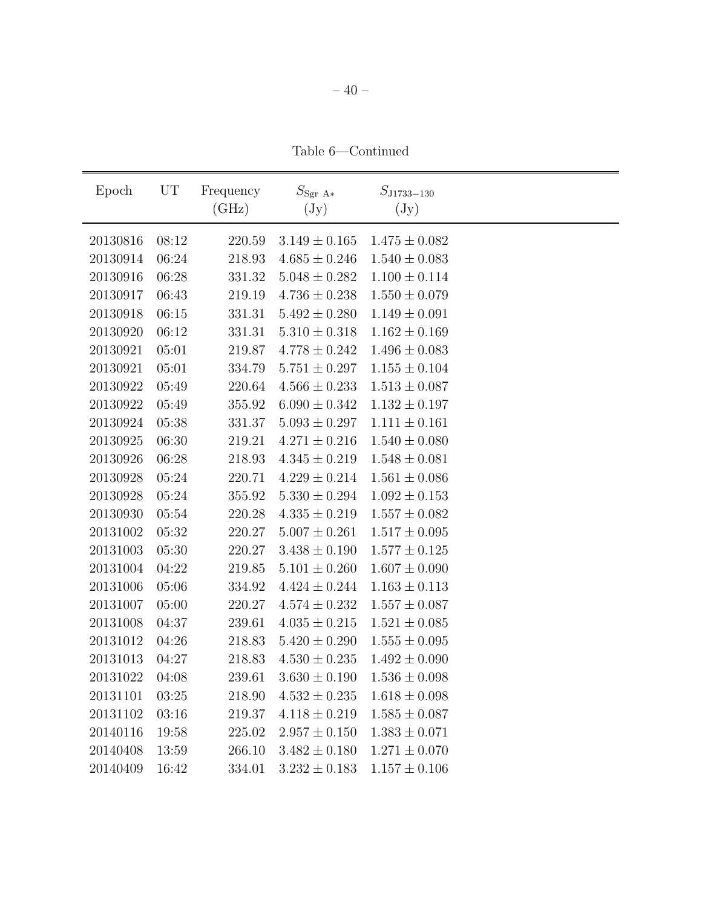Table 6—Continued

| Epoch | UT | Frequency (GHz) | $S_{\rm Sgr\ A*}$ (Jy) | $S_{\rm J1733-130}$ (Jy) |
|---|---|---|---|---|
| 20130816 | 08:12 | 220.59 | $3.149 \pm 0.165$ | $1.475 \pm 0.082$ |
| 20130914 | 06:24 | 218.93 | $4.685 \pm 0.246$ | $1.540 \pm 0.083$ |
| 20130916 | 06:28 | 331.32 | $5.048 \pm 0.282$ | $1.100 \pm 0.114$ |
| 20130917 | 06:43 | 219.19 | $4.736 \pm 0.238$ | $1.550 \pm 0.079$ |
| 20130918 | 06:15 | 331.31 | $5.492 \pm 0.280$ | $1.149 \pm 0.091$ |
| 20130920 | 06:12 | 331.31 | $5.310 \pm 0.318$ | $1.162 \pm 0.169$ |
| 20130921 | 05:01 | 219.87 | $4.778 \pm 0.242$ | $1.496 \pm 0.083$ |
| 20130921 | 05:01 | 334.79 | $5.751 \pm 0.297$ | $1.155 \pm 0.104$ |
| 20130922 | 05:49 | 220.64 | $4.566 \pm 0.233$ | $1.513 \pm 0.087$ |
| 20130922 | 05:49 | 355.92 | $6.090 \pm 0.342$ | $1.132 \pm 0.197$ |
| 20130924 | 05:38 | 331.37 | $5.093 \pm 0.297$ | $1.111 \pm 0.161$ |
| 20130925 | 06:30 | 219.21 | $4.271 \pm 0.216$ | $1.540 \pm 0.080$ |
| 20130926 | 06:28 | 218.93 | $4.345 \pm 0.219$ | $1.548 \pm 0.081$ |
| 20130928 | 05:24 | 220.71 | $4.229 \pm 0.214$ | $1.561 \pm 0.086$ |
| 20130928 | 05:24 | 355.92 | $5.330 \pm 0.294$ | $1.092 \pm 0.153$ |
| 20130930 | 05:54 | 220.28 | $4.335 \pm 0.219$ | $1.557 \pm 0.082$ |
| 20131002 | 05:32 | 220.27 | $5.007 \pm 0.261$ | $1.517 \pm 0.095$ |
| 20131003 | 05:30 | 220.27 | $3.438 \pm 0.190$ | $1.577 \pm 0.125$ |
| 20131004 | 04:22 | 219.85 | $5.101 \pm 0.260$ | $1.607 \pm 0.090$ |
| 20131006 | 05:06 | 334.92 | $4.424 \pm 0.244$ | $1.163 \pm 0.113$ |
| 20131007 | 05:00 | 220.27 | $4.574 \pm 0.232$ | $1.557 \pm 0.087$ |
| 20131008 | 04:37 | 239.61 | $4.035 \pm 0.215$ | $1.521 \pm 0.085$ |
| 20131012 | 04:26 | 218.83 | $5.420 \pm 0.290$ | $1.555 \pm 0.095$ |
| 20131013 | 04:27 | 218.83 | $4.530 \pm 0.235$ | $1.492 \pm 0.090$ |
| 20131022 | 04:08 | 239.61 | $3.630 \pm 0.190$ | $1.536 \pm 0.098$ |
| 20131101 | 03:25 | 218.90 | $4.532 \pm 0.235$ | $1.618 \pm 0.098$ |
| 20131102 | 03:16 | 219.37 | $4.118 \pm 0.219$ | $1.585 \pm 0.087$ |
| 20140116 | 19:58 | 225.02 | $2.957 \pm 0.150$ | $1.383 \pm 0.071$ |
| 20140408 | 13:59 | 266.10 | $3.482 \pm 0.180$ | $1.271 \pm 0.070$ |
| 20140409 | 16:42 | 334.01 | $3.232 \pm 0.183$ | $1.157 \pm 0.106$ |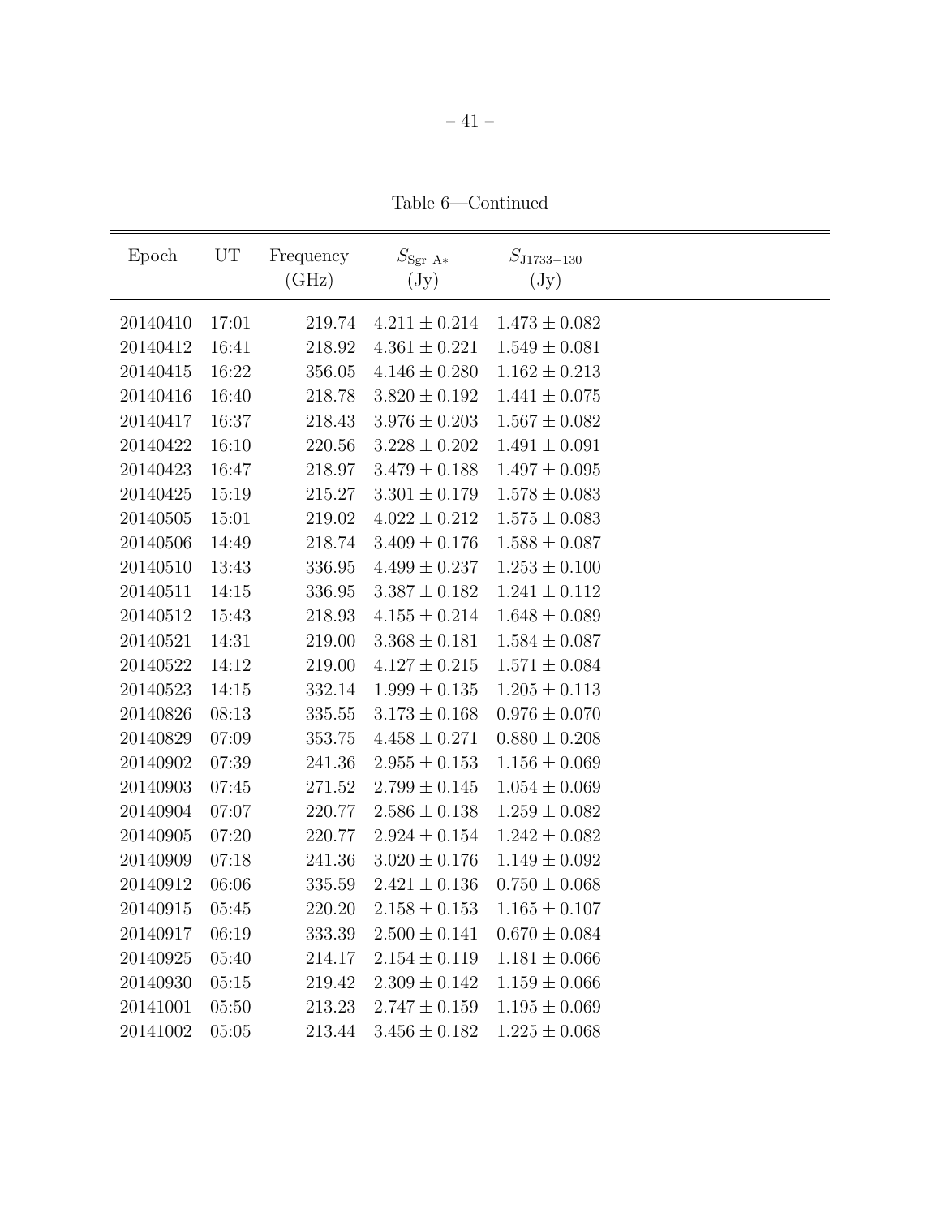Table 6—Continued

| Epoch | UT | Frequency (GHz) | $S_{\rm Sgr\ A*}$ (Jy) | $S_{\rm J1733-130}$ (Jy) |
|---|---|---|---|---|
| 20140410 | 17:01 | 219.74 | $4.211 \pm 0.214$ | $1.473 \pm 0.082$ |
| 20140412 | 16:41 | 218.92 | $4.361 \pm 0.221$ | $1.549 \pm 0.081$ |
| 20140415 | 16:22 | 356.05 | $4.146 \pm 0.280$ | $1.162 \pm 0.213$ |
| 20140416 | 16:40 | 218.78 | $3.820 \pm 0.192$ | $1.441 \pm 0.075$ |
| 20140417 | 16:37 | 218.43 | $3.976 \pm 0.203$ | $1.567 \pm 0.082$ |
| 20140422 | 16:10 | 220.56 | $3.228 \pm 0.202$ | $1.491 \pm 0.091$ |
| 20140423 | 16:47 | 218.97 | $3.479 \pm 0.188$ | $1.497 \pm 0.095$ |
| 20140425 | 15:19 | 215.27 | $3.301 \pm 0.179$ | $1.578 \pm 0.083$ |
| 20140505 | 15:01 | 219.02 | $4.022 \pm 0.212$ | $1.575 \pm 0.083$ |
| 20140506 | 14:49 | 218.74 | $3.409 \pm 0.176$ | $1.588 \pm 0.087$ |
| 20140510 | 13:43 | 336.95 | $4.499 \pm 0.237$ | $1.253 \pm 0.100$ |
| 20140511 | 14:15 | 336.95 | $3.387 \pm 0.182$ | $1.241 \pm 0.112$ |
| 20140512 | 15:43 | 218.93 | $4.155 \pm 0.214$ | $1.648 \pm 0.089$ |
| 20140521 | 14:31 | 219.00 | $3.368 \pm 0.181$ | $1.584 \pm 0.087$ |
| 20140522 | 14:12 | 219.00 | $4.127 \pm 0.215$ | $1.571 \pm 0.084$ |
| 20140523 | 14:15 | 332.14 | $1.999 \pm 0.135$ | $1.205 \pm 0.113$ |
| 20140826 | 08:13 | 335.55 | $3.173 \pm 0.168$ | $0.976 \pm 0.070$ |
| 20140829 | 07:09 | 353.75 | $4.458 \pm 0.271$ | $0.880 \pm 0.208$ |
| 20140902 | 07:39 | 241.36 | $2.955 \pm 0.153$ | $1.156 \pm 0.069$ |
| 20140903 | 07:45 | 271.52 | $2.799 \pm 0.145$ | $1.054 \pm 0.069$ |
| 20140904 | 07:07 | 220.77 | $2.586 \pm 0.138$ | $1.259 \pm 0.082$ |
| 20140905 | 07:20 | 220.77 | $2.924 \pm 0.154$ | $1.242 \pm 0.082$ |
| 20140909 | 07:18 | 241.36 | $3.020 \pm 0.176$ | $1.149 \pm 0.092$ |
| 20140912 | 06:06 | 335.59 | $2.421 \pm 0.136$ | $0.750 \pm 0.068$ |
| 20140915 | 05:45 | 220.20 | $2.158 \pm 0.153$ | $1.165 \pm 0.107$ |
| 20140917 | 06:19 | 333.39 | $2.500 \pm 0.141$ | $0.670 \pm 0.084$ |
| 20140925 | 05:40 | 214.17 | $2.154 \pm 0.119$ | $1.181 \pm 0.066$ |
| 20140930 | 05:15 | 219.42 | $2.309 \pm 0.142$ | $1.159 \pm 0.066$ |
| 20141001 | 05:50 | 213.23 | $2.747 \pm 0.159$ | $1.195 \pm 0.069$ |
| 20141002 | 05:05 | 213.44 | $3.456 \pm 0.182$ | $1.225 \pm 0.068$ |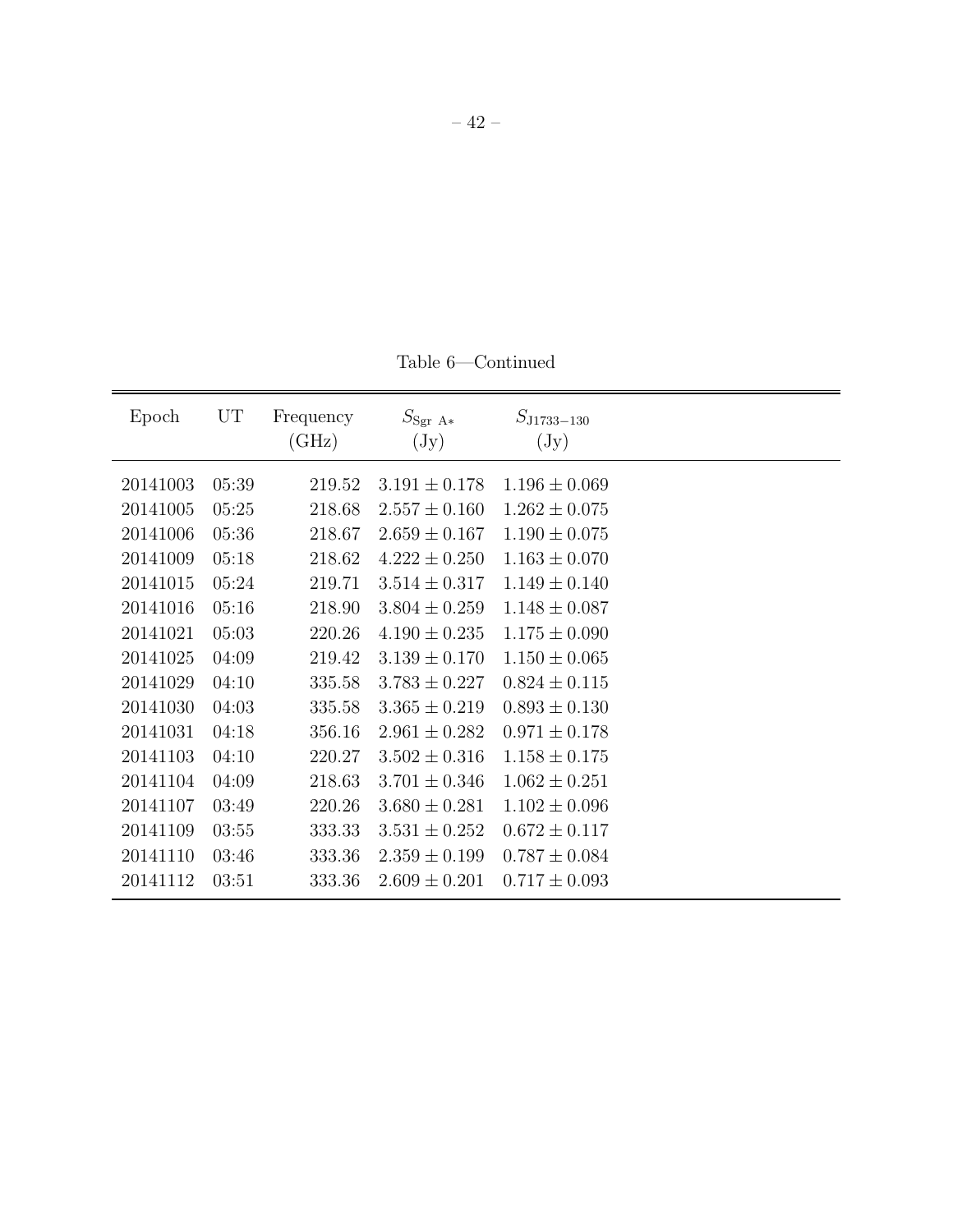Table 6—Continued

| Epoch | UT | Frequency (GHz) | $S_{\rm Sgr\ A*}$ (Jy) | $S_{\rm J1733-130}$ (Jy) |
|---|---|---|---|---|
| 20141003 | 05:39 | 219.52 | $3.191 \pm 0.178$ | $1.196 \pm 0.069$ |
| 20141005 | 05:25 | 218.68 | $2.557 \pm 0.160$ | $1.262 \pm 0.075$ |
| 20141006 | 05:36 | 218.67 | $2.659 \pm 0.167$ | $1.190 \pm 0.075$ |
| 20141009 | 05:18 | 218.62 | $4.222 \pm 0.250$ | $1.163 \pm 0.070$ |
| 20141015 | 05:24 | 219.71 | $3.514 \pm 0.317$ | $1.149 \pm 0.140$ |
| 20141016 | 05:16 | 218.90 | $3.804 \pm 0.259$ | $1.148 \pm 0.087$ |
| 20141021 | 05:03 | 220.26 | $4.190 \pm 0.235$ | $1.175 \pm 0.090$ |
| 20141025 | 04:09 | 219.42 | $3.139 \pm 0.170$ | $1.150 \pm 0.065$ |
| 20141029 | 04:10 | 335.58 | $3.783 \pm 0.227$ | $0.824 \pm 0.115$ |
| 20141030 | 04:03 | 335.58 | $3.365 \pm 0.219$ | $0.893 \pm 0.130$ |
| 20141031 | 04:18 | 356.16 | $2.961 \pm 0.282$ | $0.971 \pm 0.178$ |
| 20141103 | 04:10 | 220.27 | $3.502 \pm 0.316$ | $1.158 \pm 0.175$ |
| 20141104 | 04:09 | 218.63 | $3.701 \pm 0.346$ | $1.062 \pm 0.251$ |
| 20141107 | 03:49 | 220.26 | $3.680 \pm 0.281$ | $1.102 \pm 0.096$ |
| 20141109 | 03:55 | 333.33 | $3.531 \pm 0.252$ | $0.672 \pm 0.117$ |
| 20141110 | 03:46 | 333.36 | $2.359 \pm 0.199$ | $0.787 \pm 0.084$ |
| 20141112 | 03:51 | 333.36 | $2.609 \pm 0.201$ | $0.717 \pm 0.093$ |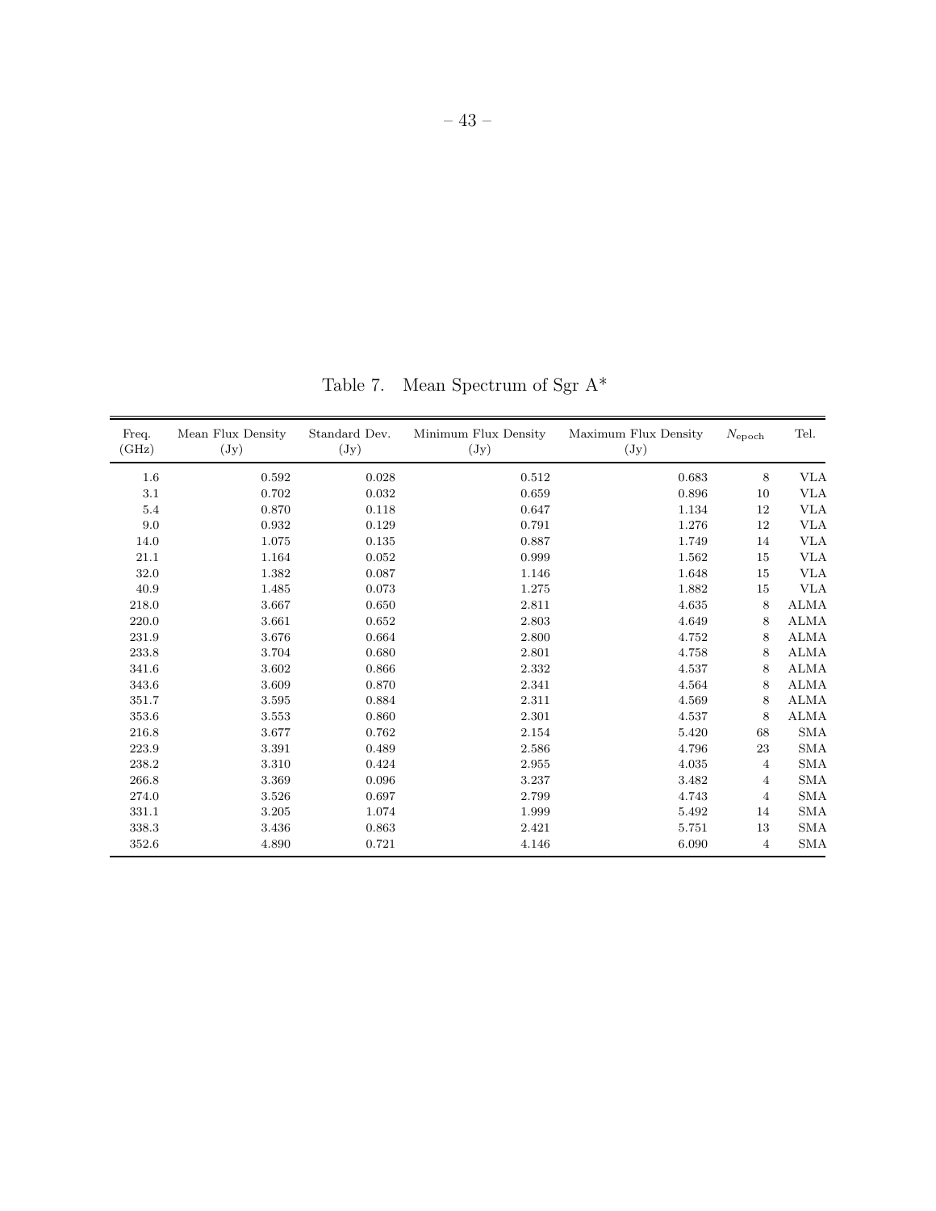Table 7. Mean Spectrum of Sgr A*

| Freq. (GHz) | Mean Flux Density (Jy) | Standard Dev. (Jy) | Minimum Flux Density (Jy) | Maximum Flux Density (Jy) | $N_{\mathrm{epoch}}$ | Tel. |
|---|---|---|---|---|---|---|
| 1.6 | 0.592 | 0.028 | 0.512 | 0.683 | 8 | VLA |
| 3.1 | 0.702 | 0.032 | 0.659 | 0.896 | 10 | VLA |
| 5.4 | 0.870 | 0.118 | 0.647 | 1.134 | 12 | VLA |
| 9.0 | 0.932 | 0.129 | 0.791 | 1.276 | 12 | VLA |
| 14.0 | 1.075 | 0.135 | 0.887 | 1.749 | 14 | VLA |
| 21.1 | 1.164 | 0.052 | 0.999 | 1.562 | 15 | VLA |
| 32.0 | 1.382 | 0.087 | 1.146 | 1.648 | 15 | VLA |
| 40.9 | 1.485 | 0.073 | 1.275 | 1.882 | 15 | VLA |
| 218.0 | 3.667 | 0.650 | 2.811 | 4.635 | 8 | ALMA |
| 220.0 | 3.661 | 0.652 | 2.803 | 4.649 | 8 | ALMA |
| 231.9 | 3.676 | 0.664 | 2.800 | 4.752 | 8 | ALMA |
| 233.8 | 3.704 | 0.680 | 2.801 | 4.758 | 8 | ALMA |
| 341.6 | 3.602 | 0.866 | 2.332 | 4.537 | 8 | ALMA |
| 343.6 | 3.609 | 0.870 | 2.341 | 4.564 | 8 | ALMA |
| 351.7 | 3.595 | 0.884 | 2.311 | 4.569 | 8 | ALMA |
| 353.6 | 3.553 | 0.860 | 2.301 | 4.537 | 8 | ALMA |
| 216.8 | 3.677 | 0.762 | 2.154 | 5.420 | 68 | SMA |
| 223.9 | 3.391 | 0.489 | 2.586 | 4.796 | 23 | SMA |
| 238.2 | 3.310 | 0.424 | 2.955 | 4.035 | 4 | SMA |
| 266.8 | 3.369 | 0.096 | 3.237 | 3.482 | 4 | SMA |
| 274.0 | 3.526 | 0.697 | 2.799 | 4.743 | 4 | SMA |
| 331.1 | 3.205 | 1.074 | 1.999 | 5.492 | 14 | SMA |
| 338.3 | 3.436 | 0.863 | 2.421 | 5.751 | 13 | SMA |
| 352.6 | 4.890 | 0.721 | 4.146 | 6.090 | 4 | SMA |